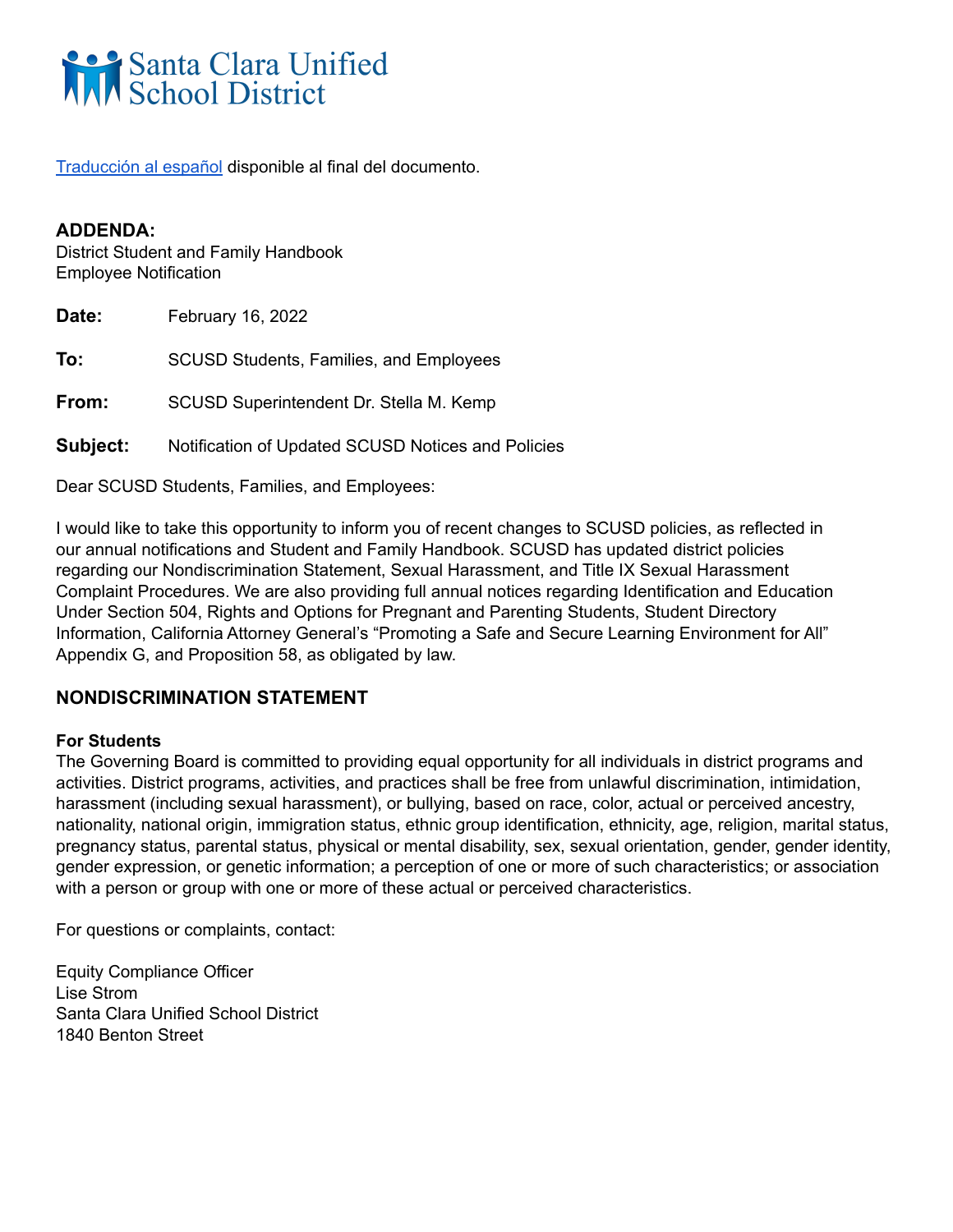Santa Clara Unified School District

[Traducción al español](#) disponible al final del documento.

**ADDENDA:**
District Student and Family Handbook
Employee Notification

**Date:** February 16, 2022

**To:** SCUSD Students, Families, and Employees

**From:** SCUSD Superintendent Dr. Stella M. Kemp

**Subject:** Notification of Updated SCUSD Notices and Policies

Dear SCUSD Students, Families, and Employees:

I would like to take this opportunity to inform you of recent changes to SCUSD policies, as reflected in our annual notifications and Student and Family Handbook. SCUSD has updated district policies regarding our Nondiscrimination Statement, Sexual Harassment, and Title IX Sexual Harassment Complaint Procedures. We are also providing full annual notices regarding Identification and Education Under Section 504, Rights and Options for Pregnant and Parenting Students, Student Directory Information, California Attorney General's "Promoting a Safe and Secure Learning Environment for All" Appendix G, and Proposition 58, as obligated by law.

## NONDISCRIMINATION STATEMENT

**For Students**

The Governing Board is committed to providing equal opportunity for all individuals in district programs and activities. District programs, activities, and practices shall be free from unlawful discrimination, intimidation, harassment (including sexual harassment), or bullying, based on race, color, actual or perceived ancestry, nationality, national origin, immigration status, ethnic group identification, ethnicity, age, religion, marital status, pregnancy status, parental status, physical or mental disability, sex, sexual orientation, gender, gender identity, gender expression, or genetic information; a perception of one or more of such characteristics; or association with a person or group with one or more of these actual or perceived characteristics.

For questions or complaints, contact:

Equity Compliance Officer
Lise Strom
Santa Clara Unified School District
1840 Benton Street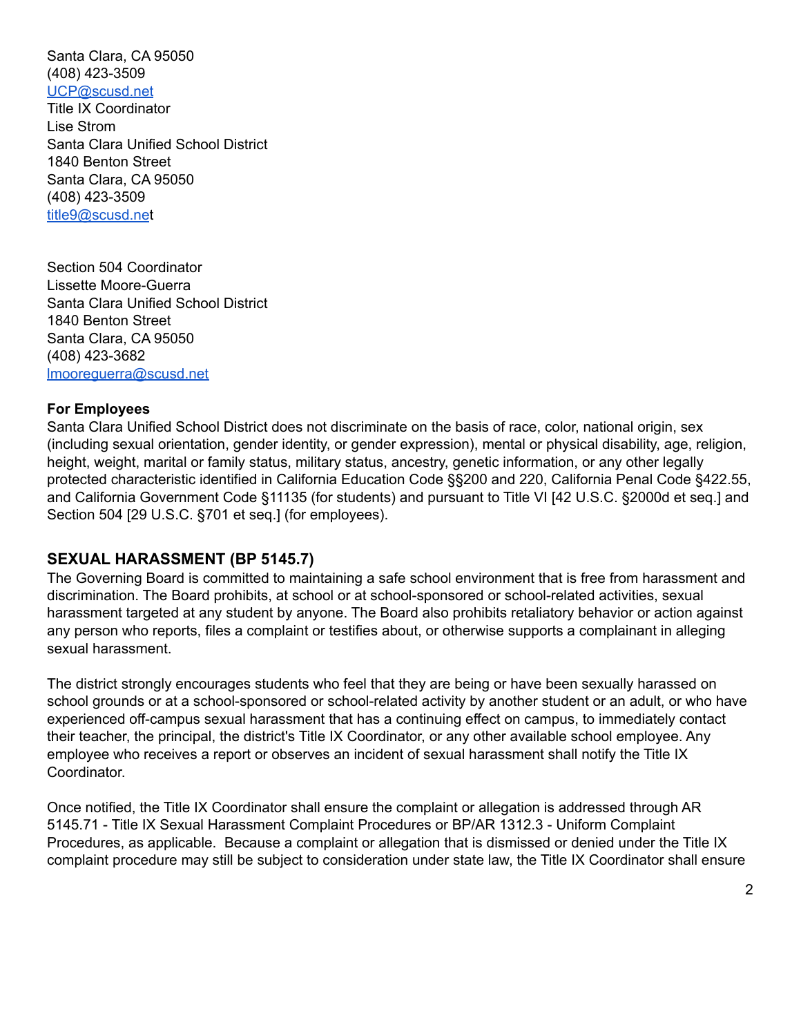Santa Clara, CA 95050
(408) 423-3509
[UCP@scusd.net](mailto:UCP@scusd.net)
Title IX Coordinator
Lise Strom
Santa Clara Unified School District
1840 Benton Street
Santa Clara, CA 95050
(408) 423-3509
[title9@scusd.net](mailto:title9@scusd.net)

Section 504 Coordinator
Lissette Moore-Guerra
Santa Clara Unified School District
1840 Benton Street
Santa Clara, CA 95050
(408) 423-3682
[lmooreguerra@scusd.net](mailto:lmooreguerra@scusd.net)

**For Employees**
Santa Clara Unified School District does not discriminate on the basis of race, color, national origin, sex (including sexual orientation, gender identity, or gender expression), mental or physical disability, age, religion, height, weight, marital or family status, military status, ancestry, genetic information, or any other legally protected characteristic identified in California Education Code §§200 and 220, California Penal Code §422.55, and California Government Code §11135 (for students) and pursuant to Title VI [42 U.S.C. §2000d et seq.] and Section 504 [29 U.S.C. §701 et seq.] (for employees).

## SEXUAL HARASSMENT (BP 5145.7)

The Governing Board is committed to maintaining a safe school environment that is free from harassment and discrimination. The Board prohibits, at school or at school-sponsored or school-related activities, sexual harassment targeted at any student by anyone. The Board also prohibits retaliatory behavior or action against any person who reports, files a complaint or testifies about, or otherwise supports a complainant in alleging sexual harassment.

The district strongly encourages students who feel that they are being or have been sexually harassed on school grounds or at a school-sponsored or school-related activity by another student or an adult, or who have experienced off-campus sexual harassment that has a continuing effect on campus, to immediately contact their teacher, the principal, the district's Title IX Coordinator, or any other available school employee. Any employee who receives a report or observes an incident of sexual harassment shall notify the Title IX Coordinator.

Once notified, the Title IX Coordinator shall ensure the complaint or allegation is addressed through AR 5145.71 - Title IX Sexual Harassment Complaint Procedures or BP/AR 1312.3 - Uniform Complaint Procedures, as applicable. Because a complaint or allegation that is dismissed or denied under the Title IX complaint procedure may still be subject to consideration under state law, the Title IX Coordinator shall ensure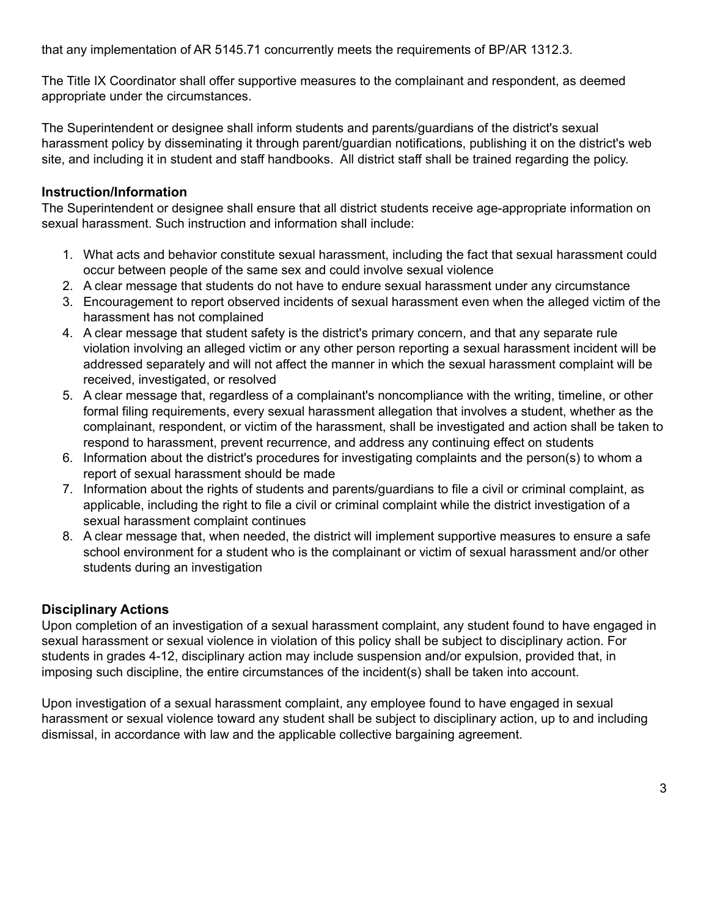that any implementation of AR 5145.71 concurrently meets the requirements of BP/AR 1312.3.

The Title IX Coordinator shall offer supportive measures to the complainant and respondent, as deemed appropriate under the circumstances.

The Superintendent or designee shall inform students and parents/guardians of the district's sexual harassment policy by disseminating it through parent/guardian notifications, publishing it on the district's web site, and including it in student and staff handbooks. All district staff shall be trained regarding the policy.

**Instruction/Information**

The Superintendent or designee shall ensure that all district students receive age-appropriate information on sexual harassment. Such instruction and information shall include:

1. What acts and behavior constitute sexual harassment, including the fact that sexual harassment could occur between people of the same sex and could involve sexual violence
2. A clear message that students do not have to endure sexual harassment under any circumstance
3. Encouragement to report observed incidents of sexual harassment even when the alleged victim of the harassment has not complained
4. A clear message that student safety is the district's primary concern, and that any separate rule violation involving an alleged victim or any other person reporting a sexual harassment incident will be addressed separately and will not affect the manner in which the sexual harassment complaint will be received, investigated, or resolved
5. A clear message that, regardless of a complainant's noncompliance with the writing, timeline, or other formal filing requirements, every sexual harassment allegation that involves a student, whether as the complainant, respondent, or victim of the harassment, shall be investigated and action shall be taken to respond to harassment, prevent recurrence, and address any continuing effect on students
6. Information about the district's procedures for investigating complaints and the person(s) to whom a report of sexual harassment should be made
7. Information about the rights of students and parents/guardians to file a civil or criminal complaint, as applicable, including the right to file a civil or criminal complaint while the district investigation of a sexual harassment complaint continues
8. A clear message that, when needed, the district will implement supportive measures to ensure a safe school environment for a student who is the complainant or victim of sexual harassment and/or other students during an investigation

**Disciplinary Actions**

Upon completion of an investigation of a sexual harassment complaint, any student found to have engaged in sexual harassment or sexual violence in violation of this policy shall be subject to disciplinary action. For students in grades 4-12, disciplinary action may include suspension and/or expulsion, provided that, in imposing such discipline, the entire circumstances of the incident(s) shall be taken into account.

Upon investigation of a sexual harassment complaint, any employee found to have engaged in sexual harassment or sexual violence toward any student shall be subject to disciplinary action, up to and including dismissal, in accordance with law and the applicable collective bargaining agreement.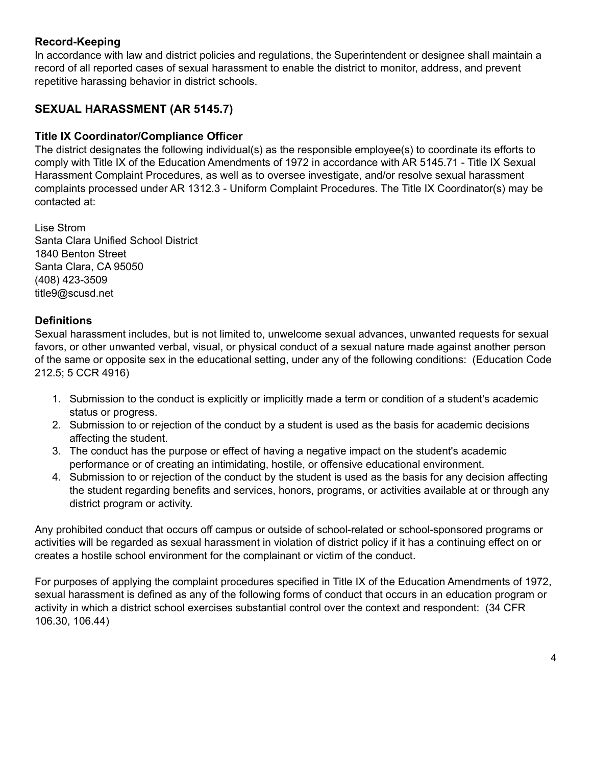### Record-Keeping

In accordance with law and district policies and regulations, the Superintendent or designee shall maintain a record of all reported cases of sexual harassment to enable the district to monitor, address, and prevent repetitive harassing behavior in district schools.

## SEXUAL HARASSMENT (AR 5145.7)

### Title IX Coordinator/Compliance Officer

The district designates the following individual(s) as the responsible employee(s) to coordinate its efforts to comply with Title IX of the Education Amendments of 1972 in accordance with AR 5145.71 - Title IX Sexual Harassment Complaint Procedures, as well as to oversee investigate, and/or resolve sexual harassment complaints processed under AR 1312.3 - Uniform Complaint Procedures. The Title IX Coordinator(s) may be contacted at:

Lise Strom
Santa Clara Unified School District
1840 Benton Street
Santa Clara, CA 95050
(408) 423-3509
title9@scusd.net

### Definitions

Sexual harassment includes, but is not limited to, unwelcome sexual advances, unwanted requests for sexual favors, or other unwanted verbal, visual, or physical conduct of a sexual nature made against another person of the same or opposite sex in the educational setting, under any of the following conditions: (Education Code 212.5; 5 CCR 4916)

1. Submission to the conduct is explicitly or implicitly made a term or condition of a student's academic status or progress.
2. Submission to or rejection of the conduct by a student is used as the basis for academic decisions affecting the student.
3. The conduct has the purpose or effect of having a negative impact on the student's academic performance or of creating an intimidating, hostile, or offensive educational environment.
4. Submission to or rejection of the conduct by the student is used as the basis for any decision affecting the student regarding benefits and services, honors, programs, or activities available at or through any district program or activity.

Any prohibited conduct that occurs off campus or outside of school-related or school-sponsored programs or activities will be regarded as sexual harassment in violation of district policy if it has a continuing effect on or creates a hostile school environment for the complainant or victim of the conduct.

For purposes of applying the complaint procedures specified in Title IX of the Education Amendments of 1972, sexual harassment is defined as any of the following forms of conduct that occurs in an education program or activity in which a district school exercises substantial control over the context and respondent: (34 CFR 106.30, 106.44)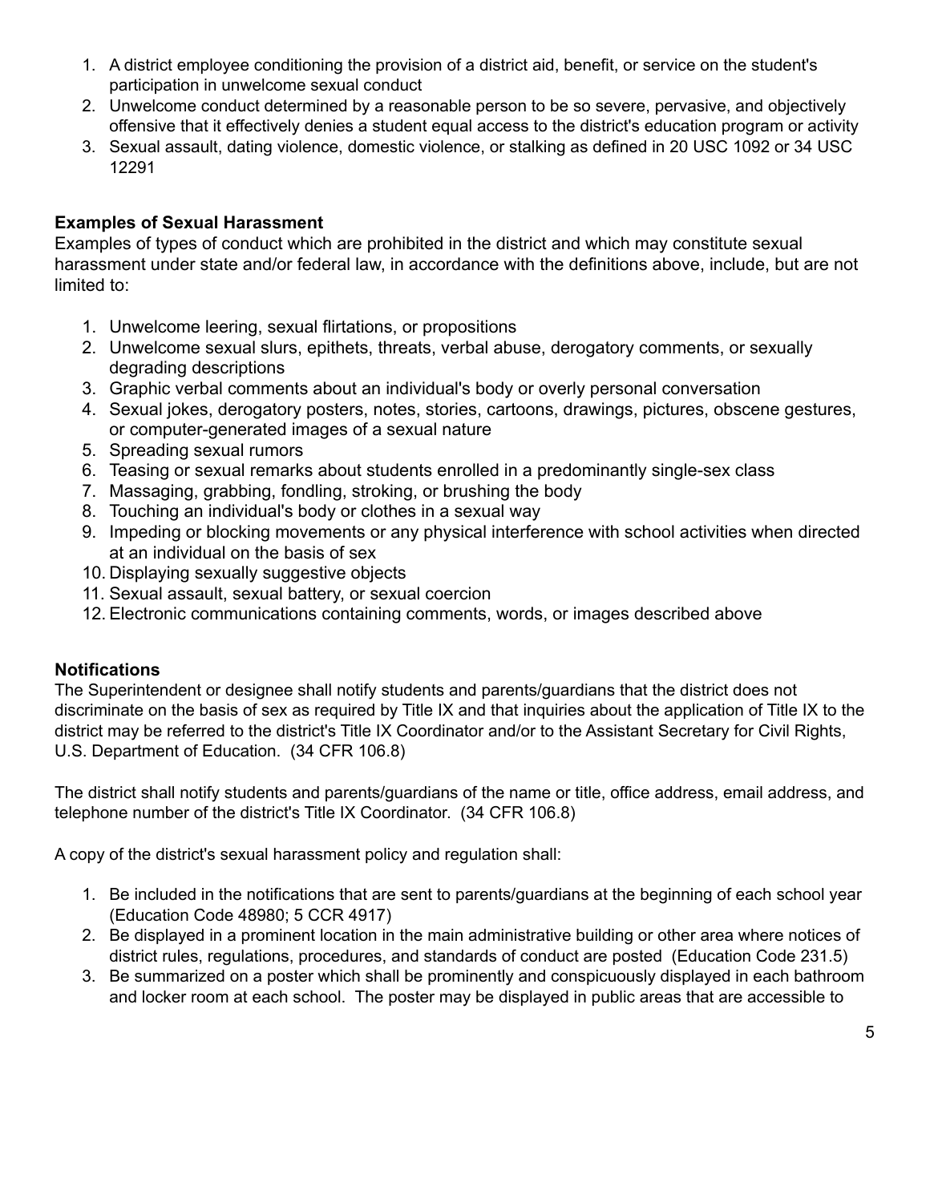1. A district employee conditioning the provision of a district aid, benefit, or service on the student's participation in unwelcome sexual conduct
2. Unwelcome conduct determined by a reasonable person to be so severe, pervasive, and objectively offensive that it effectively denies a student equal access to the district's education program or activity
3. Sexual assault, dating violence, domestic violence, or stalking as defined in 20 USC 1092 or 34 USC 12291

**Examples of Sexual Harassment**
Examples of types of conduct which are prohibited in the district and which may constitute sexual harassment under state and/or federal law, in accordance with the definitions above, include, but are not limited to:

1. Unwelcome leering, sexual flirtations, or propositions
2. Unwelcome sexual slurs, epithets, threats, verbal abuse, derogatory comments, or sexually degrading descriptions
3. Graphic verbal comments about an individual's body or overly personal conversation
4. Sexual jokes, derogatory posters, notes, stories, cartoons, drawings, pictures, obscene gestures, or computer-generated images of a sexual nature
5. Spreading sexual rumors
6. Teasing or sexual remarks about students enrolled in a predominantly single-sex class
7. Massaging, grabbing, fondling, stroking, or brushing the body
8. Touching an individual's body or clothes in a sexual way
9. Impeding or blocking movements or any physical interference with school activities when directed at an individual on the basis of sex
10. Displaying sexually suggestive objects
11. Sexual assault, sexual battery, or sexual coercion
12. Electronic communications containing comments, words, or images described above

**Notifications**
The Superintendent or designee shall notify students and parents/guardians that the district does not discriminate on the basis of sex as required by Title IX and that inquiries about the application of Title IX to the district may be referred to the district's Title IX Coordinator and/or to the Assistant Secretary for Civil Rights, U.S. Department of Education. (34 CFR 106.8)

The district shall notify students and parents/guardians of the name or title, office address, email address, and telephone number of the district's Title IX Coordinator. (34 CFR 106.8)

A copy of the district's sexual harassment policy and regulation shall:

1. Be included in the notifications that are sent to parents/guardians at the beginning of each school year (Education Code 48980; 5 CCR 4917)
2. Be displayed in a prominent location in the main administrative building or other area where notices of district rules, regulations, procedures, and standards of conduct are posted (Education Code 231.5)
3. Be summarized on a poster which shall be prominently and conspicuously displayed in each bathroom and locker room at each school. The poster may be displayed in public areas that are accessible to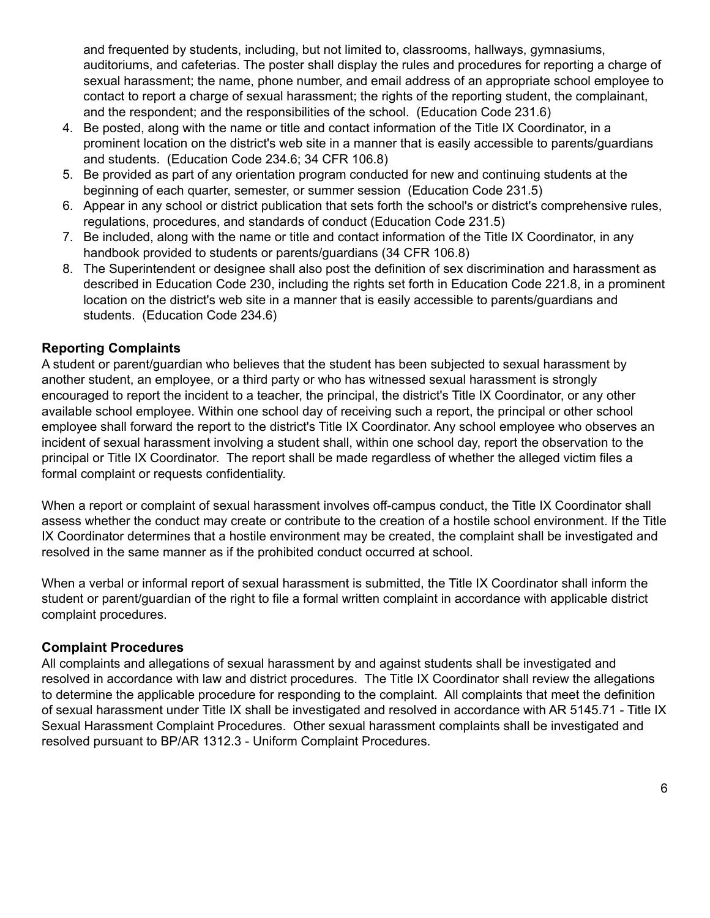and frequented by students, including, but not limited to, classrooms, hallways, gymnasiums, auditoriums, and cafeterias. The poster shall display the rules and procedures for reporting a charge of sexual harassment; the name, phone number, and email address of an appropriate school employee to contact to report a charge of sexual harassment; the rights of the reporting student, the complainant, and the respondent; and the responsibilities of the school. (Education Code 231.6)

4. Be posted, along with the name or title and contact information of the Title IX Coordinator, in a prominent location on the district's web site in a manner that is easily accessible to parents/guardians and students. (Education Code 234.6; 34 CFR 106.8)
5. Be provided as part of any orientation program conducted for new and continuing students at the beginning of each quarter, semester, or summer session (Education Code 231.5)
6. Appear in any school or district publication that sets forth the school's or district's comprehensive rules, regulations, procedures, and standards of conduct (Education Code 231.5)
7. Be included, along with the name or title and contact information of the Title IX Coordinator, in any handbook provided to students or parents/guardians (34 CFR 106.8)
8. The Superintendent or designee shall also post the definition of sex discrimination and harassment as described in Education Code 230, including the rights set forth in Education Code 221.8, in a prominent location on the district's web site in a manner that is easily accessible to parents/guardians and students. (Education Code 234.6)

### Reporting Complaints

A student or parent/guardian who believes that the student has been subjected to sexual harassment by another student, an employee, or a third party or who has witnessed sexual harassment is strongly encouraged to report the incident to a teacher, the principal, the district's Title IX Coordinator, or any other available school employee. Within one school day of receiving such a report, the principal or other school employee shall forward the report to the district's Title IX Coordinator. Any school employee who observes an incident of sexual harassment involving a student shall, within one school day, report the observation to the principal or Title IX Coordinator. The report shall be made regardless of whether the alleged victim files a formal complaint or requests confidentiality.

When a report or complaint of sexual harassment involves off-campus conduct, the Title IX Coordinator shall assess whether the conduct may create or contribute to the creation of a hostile school environment. If the Title IX Coordinator determines that a hostile environment may be created, the complaint shall be investigated and resolved in the same manner as if the prohibited conduct occurred at school.

When a verbal or informal report of sexual harassment is submitted, the Title IX Coordinator shall inform the student or parent/guardian of the right to file a formal written complaint in accordance with applicable district complaint procedures.

### Complaint Procedures

All complaints and allegations of sexual harassment by and against students shall be investigated and resolved in accordance with law and district procedures. The Title IX Coordinator shall review the allegations to determine the applicable procedure for responding to the complaint. All complaints that meet the definition of sexual harassment under Title IX shall be investigated and resolved in accordance with AR 5145.71 - Title IX Sexual Harassment Complaint Procedures. Other sexual harassment complaints shall be investigated and resolved pursuant to BP/AR 1312.3 - Uniform Complaint Procedures.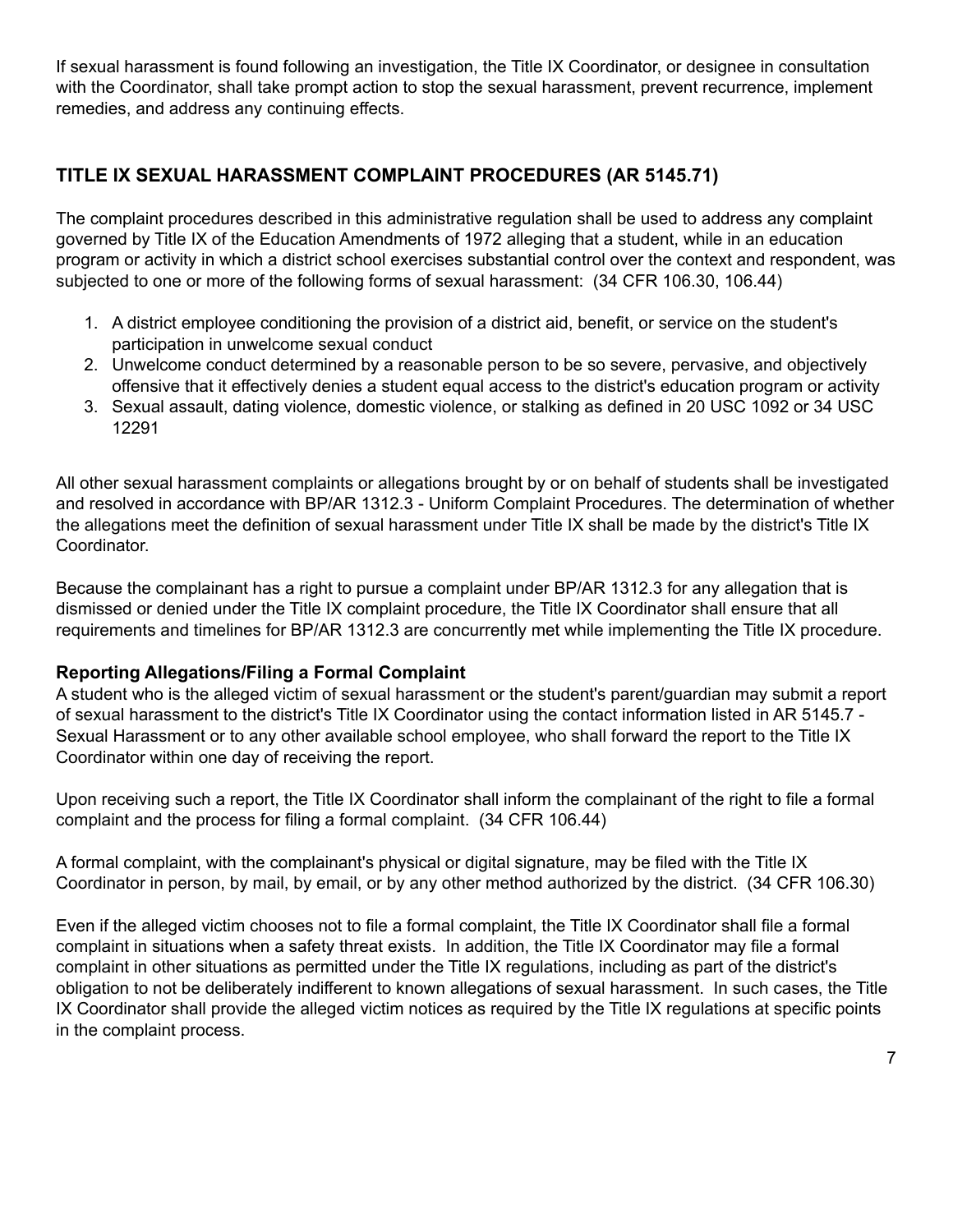If sexual harassment is found following an investigation, the Title IX Coordinator, or designee in consultation with the Coordinator, shall take prompt action to stop the sexual harassment, prevent recurrence, implement remedies, and address any continuing effects.

## TITLE IX SEXUAL HARASSMENT COMPLAINT PROCEDURES (AR 5145.71)

The complaint procedures described in this administrative regulation shall be used to address any complaint governed by Title IX of the Education Amendments of 1972 alleging that a student, while in an education program or activity in which a district school exercises substantial control over the context and respondent, was subjected to one or more of the following forms of sexual harassment: (34 CFR 106.30, 106.44)

1. A district employee conditioning the provision of a district aid, benefit, or service on the student's participation in unwelcome sexual conduct
2. Unwelcome conduct determined by a reasonable person to be so severe, pervasive, and objectively offensive that it effectively denies a student equal access to the district's education program or activity
3. Sexual assault, dating violence, domestic violence, or stalking as defined in 20 USC 1092 or 34 USC 12291

All other sexual harassment complaints or allegations brought by or on behalf of students shall be investigated and resolved in accordance with BP/AR 1312.3 - Uniform Complaint Procedures. The determination of whether the allegations meet the definition of sexual harassment under Title IX shall be made by the district's Title IX Coordinator.

Because the complainant has a right to pursue a complaint under BP/AR 1312.3 for any allegation that is dismissed or denied under the Title IX complaint procedure, the Title IX Coordinator shall ensure that all requirements and timelines for BP/AR 1312.3 are concurrently met while implementing the Title IX procedure.

### Reporting Allegations/Filing a Formal Complaint

A student who is the alleged victim of sexual harassment or the student's parent/guardian may submit a report of sexual harassment to the district's Title IX Coordinator using the contact information listed in AR 5145.7 - Sexual Harassment or to any other available school employee, who shall forward the report to the Title IX Coordinator within one day of receiving the report.

Upon receiving such a report, the Title IX Coordinator shall inform the complainant of the right to file a formal complaint and the process for filing a formal complaint. (34 CFR 106.44)

A formal complaint, with the complainant's physical or digital signature, may be filed with the Title IX Coordinator in person, by mail, by email, or by any other method authorized by the district. (34 CFR 106.30)

Even if the alleged victim chooses not to file a formal complaint, the Title IX Coordinator shall file a formal complaint in situations when a safety threat exists. In addition, the Title IX Coordinator may file a formal complaint in other situations as permitted under the Title IX regulations, including as part of the district's obligation to not be deliberately indifferent to known allegations of sexual harassment. In such cases, the Title IX Coordinator shall provide the alleged victim notices as required by the Title IX regulations at specific points in the complaint process.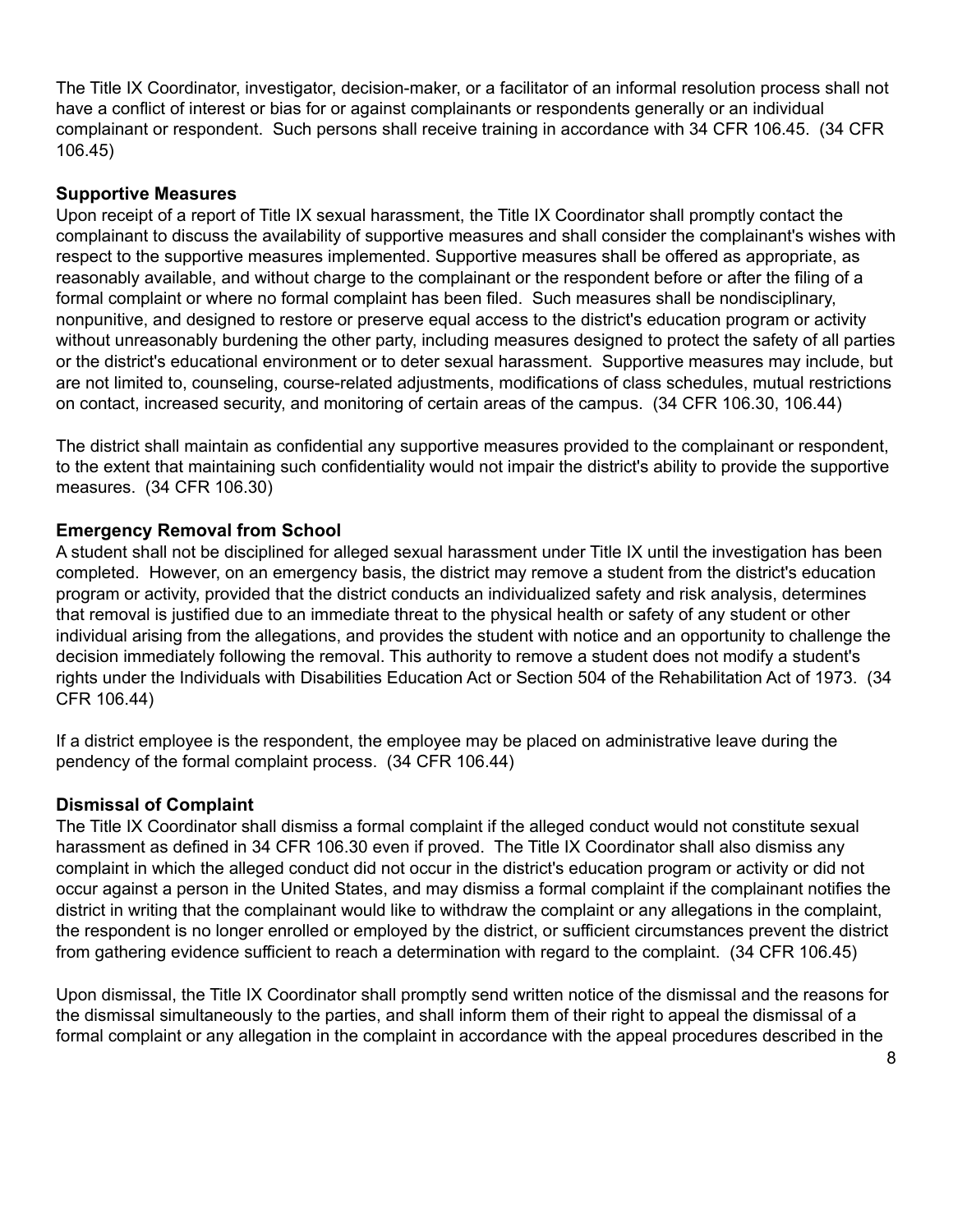The Title IX Coordinator, investigator, decision-maker, or a facilitator of an informal resolution process shall not have a conflict of interest or bias for or against complainants or respondents generally or an individual complainant or respondent. Such persons shall receive training in accordance with 34 CFR 106.45. (34 CFR 106.45)

**Supportive Measures**

Upon receipt of a report of Title IX sexual harassment, the Title IX Coordinator shall promptly contact the complainant to discuss the availability of supportive measures and shall consider the complainant's wishes with respect to the supportive measures implemented. Supportive measures shall be offered as appropriate, as reasonably available, and without charge to the complainant or the respondent before or after the filing of a formal complaint or where no formal complaint has been filed. Such measures shall be nondisciplinary, nonpunitive, and designed to restore or preserve equal access to the district's education program or activity without unreasonably burdening the other party, including measures designed to protect the safety of all parties or the district's educational environment or to deter sexual harassment. Supportive measures may include, but are not limited to, counseling, course-related adjustments, modifications of class schedules, mutual restrictions on contact, increased security, and monitoring of certain areas of the campus. (34 CFR 106.30, 106.44)

The district shall maintain as confidential any supportive measures provided to the complainant or respondent, to the extent that maintaining such confidentiality would not impair the district's ability to provide the supportive measures. (34 CFR 106.30)

**Emergency Removal from School**

A student shall not be disciplined for alleged sexual harassment under Title IX until the investigation has been completed. However, on an emergency basis, the district may remove a student from the district's education program or activity, provided that the district conducts an individualized safety and risk analysis, determines that removal is justified due to an immediate threat to the physical health or safety of any student or other individual arising from the allegations, and provides the student with notice and an opportunity to challenge the decision immediately following the removal. This authority to remove a student does not modify a student's rights under the Individuals with Disabilities Education Act or Section 504 of the Rehabilitation Act of 1973. (34 CFR 106.44)

If a district employee is the respondent, the employee may be placed on administrative leave during the pendency of the formal complaint process. (34 CFR 106.44)

**Dismissal of Complaint**

The Title IX Coordinator shall dismiss a formal complaint if the alleged conduct would not constitute sexual harassment as defined in 34 CFR 106.30 even if proved. The Title IX Coordinator shall also dismiss any complaint in which the alleged conduct did not occur in the district's education program or activity or did not occur against a person in the United States, and may dismiss a formal complaint if the complainant notifies the district in writing that the complainant would like to withdraw the complaint or any allegations in the complaint, the respondent is no longer enrolled or employed by the district, or sufficient circumstances prevent the district from gathering evidence sufficient to reach a determination with regard to the complaint. (34 CFR 106.45)

Upon dismissal, the Title IX Coordinator shall promptly send written notice of the dismissal and the reasons for the dismissal simultaneously to the parties, and shall inform them of their right to appeal the dismissal of a formal complaint or any allegation in the complaint in accordance with the appeal procedures described in the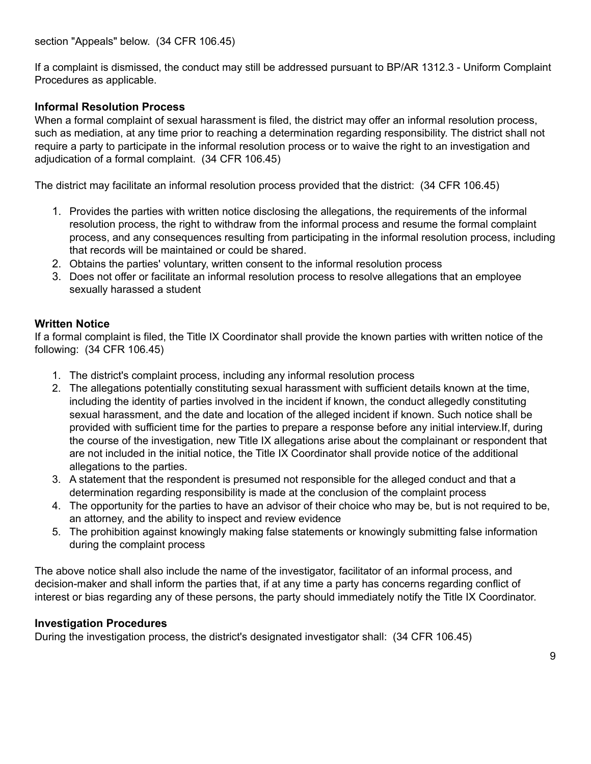section "Appeals" below. (34 CFR 106.45)

If a complaint is dismissed, the conduct may still be addressed pursuant to BP/AR 1312.3 - Uniform Complaint Procedures as applicable.

### Informal Resolution Process

When a formal complaint of sexual harassment is filed, the district may offer an informal resolution process, such as mediation, at any time prior to reaching a determination regarding responsibility. The district shall not require a party to participate in the informal resolution process or to waive the right to an investigation and adjudication of a formal complaint. (34 CFR 106.45)

The district may facilitate an informal resolution process provided that the district: (34 CFR 106.45)

1. Provides the parties with written notice disclosing the allegations, the requirements of the informal resolution process, the right to withdraw from the informal process and resume the formal complaint process, and any consequences resulting from participating in the informal resolution process, including that records will be maintained or could be shared.
2. Obtains the parties' voluntary, written consent to the informal resolution process
3. Does not offer or facilitate an informal resolution process to resolve allegations that an employee sexually harassed a student

### Written Notice

If a formal complaint is filed, the Title IX Coordinator shall provide the known parties with written notice of the following: (34 CFR 106.45)

1. The district's complaint process, including any informal resolution process
2. The allegations potentially constituting sexual harassment with sufficient details known at the time, including the identity of parties involved in the incident if known, the conduct allegedly constituting sexual harassment, and the date and location of the alleged incident if known. Such notice shall be provided with sufficient time for the parties to prepare a response before any initial interview.If, during the course of the investigation, new Title IX allegations arise about the complainant or respondent that are not included in the initial notice, the Title IX Coordinator shall provide notice of the additional allegations to the parties.
3. A statement that the respondent is presumed not responsible for the alleged conduct and that a determination regarding responsibility is made at the conclusion of the complaint process
4. The opportunity for the parties to have an advisor of their choice who may be, but is not required to be, an attorney, and the ability to inspect and review evidence
5. The prohibition against knowingly making false statements or knowingly submitting false information during the complaint process

The above notice shall also include the name of the investigator, facilitator of an informal process, and decision-maker and shall inform the parties that, if at any time a party has concerns regarding conflict of interest or bias regarding any of these persons, the party should immediately notify the Title IX Coordinator.

### Investigation Procedures

During the investigation process, the district's designated investigator shall: (34 CFR 106.45)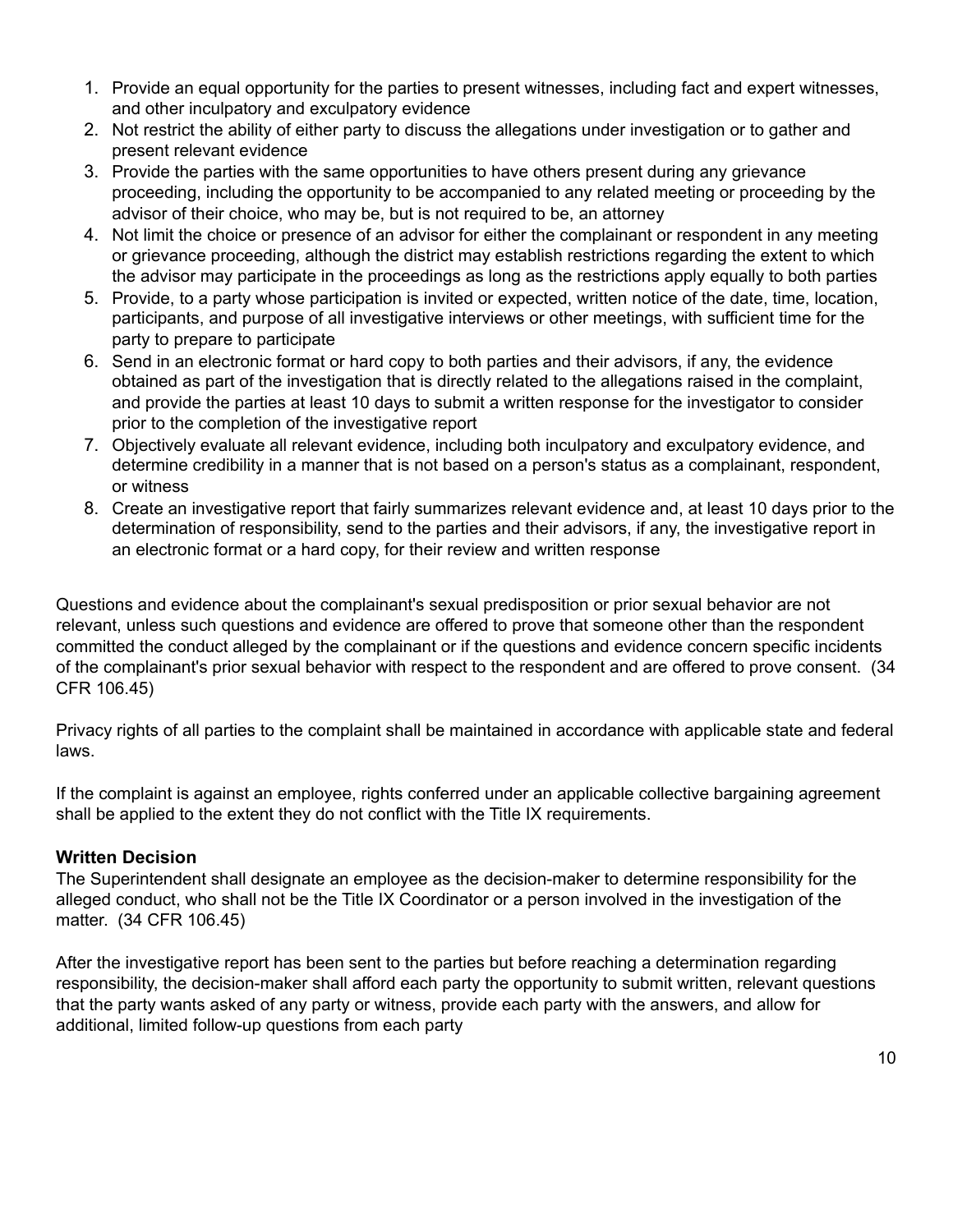1. Provide an equal opportunity for the parties to present witnesses, including fact and expert witnesses, and other inculpatory and exculpatory evidence
2. Not restrict the ability of either party to discuss the allegations under investigation or to gather and present relevant evidence
3. Provide the parties with the same opportunities to have others present during any grievance proceeding, including the opportunity to be accompanied to any related meeting or proceeding by the advisor of their choice, who may be, but is not required to be, an attorney
4. Not limit the choice or presence of an advisor for either the complainant or respondent in any meeting or grievance proceeding, although the district may establish restrictions regarding the extent to which the advisor may participate in the proceedings as long as the restrictions apply equally to both parties
5. Provide, to a party whose participation is invited or expected, written notice of the date, time, location, participants, and purpose of all investigative interviews or other meetings, with sufficient time for the party to prepare to participate
6. Send in an electronic format or hard copy to both parties and their advisors, if any, the evidence obtained as part of the investigation that is directly related to the allegations raised in the complaint, and provide the parties at least 10 days to submit a written response for the investigator to consider prior to the completion of the investigative report
7. Objectively evaluate all relevant evidence, including both inculpatory and exculpatory evidence, and determine credibility in a manner that is not based on a person's status as a complainant, respondent, or witness
8. Create an investigative report that fairly summarizes relevant evidence and, at least 10 days prior to the determination of responsibility, send to the parties and their advisors, if any, the investigative report in an electronic format or a hard copy, for their review and written response

Questions and evidence about the complainant's sexual predisposition or prior sexual behavior are not relevant, unless such questions and evidence are offered to prove that someone other than the respondent committed the conduct alleged by the complainant or if the questions and evidence concern specific incidents of the complainant's prior sexual behavior with respect to the respondent and are offered to prove consent. (34 CFR 106.45)

Privacy rights of all parties to the complaint shall be maintained in accordance with applicable state and federal laws.

If the complaint is against an employee, rights conferred under an applicable collective bargaining agreement shall be applied to the extent they do not conflict with the Title IX requirements.

**Written Decision**

The Superintendent shall designate an employee as the decision-maker to determine responsibility for the alleged conduct, who shall not be the Title IX Coordinator or a person involved in the investigation of the matter. (34 CFR 106.45)

After the investigative report has been sent to the parties but before reaching a determination regarding responsibility, the decision-maker shall afford each party the opportunity to submit written, relevant questions that the party wants asked of any party or witness, provide each party with the answers, and allow for additional, limited follow-up questions from each party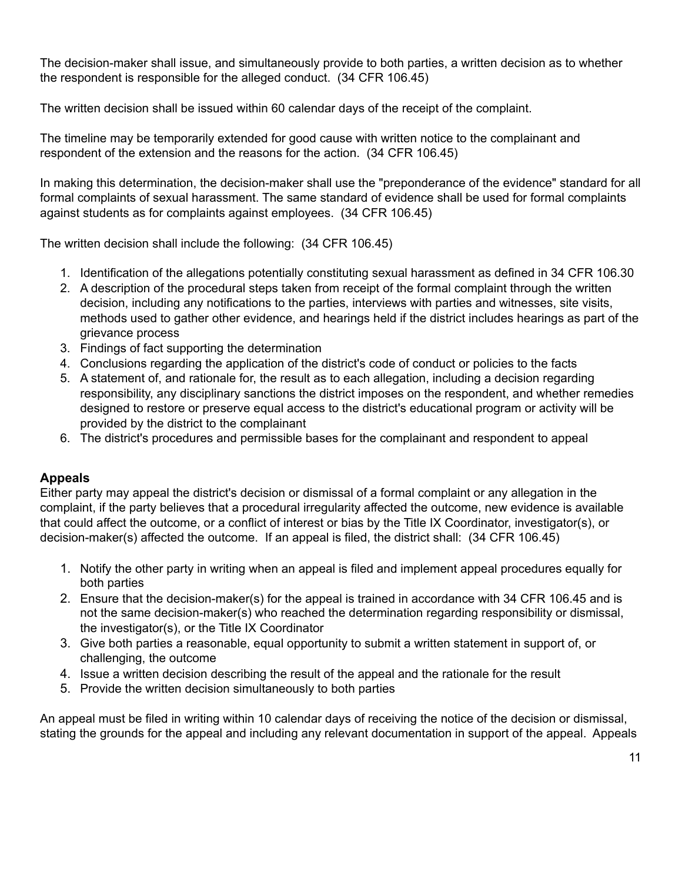The decision-maker shall issue, and simultaneously provide to both parties, a written decision as to whether the respondent is responsible for the alleged conduct. (34 CFR 106.45)

The written decision shall be issued within 60 calendar days of the receipt of the complaint.

The timeline may be temporarily extended for good cause with written notice to the complainant and respondent of the extension and the reasons for the action. (34 CFR 106.45)

In making this determination, the decision-maker shall use the "preponderance of the evidence" standard for all formal complaints of sexual harassment. The same standard of evidence shall be used for formal complaints against students as for complaints against employees. (34 CFR 106.45)

The written decision shall include the following: (34 CFR 106.45)

1. Identification of the allegations potentially constituting sexual harassment as defined in 34 CFR 106.30
2. A description of the procedural steps taken from receipt of the formal complaint through the written decision, including any notifications to the parties, interviews with parties and witnesses, site visits, methods used to gather other evidence, and hearings held if the district includes hearings as part of the grievance process
3. Findings of fact supporting the determination
4. Conclusions regarding the application of the district's code of conduct or policies to the facts
5. A statement of, and rationale for, the result as to each allegation, including a decision regarding responsibility, any disciplinary sanctions the district imposes on the respondent, and whether remedies designed to restore or preserve equal access to the district's educational program or activity will be provided by the district to the complainant
6. The district's procedures and permissible bases for the complainant and respondent to appeal

### Appeals

Either party may appeal the district's decision or dismissal of a formal complaint or any allegation in the complaint, if the party believes that a procedural irregularity affected the outcome, new evidence is available that could affect the outcome, or a conflict of interest or bias by the Title IX Coordinator, investigator(s), or decision-maker(s) affected the outcome. If an appeal is filed, the district shall: (34 CFR 106.45)

1. Notify the other party in writing when an appeal is filed and implement appeal procedures equally for both parties
2. Ensure that the decision-maker(s) for the appeal is trained in accordance with 34 CFR 106.45 and is not the same decision-maker(s) who reached the determination regarding responsibility or dismissal, the investigator(s), or the Title IX Coordinator
3. Give both parties a reasonable, equal opportunity to submit a written statement in support of, or challenging, the outcome
4. Issue a written decision describing the result of the appeal and the rationale for the result
5. Provide the written decision simultaneously to both parties

An appeal must be filed in writing within 10 calendar days of receiving the notice of the decision or dismissal, stating the grounds for the appeal and including any relevant documentation in support of the appeal. Appeals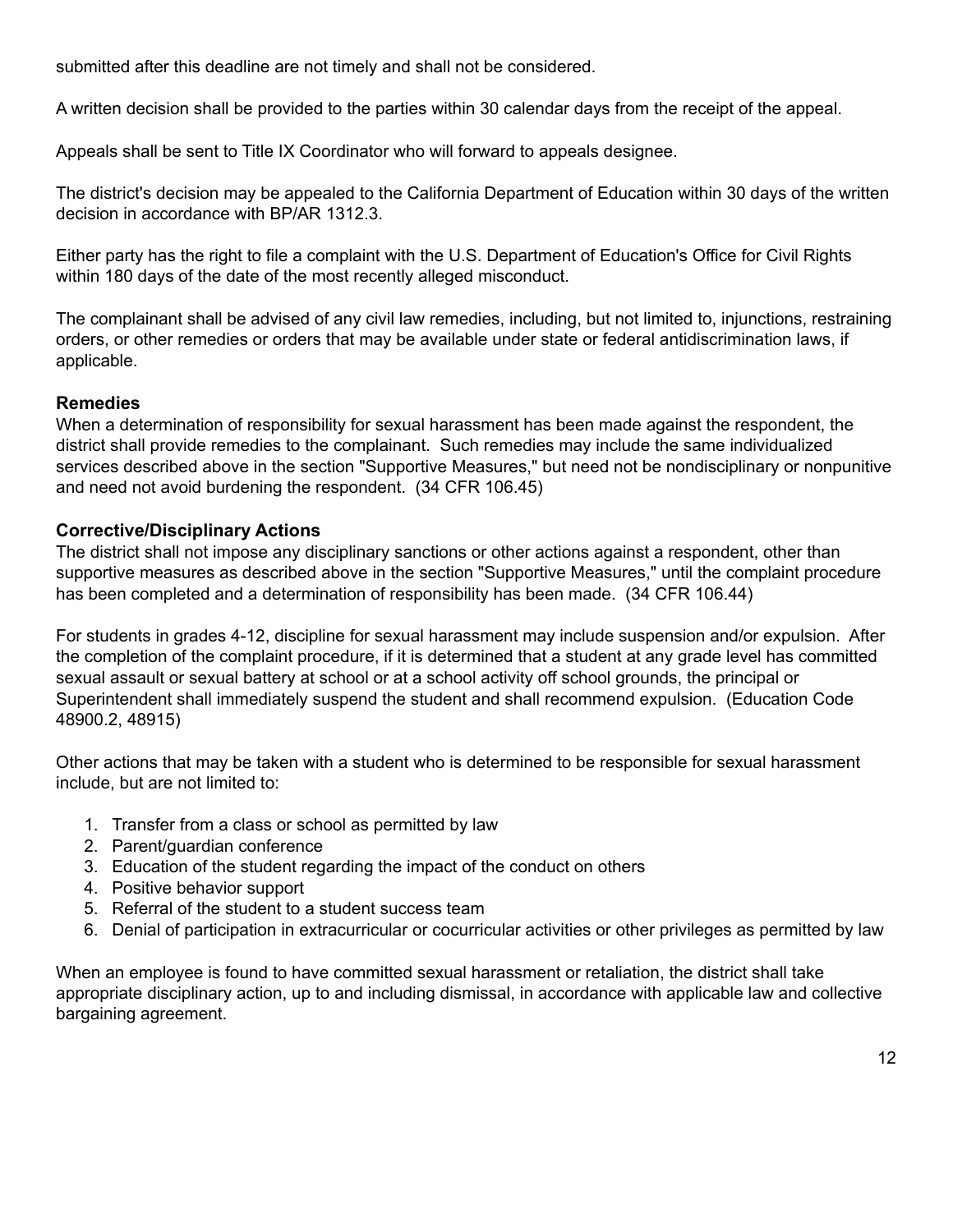submitted after this deadline are not timely and shall not be considered.

A written decision shall be provided to the parties within 30 calendar days from the receipt of the appeal.

Appeals shall be sent to Title IX Coordinator who will forward to appeals designee.

The district's decision may be appealed to the California Department of Education within 30 days of the written decision in accordance with BP/AR 1312.3.

Either party has the right to file a complaint with the U.S. Department of Education's Office for Civil Rights within 180 days of the date of the most recently alleged misconduct.

The complainant shall be advised of any civil law remedies, including, but not limited to, injunctions, restraining orders, or other remedies or orders that may be available under state or federal antidiscrimination laws, if applicable.

**Remedies**

When a determination of responsibility for sexual harassment has been made against the respondent, the district shall provide remedies to the complainant. Such remedies may include the same individualized services described above in the section "Supportive Measures," but need not be nondisciplinary or nonpunitive and need not avoid burdening the respondent. (34 CFR 106.45)

**Corrective/Disciplinary Actions**

The district shall not impose any disciplinary sanctions or other actions against a respondent, other than supportive measures as described above in the section "Supportive Measures," until the complaint procedure has been completed and a determination of responsibility has been made. (34 CFR 106.44)

For students in grades 4-12, discipline for sexual harassment may include suspension and/or expulsion. After the completion of the complaint procedure, if it is determined that a student at any grade level has committed sexual assault or sexual battery at school or at a school activity off school grounds, the principal or Superintendent shall immediately suspend the student and shall recommend expulsion. (Education Code 48900.2, 48915)

Other actions that may be taken with a student who is determined to be responsible for sexual harassment include, but are not limited to:

1. Transfer from a class or school as permitted by law
2. Parent/guardian conference
3. Education of the student regarding the impact of the conduct on others
4. Positive behavior support
5. Referral of the student to a student success team
6. Denial of participation in extracurricular or cocurricular activities or other privileges as permitted by law

When an employee is found to have committed sexual harassment or retaliation, the district shall take appropriate disciplinary action, up to and including dismissal, in accordance with applicable law and collective bargaining agreement.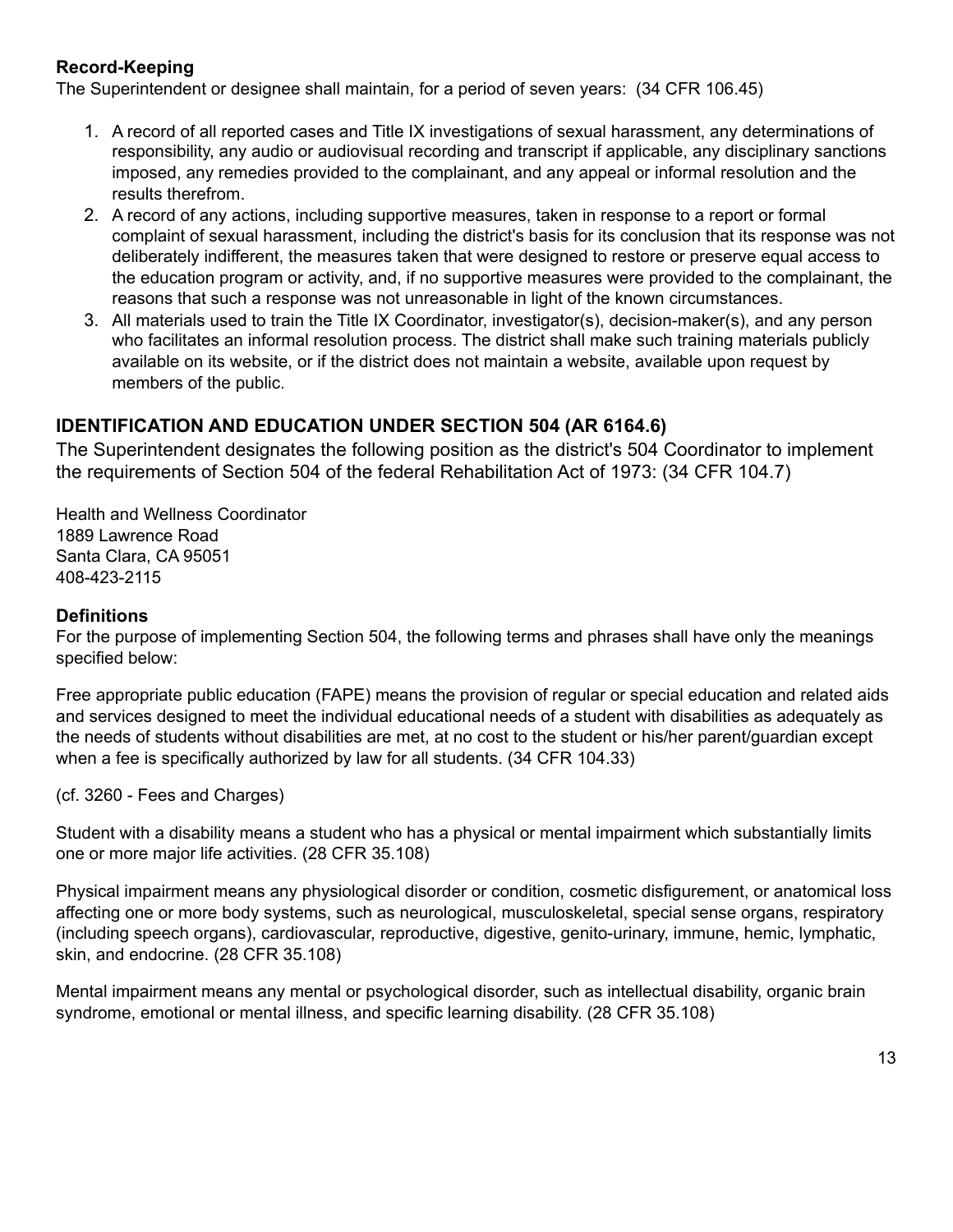**Record-Keeping**

The Superintendent or designee shall maintain, for a period of seven years: (34 CFR 106.45)

1. A record of all reported cases and Title IX investigations of sexual harassment, any determinations of responsibility, any audio or audiovisual recording and transcript if applicable, any disciplinary sanctions imposed, any remedies provided to the complainant, and any appeal or informal resolution and the results therefrom.
2. A record of any actions, including supportive measures, taken in response to a report or formal complaint of sexual harassment, including the district's basis for its conclusion that its response was not deliberately indifferent, the measures taken that were designed to restore or preserve equal access to the education program or activity, and, if no supportive measures were provided to the complainant, the reasons that such a response was not unreasonable in light of the known circumstances.
3. All materials used to train the Title IX Coordinator, investigator(s), decision-maker(s), and any person who facilitates an informal resolution process. The district shall make such training materials publicly available on its website, or if the district does not maintain a website, available upon request by members of the public.

## IDENTIFICATION AND EDUCATION UNDER SECTION 504 (AR 6164.6)

The Superintendent designates the following position as the district's 504 Coordinator to implement the requirements of Section 504 of the federal Rehabilitation Act of 1973: (34 CFR 104.7)

Health and Wellness Coordinator
1889 Lawrence Road
Santa Clara, CA 95051
408-423-2115

**Definitions**

For the purpose of implementing Section 504, the following terms and phrases shall have only the meanings specified below:

Free appropriate public education (FAPE) means the provision of regular or special education and related aids and services designed to meet the individual educational needs of a student with disabilities as adequately as the needs of students without disabilities are met, at no cost to the student or his/her parent/guardian except when a fee is specifically authorized by law for all students. (34 CFR 104.33)

(cf. 3260 - Fees and Charges)

Student with a disability means a student who has a physical or mental impairment which substantially limits one or more major life activities. (28 CFR 35.108)

Physical impairment means any physiological disorder or condition, cosmetic disfigurement, or anatomical loss affecting one or more body systems, such as neurological, musculoskeletal, special sense organs, respiratory (including speech organs), cardiovascular, reproductive, digestive, genito-urinary, immune, hemic, lymphatic, skin, and endocrine. (28 CFR 35.108)

Mental impairment means any mental or psychological disorder, such as intellectual disability, organic brain syndrome, emotional or mental illness, and specific learning disability. (28 CFR 35.108)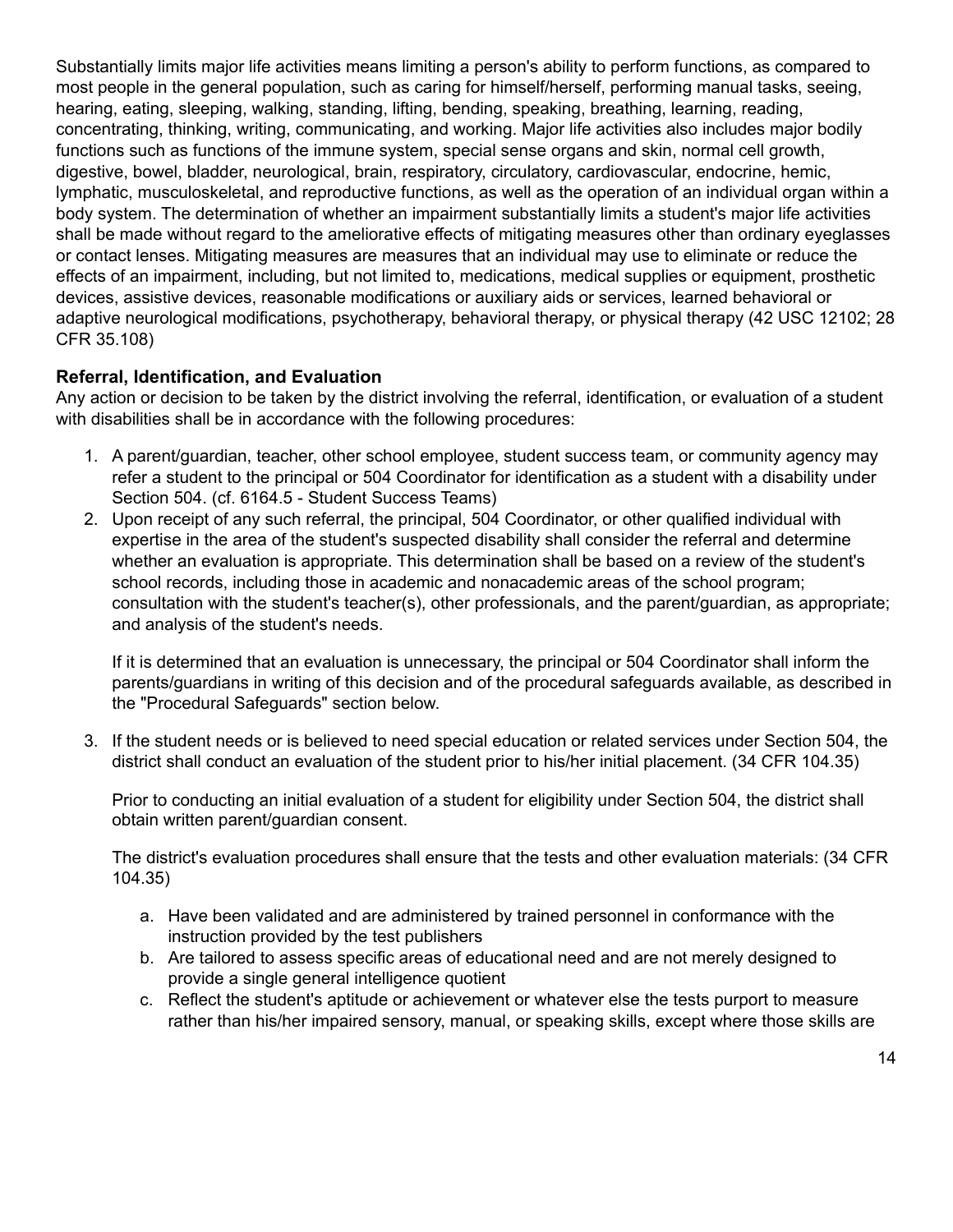Substantially limits major life activities means limiting a person's ability to perform functions, as compared to most people in the general population, such as caring for himself/herself, performing manual tasks, seeing, hearing, eating, sleeping, walking, standing, lifting, bending, speaking, breathing, learning, reading, concentrating, thinking, writing, communicating, and working. Major life activities also includes major bodily functions such as functions of the immune system, special sense organs and skin, normal cell growth, digestive, bowel, bladder, neurological, brain, respiratory, circulatory, cardiovascular, endocrine, hemic, lymphatic, musculoskeletal, and reproductive functions, as well as the operation of an individual organ within a body system. The determination of whether an impairment substantially limits a student's major life activities shall be made without regard to the ameliorative effects of mitigating measures other than ordinary eyeglasses or contact lenses. Mitigating measures are measures that an individual may use to eliminate or reduce the effects of an impairment, including, but not limited to, medications, medical supplies or equipment, prosthetic devices, assistive devices, reasonable modifications or auxiliary aids or services, learned behavioral or adaptive neurological modifications, psychotherapy, behavioral therapy, or physical therapy (42 USC 12102; 28 CFR 35.108)

**Referral, Identification, and Evaluation**

Any action or decision to be taken by the district involving the referral, identification, or evaluation of a student with disabilities shall be in accordance with the following procedures:

1. A parent/guardian, teacher, other school employee, student success team, or community agency may refer a student to the principal or 504 Coordinator for identification as a student with a disability under Section 504. (cf. 6164.5 - Student Success Teams)
2. Upon receipt of any such referral, the principal, 504 Coordinator, or other qualified individual with expertise in the area of the student's suspected disability shall consider the referral and determine whether an evaluation is appropriate. This determination shall be based on a review of the student's school records, including those in academic and nonacademic areas of the school program; consultation with the student's teacher(s), other professionals, and the parent/guardian, as appropriate; and analysis of the student's needs.

   If it is determined that an evaluation is unnecessary, the principal or 504 Coordinator shall inform the parents/guardians in writing of this decision and of the procedural safeguards available, as described in the "Procedural Safeguards" section below.

3. If the student needs or is believed to need special education or related services under Section 504, the district shall conduct an evaluation of the student prior to his/her initial placement. (34 CFR 104.35)

   Prior to conducting an initial evaluation of a student for eligibility under Section 504, the district shall obtain written parent/guardian consent.

   The district's evaluation procedures shall ensure that the tests and other evaluation materials: (34 CFR 104.35)

   a. Have been validated and are administered by trained personnel in conformance with the instruction provided by the test publishers
   b. Are tailored to assess specific areas of educational need and are not merely designed to provide a single general intelligence quotient
   c. Reflect the student's aptitude or achievement or whatever else the tests purport to measure rather than his/her impaired sensory, manual, or speaking skills, except where those skills are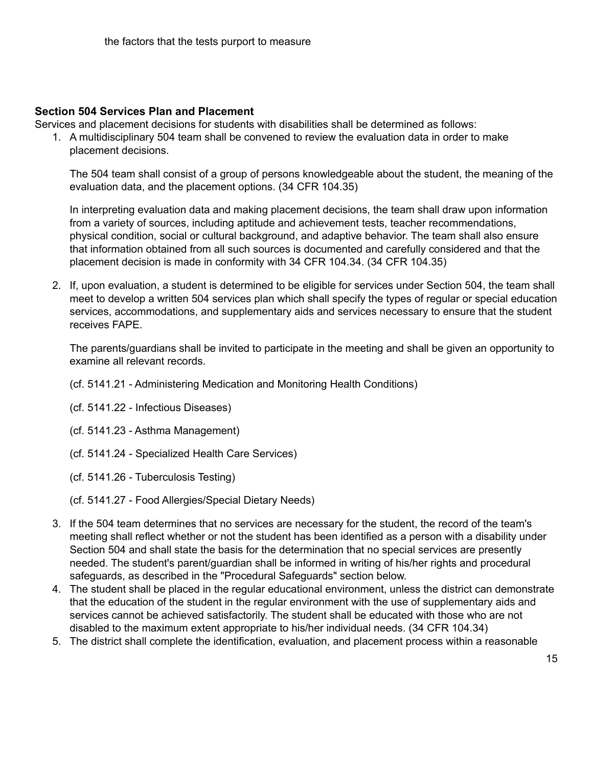the factors that the tests purport to measure

**Section 504 Services Plan and Placement**

Services and placement decisions for students with disabilities shall be determined as follows:

1. A multidisciplinary 504 team shall be convened to review the evaluation data in order to make placement decisions.

   The 504 team shall consist of a group of persons knowledgeable about the student, the meaning of the evaluation data, and the placement options. (34 CFR 104.35)

   In interpreting evaluation data and making placement decisions, the team shall draw upon information from a variety of sources, including aptitude and achievement tests, teacher recommendations, physical condition, social or cultural background, and adaptive behavior. The team shall also ensure that information obtained from all such sources is documented and carefully considered and that the placement decision is made in conformity with 34 CFR 104.34. (34 CFR 104.35)

2. If, upon evaluation, a student is determined to be eligible for services under Section 504, the team shall meet to develop a written 504 services plan which shall specify the types of regular or special education services, accommodations, and supplementary aids and services necessary to ensure that the student receives FAPE.

   The parents/guardians shall be invited to participate in the meeting and shall be given an opportunity to examine all relevant records.

   (cf. 5141.21 - Administering Medication and Monitoring Health Conditions)

   (cf. 5141.22 - Infectious Diseases)

   (cf. 5141.23 - Asthma Management)

   (cf. 5141.24 - Specialized Health Care Services)

   (cf. 5141.26 - Tuberculosis Testing)

   (cf. 5141.27 - Food Allergies/Special Dietary Needs)

3. If the 504 team determines that no services are necessary for the student, the record of the team's meeting shall reflect whether or not the student has been identified as a person with a disability under Section 504 and shall state the basis for the determination that no special services are presently needed. The student's parent/guardian shall be informed in writing of his/her rights and procedural safeguards, as described in the "Procedural Safeguards" section below.
4. The student shall be placed in the regular educational environment, unless the district can demonstrate that the education of the student in the regular environment with the use of supplementary aids and services cannot be achieved satisfactorily. The student shall be educated with those who are not disabled to the maximum extent appropriate to his/her individual needs. (34 CFR 104.34)
5. The district shall complete the identification, evaluation, and placement process within a reasonable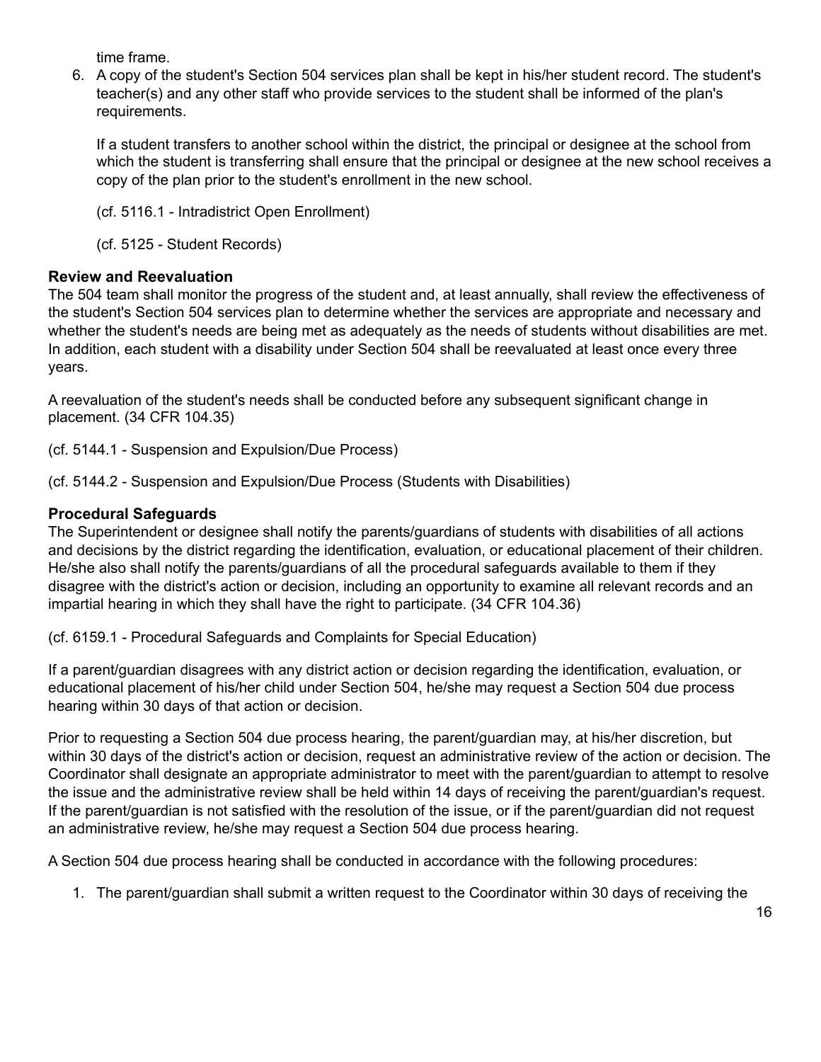time frame.

6. A copy of the student's Section 504 services plan shall be kept in his/her student record. The student's teacher(s) and any other staff who provide services to the student shall be informed of the plan's requirements.

   If a student transfers to another school within the district, the principal or designee at the school from which the student is transferring shall ensure that the principal or designee at the new school receives a copy of the plan prior to the student's enrollment in the new school.

   (cf. 5116.1 - Intradistrict Open Enrollment)

   (cf. 5125 - Student Records)

**Review and Reevaluation**

The 504 team shall monitor the progress of the student and, at least annually, shall review the effectiveness of the student's Section 504 services plan to determine whether the services are appropriate and necessary and whether the student's needs are being met as adequately as the needs of students without disabilities are met. In addition, each student with a disability under Section 504 shall be reevaluated at least once every three years.

A reevaluation of the student's needs shall be conducted before any subsequent significant change in placement. (34 CFR 104.35)

(cf. 5144.1 - Suspension and Expulsion/Due Process)

(cf. 5144.2 - Suspension and Expulsion/Due Process (Students with Disabilities)

**Procedural Safeguards**

The Superintendent or designee shall notify the parents/guardians of students with disabilities of all actions and decisions by the district regarding the identification, evaluation, or educational placement of their children. He/she also shall notify the parents/guardians of all the procedural safeguards available to them if they disagree with the district's action or decision, including an opportunity to examine all relevant records and an impartial hearing in which they shall have the right to participate. (34 CFR 104.36)

(cf. 6159.1 - Procedural Safeguards and Complaints for Special Education)

If a parent/guardian disagrees with any district action or decision regarding the identification, evaluation, or educational placement of his/her child under Section 504, he/she may request a Section 504 due process hearing within 30 days of that action or decision.

Prior to requesting a Section 504 due process hearing, the parent/guardian may, at his/her discretion, but within 30 days of the district's action or decision, request an administrative review of the action or decision. The Coordinator shall designate an appropriate administrator to meet with the parent/guardian to attempt to resolve the issue and the administrative review shall be held within 14 days of receiving the parent/guardian's request. If the parent/guardian is not satisfied with the resolution of the issue, or if the parent/guardian did not request an administrative review, he/she may request a Section 504 due process hearing.

A Section 504 due process hearing shall be conducted in accordance with the following procedures:

1. The parent/guardian shall submit a written request to the Coordinator within 30 days of receiving the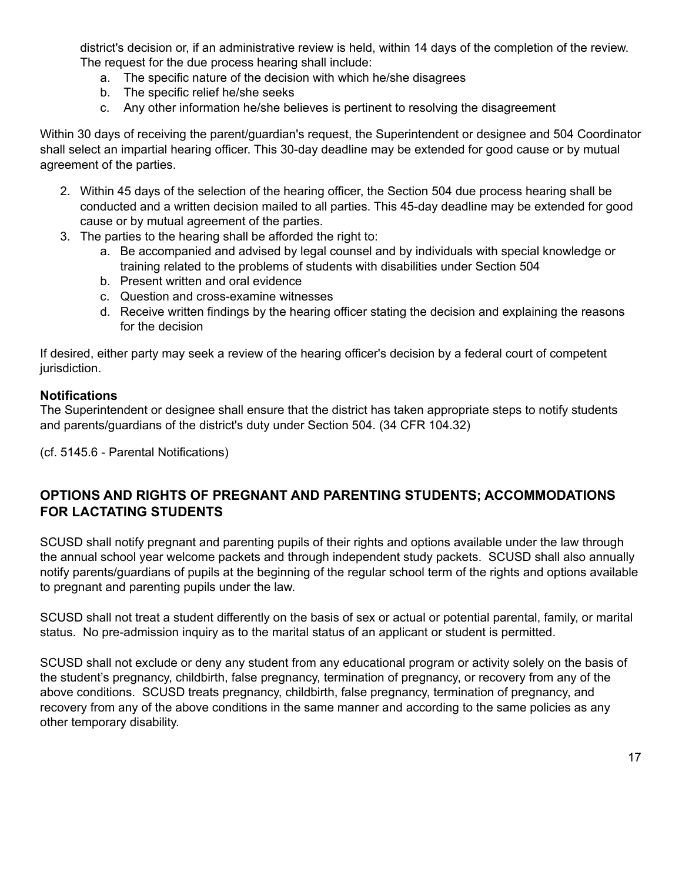district's decision or, if an administrative review is held, within 14 days of the completion of the review. The request for the due process hearing shall include:
   a. The specific nature of the decision with which he/she disagrees
   b. The specific relief he/she seeks
   c. Any other information he/she believes is pertinent to resolving the disagreement

Within 30 days of receiving the parent/guardian's request, the Superintendent or designee and 504 Coordinator shall select an impartial hearing officer. This 30-day deadline may be extended for good cause or by mutual agreement of the parties.

2. Within 45 days of the selection of the hearing officer, the Section 504 due process hearing shall be conducted and a written decision mailed to all parties. This 45-day deadline may be extended for good cause or by mutual agreement of the parties.
3. The parties to the hearing shall be afforded the right to:
   a. Be accompanied and advised by legal counsel and by individuals with special knowledge or training related to the problems of students with disabilities under Section 504
   b. Present written and oral evidence
   c. Question and cross-examine witnesses
   d. Receive written findings by the hearing officer stating the decision and explaining the reasons for the decision

If desired, either party may seek a review of the hearing officer's decision by a federal court of competent jurisdiction.

**Notifications**
The Superintendent or designee shall ensure that the district has taken appropriate steps to notify students and parents/guardians of the district's duty under Section 504. (34 CFR 104.32)

(cf. 5145.6 - Parental Notifications)

## OPTIONS AND RIGHTS OF PREGNANT AND PARENTING STUDENTS; ACCOMMODATIONS FOR LACTATING STUDENTS

SCUSD shall notify pregnant and parenting pupils of their rights and options available under the law through the annual school year welcome packets and through independent study packets. SCUSD shall also annually notify parents/guardians of pupils at the beginning of the regular school term of the rights and options available to pregnant and parenting pupils under the law.

SCUSD shall not treat a student differently on the basis of sex or actual or potential parental, family, or marital status. No pre-admission inquiry as to the marital status of an applicant or student is permitted.

SCUSD shall not exclude or deny any student from any educational program or activity solely on the basis of the student's pregnancy, childbirth, false pregnancy, termination of pregnancy, or recovery from any of the above conditions. SCUSD treats pregnancy, childbirth, false pregnancy, termination of pregnancy, and recovery from any of the above conditions in the same manner and according to the same policies as any other temporary disability.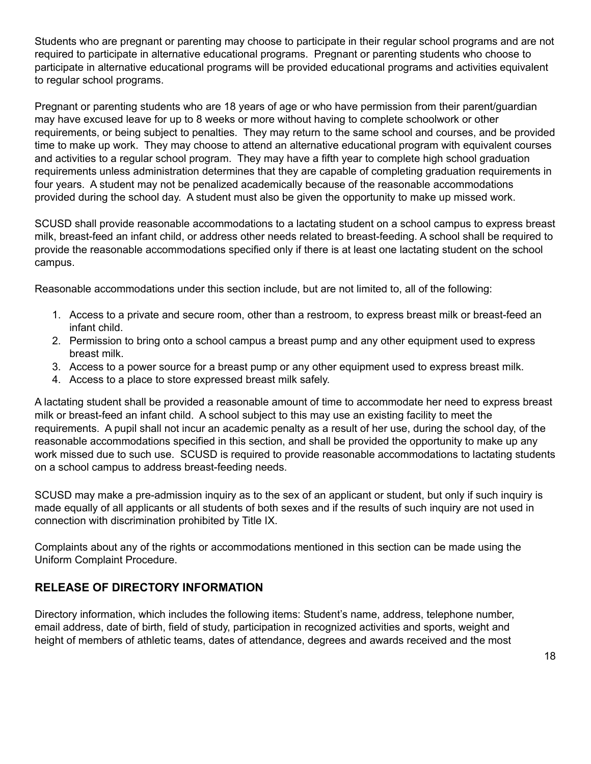Students who are pregnant or parenting may choose to participate in their regular school programs and are not required to participate in alternative educational programs. Pregnant or parenting students who choose to participate in alternative educational programs will be provided educational programs and activities equivalent to regular school programs.

Pregnant or parenting students who are 18 years of age or who have permission from their parent/guardian may have excused leave for up to 8 weeks or more without having to complete schoolwork or other requirements, or being subject to penalties. They may return to the same school and courses, and be provided time to make up work. They may choose to attend an alternative educational program with equivalent courses and activities to a regular school program. They may have a fifth year to complete high school graduation requirements unless administration determines that they are capable of completing graduation requirements in four years. A student may not be penalized academically because of the reasonable accommodations provided during the school day. A student must also be given the opportunity to make up missed work.

SCUSD shall provide reasonable accommodations to a lactating student on a school campus to express breast milk, breast-feed an infant child, or address other needs related to breast-feeding. A school shall be required to provide the reasonable accommodations specified only if there is at least one lactating student on the school campus.

Reasonable accommodations under this section include, but are not limited to, all of the following:

1. Access to a private and secure room, other than a restroom, to express breast milk or breast-feed an infant child.
2. Permission to bring onto a school campus a breast pump and any other equipment used to express breast milk.
3. Access to a power source for a breast pump or any other equipment used to express breast milk.
4. Access to a place to store expressed breast milk safely.

A lactating student shall be provided a reasonable amount of time to accommodate her need to express breast milk or breast-feed an infant child. A school subject to this may use an existing facility to meet the requirements. A pupil shall not incur an academic penalty as a result of her use, during the school day, of the reasonable accommodations specified in this section, and shall be provided the opportunity to make up any work missed due to such use. SCUSD is required to provide reasonable accommodations to lactating students on a school campus to address breast-feeding needs.

SCUSD may make a pre-admission inquiry as to the sex of an applicant or student, but only if such inquiry is made equally of all applicants or all students of both sexes and if the results of such inquiry are not used in connection with discrimination prohibited by Title IX.

Complaints about any of the rights or accommodations mentioned in this section can be made using the Uniform Complaint Procedure.

## RELEASE OF DIRECTORY INFORMATION

Directory information, which includes the following items: Student's name, address, telephone number, email address, date of birth, field of study, participation in recognized activities and sports, weight and height of members of athletic teams, dates of attendance, degrees and awards received and the most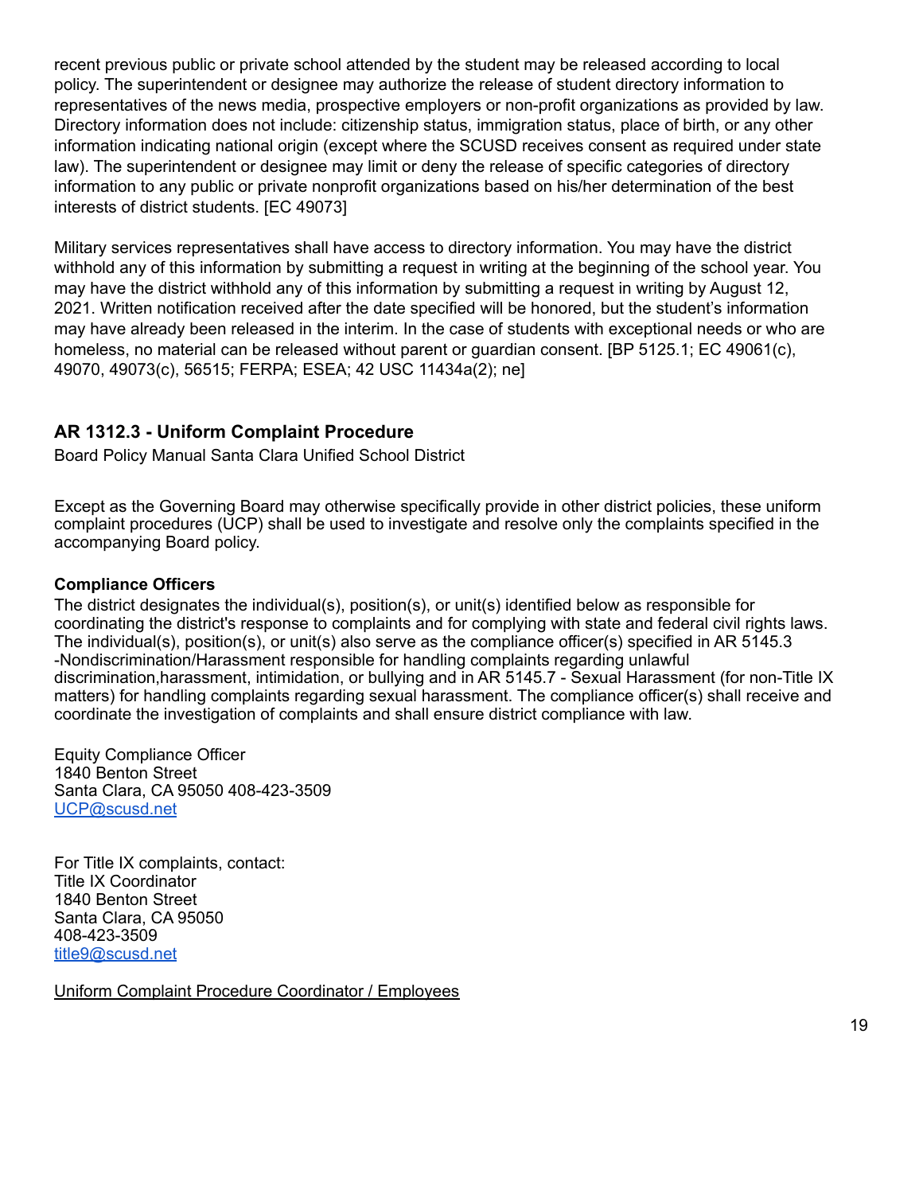recent previous public or private school attended by the student may be released according to local policy. The superintendent or designee may authorize the release of student directory information to representatives of the news media, prospective employers or non-profit organizations as provided by law. Directory information does not include: citizenship status, immigration status, place of birth, or any other information indicating national origin (except where the SCUSD receives consent as required under state law). The superintendent or designee may limit or deny the release of specific categories of directory information to any public or private nonprofit organizations based on his/her determination of the best interests of district students. [EC 49073]

Military services representatives shall have access to directory information. You may have the district withhold any of this information by submitting a request in writing at the beginning of the school year. You may have the district withhold any of this information by submitting a request in writing by August 12, 2021. Written notification received after the date specified will be honored, but the student's information may have already been released in the interim. In the case of students with exceptional needs or who are homeless, no material can be released without parent or guardian consent. [BP 5125.1; EC 49061(c), 49070, 49073(c), 56515; FERPA; ESEA; 42 USC 11434a(2); ne]

### AR 1312.3 - Uniform Complaint Procedure

Board Policy Manual Santa Clara Unified School District

Except as the Governing Board may otherwise specifically provide in other district policies, these uniform complaint procedures (UCP) shall be used to investigate and resolve only the complaints specified in the accompanying Board policy.

**Compliance Officers**

The district designates the individual(s), position(s), or unit(s) identified below as responsible for coordinating the district's response to complaints and for complying with state and federal civil rights laws. The individual(s), position(s), or unit(s) also serve as the compliance officer(s) specified in AR 5145.3 -Nondiscrimination/Harassment responsible for handling complaints regarding unlawful discrimination,harassment, intimidation, or bullying and in AR 5145.7 - Sexual Harassment (for non-Title IX matters) for handling complaints regarding sexual harassment. The compliance officer(s) shall receive and coordinate the investigation of complaints and shall ensure district compliance with law.

Equity Compliance Officer
1840 Benton Street
Santa Clara, CA 95050 408-423-3509
UCP@scusd.net

For Title IX complaints, contact:
Title IX Coordinator
1840 Benton Street
Santa Clara, CA 95050
408-423-3509
title9@scusd.net

Uniform Complaint Procedure Coordinator / Employees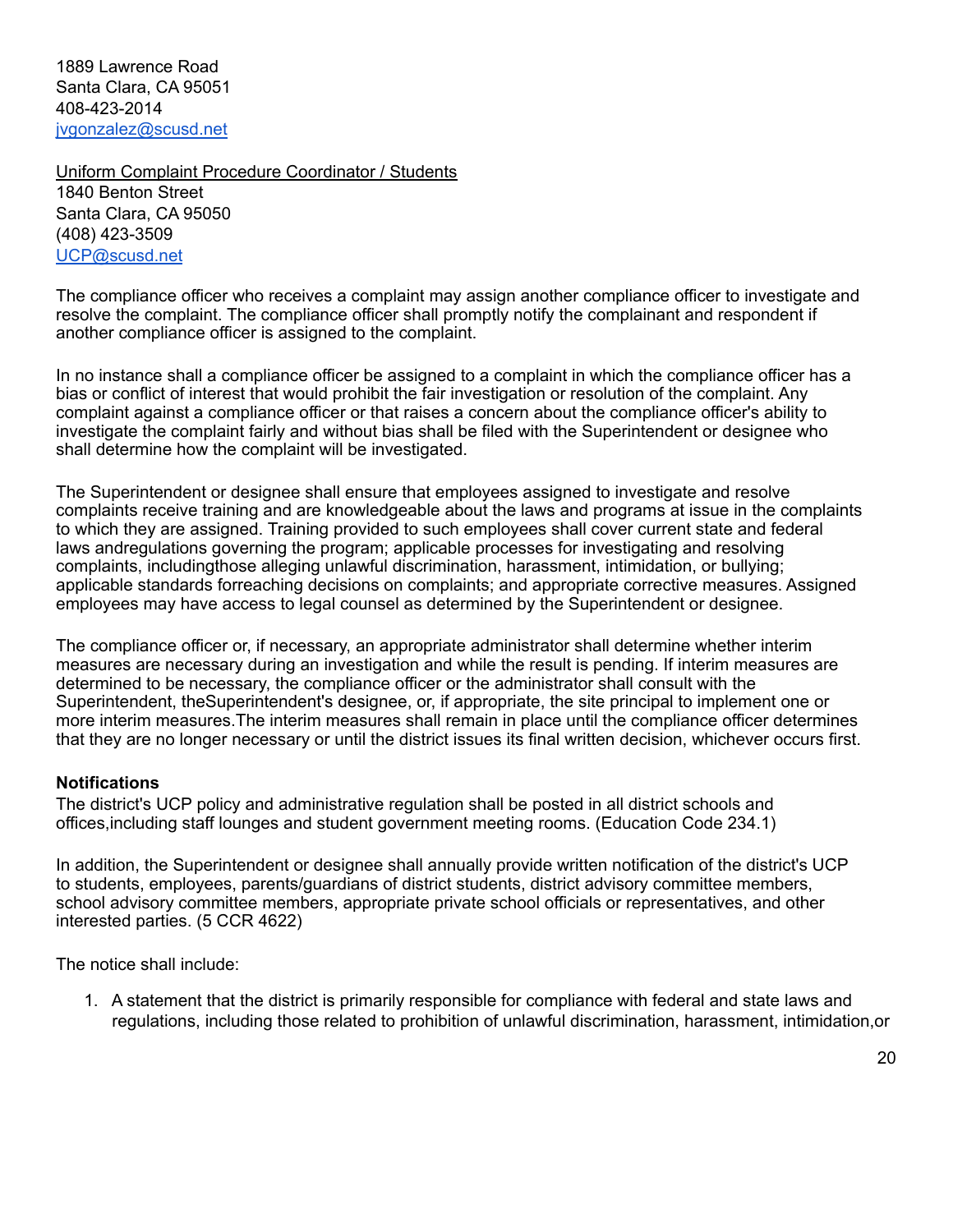1889 Lawrence Road
Santa Clara, CA 95051
408-423-2014
jvgonzalez@scusd.net

Uniform Complaint Procedure Coordinator / Students
1840 Benton Street
Santa Clara, CA 95050
(408) 423-3509
UCP@scusd.net

The compliance officer who receives a complaint may assign another compliance officer to investigate and resolve the complaint. The compliance officer shall promptly notify the complainant and respondent if another compliance officer is assigned to the complaint.

In no instance shall a compliance officer be assigned to a complaint in which the compliance officer has a bias or conflict of interest that would prohibit the fair investigation or resolution of the complaint. Any complaint against a compliance officer or that raises a concern about the compliance officer's ability to investigate the complaint fairly and without bias shall be filed with the Superintendent or designee who shall determine how the complaint will be investigated.

The Superintendent or designee shall ensure that employees assigned to investigate and resolve complaints receive training and are knowledgeable about the laws and programs at issue in the complaints to which they are assigned. Training provided to such employees shall cover current state and federal laws andregulations governing the program; applicable processes for investigating and resolving complaints, includingthose alleging unlawful discrimination, harassment, intimidation, or bullying; applicable standards forreaching decisions on complaints; and appropriate corrective measures. Assigned employees may have access to legal counsel as determined by the Superintendent or designee.

The compliance officer or, if necessary, an appropriate administrator shall determine whether interim measures are necessary during an investigation and while the result is pending. If interim measures are determined to be necessary, the compliance officer or the administrator shall consult with the Superintendent, theSuperintendent's designee, or, if appropriate, the site principal to implement one or more interim measures.The interim measures shall remain in place until the compliance officer determines that they are no longer necessary or until the district issues its final written decision, whichever occurs first.

**Notifications**

The district's UCP policy and administrative regulation shall be posted in all district schools and offices,including staff lounges and student government meeting rooms. (Education Code 234.1)

In addition, the Superintendent or designee shall annually provide written notification of the district's UCP to students, employees, parents/guardians of district students, district advisory committee members, school advisory committee members, appropriate private school officials or representatives, and other interested parties. (5 CCR 4622)

The notice shall include:

1. A statement that the district is primarily responsible for compliance with federal and state laws and regulations, including those related to prohibition of unlawful discrimination, harassment, intimidation,or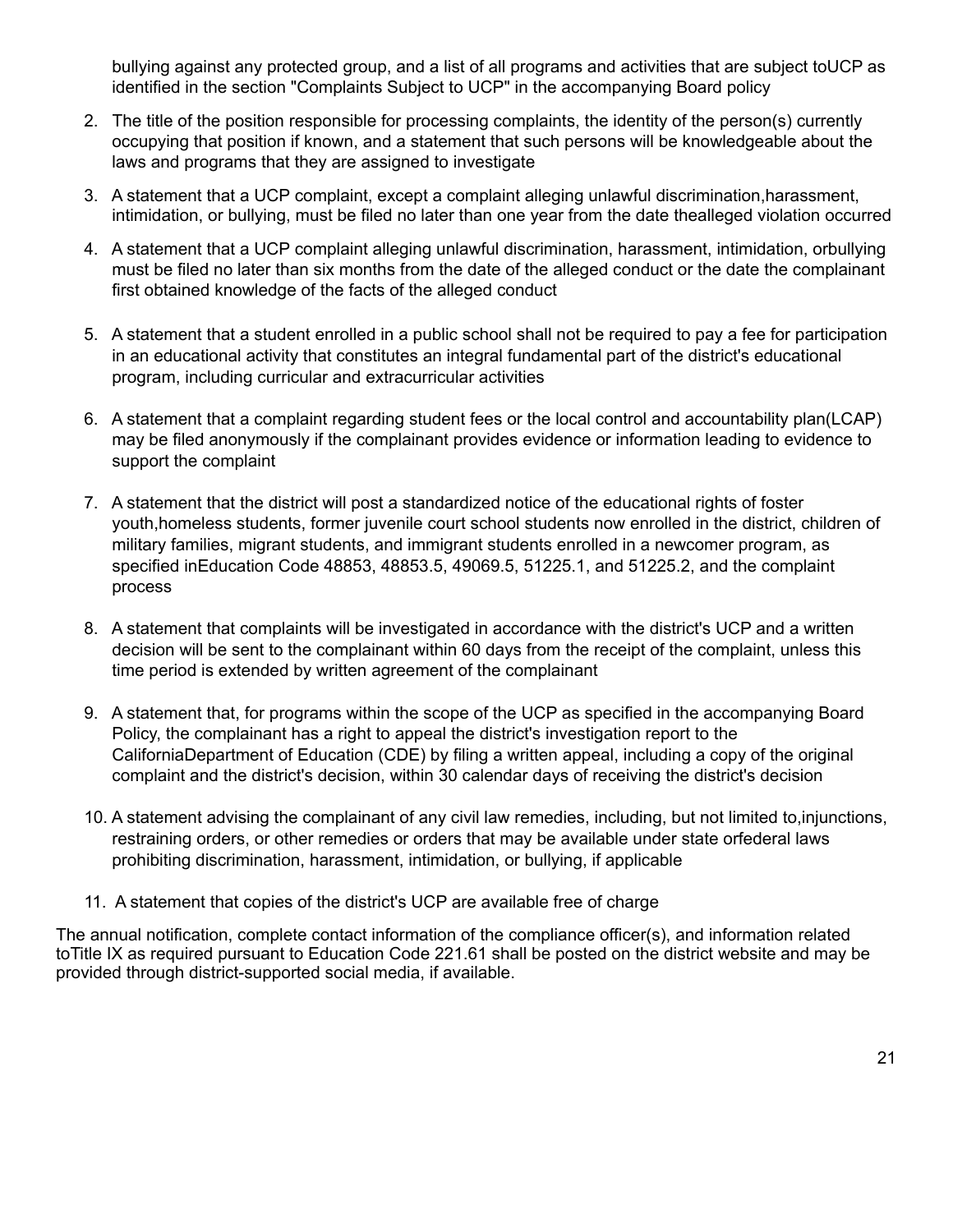bullying against any protected group, and a list of all programs and activities that are subject toUCP as identified in the section "Complaints Subject to UCP" in the accompanying Board policy

2. The title of the position responsible for processing complaints, the identity of the person(s) currently occupying that position if known, and a statement that such persons will be knowledgeable about the laws and programs that they are assigned to investigate
3. A statement that a UCP complaint, except a complaint alleging unlawful discrimination,harassment, intimidation, or bullying, must be filed no later than one year from the date thealleged violation occurred
4. A statement that a UCP complaint alleging unlawful discrimination, harassment, intimidation, orbullying must be filed no later than six months from the date of the alleged conduct or the date the complainant first obtained knowledge of the facts of the alleged conduct
5. A statement that a student enrolled in a public school shall not be required to pay a fee for participation in an educational activity that constitutes an integral fundamental part of the district's educational program, including curricular and extracurricular activities
6. A statement that a complaint regarding student fees or the local control and accountability plan(LCAP) may be filed anonymously if the complainant provides evidence or information leading to evidence to support the complaint
7. A statement that the district will post a standardized notice of the educational rights of foster youth,homeless students, former juvenile court school students now enrolled in the district, children of military families, migrant students, and immigrant students enrolled in a newcomer program, as specified inEducation Code 48853, 48853.5, 49069.5, 51225.1, and 51225.2, and the complaint process
8. A statement that complaints will be investigated in accordance with the district's UCP and a written decision will be sent to the complainant within 60 days from the receipt of the complaint, unless this time period is extended by written agreement of the complainant
9. A statement that, for programs within the scope of the UCP as specified in the accompanying Board Policy, the complainant has a right to appeal the district's investigation report to the CaliforniaDepartment of Education (CDE) by filing a written appeal, including a copy of the original complaint and the district's decision, within 30 calendar days of receiving the district's decision
10. A statement advising the complainant of any civil law remedies, including, but not limited to,injunctions, restraining orders, or other remedies or orders that may be available under state orfederal laws prohibiting discrimination, harassment, intimidation, or bullying, if applicable
11. A statement that copies of the district's UCP are available free of charge

The annual notification, complete contact information of the compliance officer(s), and information related toTitle IX as required pursuant to Education Code 221.61 shall be posted on the district website and may be provided through district-supported social media, if available.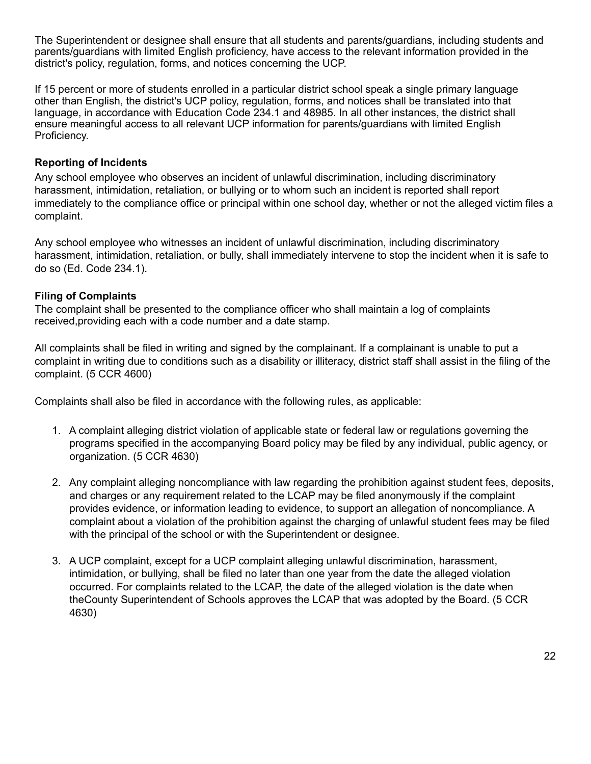The Superintendent or designee shall ensure that all students and parents/guardians, including students and parents/guardians with limited English proficiency, have access to the relevant information provided in the district's policy, regulation, forms, and notices concerning the UCP.

If 15 percent or more of students enrolled in a particular district school speak a single primary language other than English, the district's UCP policy, regulation, forms, and notices shall be translated into that language, in accordance with Education Code 234.1 and 48985. In all other instances, the district shall ensure meaningful access to all relevant UCP information for parents/guardians with limited English Proficiency.

**Reporting of Incidents**

Any school employee who observes an incident of unlawful discrimination, including discriminatory harassment, intimidation, retaliation, or bullying or to whom such an incident is reported shall report immediately to the compliance office or principal within one school day, whether or not the alleged victim files a complaint.

Any school employee who witnesses an incident of unlawful discrimination, including discriminatory harassment, intimidation, retaliation, or bully, shall immediately intervene to stop the incident when it is safe to do so (Ed. Code 234.1).

**Filing of Complaints**

The complaint shall be presented to the compliance officer who shall maintain a log of complaints received,providing each with a code number and a date stamp.

All complaints shall be filed in writing and signed by the complainant. If a complainant is unable to put a complaint in writing due to conditions such as a disability or illiteracy, district staff shall assist in the filing of the complaint. (5 CCR 4600)

Complaints shall also be filed in accordance with the following rules, as applicable:

1. A complaint alleging district violation of applicable state or federal law or regulations governing the programs specified in the accompanying Board policy may be filed by any individual, public agency, or organization. (5 CCR 4630)

2. Any complaint alleging noncompliance with law regarding the prohibition against student fees, deposits, and charges or any requirement related to the LCAP may be filed anonymously if the complaint provides evidence, or information leading to evidence, to support an allegation of noncompliance. A complaint about a violation of the prohibition against the charging of unlawful student fees may be filed with the principal of the school or with the Superintendent or designee.

3. A UCP complaint, except for a UCP complaint alleging unlawful discrimination, harassment, intimidation, or bullying, shall be filed no later than one year from the date the alleged violation occurred. For complaints related to the LCAP, the date of the alleged violation is the date when theCounty Superintendent of Schools approves the LCAP that was adopted by the Board. (5 CCR 4630)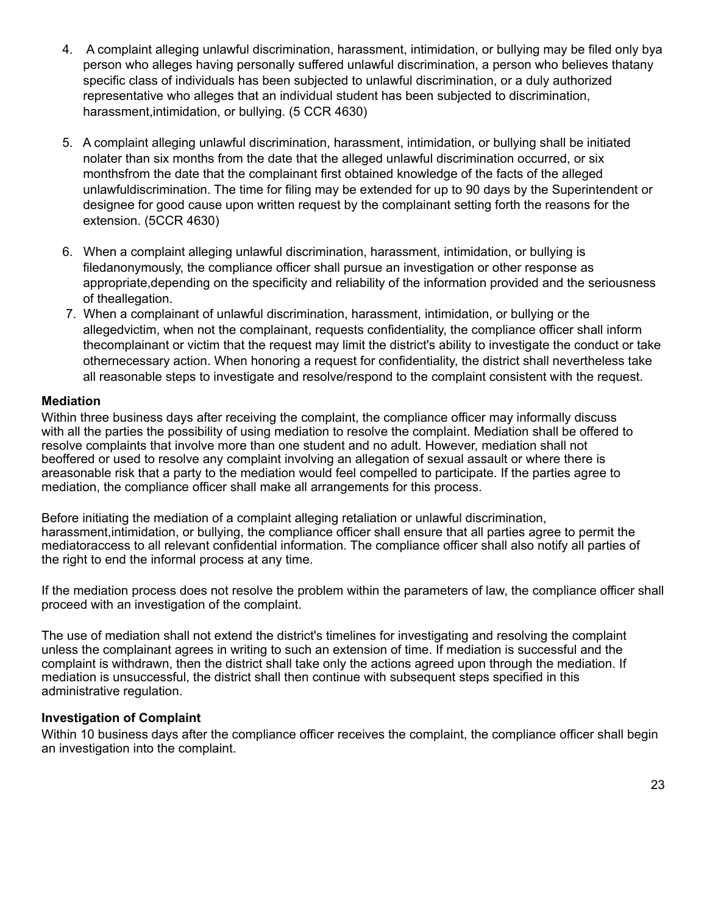4. A complaint alleging unlawful discrimination, harassment, intimidation, or bullying may be filed only bya person who alleges having personally suffered unlawful discrimination, a person who believes thatany specific class of individuals has been subjected to unlawful discrimination, or a duly authorized representative who alleges that an individual student has been subjected to discrimination, harassment,intimidation, or bullying. (5 CCR 4630)

5. A complaint alleging unlawful discrimination, harassment, intimidation, or bullying shall be initiated nolater than six months from the date that the alleged unlawful discrimination occurred, or six monthsfrom the date that the complainant first obtained knowledge of the facts of the alleged unlawfuldiscrimination. The time for filing may be extended for up to 90 days by the Superintendent or designee for good cause upon written request by the complainant setting forth the reasons for the extension. (5CCR 4630)

6. When a complaint alleging unlawful discrimination, harassment, intimidation, or bullying is filedanonymously, the compliance officer shall pursue an investigation or other response as appropriate,depending on the specificity and reliability of the information provided and the seriousness of theallegation.
7. When a complainant of unlawful discrimination, harassment, intimidation, or bullying or the allegedvictim, when not the complainant, requests confidentiality, the compliance officer shall inform thecomplainant or victim that the request may limit the district's ability to investigate the conduct or take othernecessary action. When honoring a request for confidentiality, the district shall nevertheless take all reasonable steps to investigate and resolve/respond to the complaint consistent with the request.

**Mediation**
Within three business days after receiving the complaint, the compliance officer may informally discuss with all the parties the possibility of using mediation to resolve the complaint. Mediation shall be offered to resolve complaints that involve more than one student and no adult. However, mediation shall not beoffered or used to resolve any complaint involving an allegation of sexual assault or where there is areasonable risk that a party to the mediation would feel compelled to participate. If the parties agree to mediation, the compliance officer shall make all arrangements for this process.

Before initiating the mediation of a complaint alleging retaliation or unlawful discrimination, harassment,intimidation, or bullying, the compliance officer shall ensure that all parties agree to permit the mediatoraccess to all relevant confidential information. The compliance officer shall also notify all parties of the right to end the informal process at any time.

If the mediation process does not resolve the problem within the parameters of law, the compliance officer shall proceed with an investigation of the complaint.

The use of mediation shall not extend the district's timelines for investigating and resolving the complaint unless the complainant agrees in writing to such an extension of time. If mediation is successful and the complaint is withdrawn, then the district shall take only the actions agreed upon through the mediation. If mediation is unsuccessful, the district shall then continue with subsequent steps specified in this administrative regulation.

**Investigation of Complaint**
Within 10 business days after the compliance officer receives the complaint, the compliance officer shall begin an investigation into the complaint.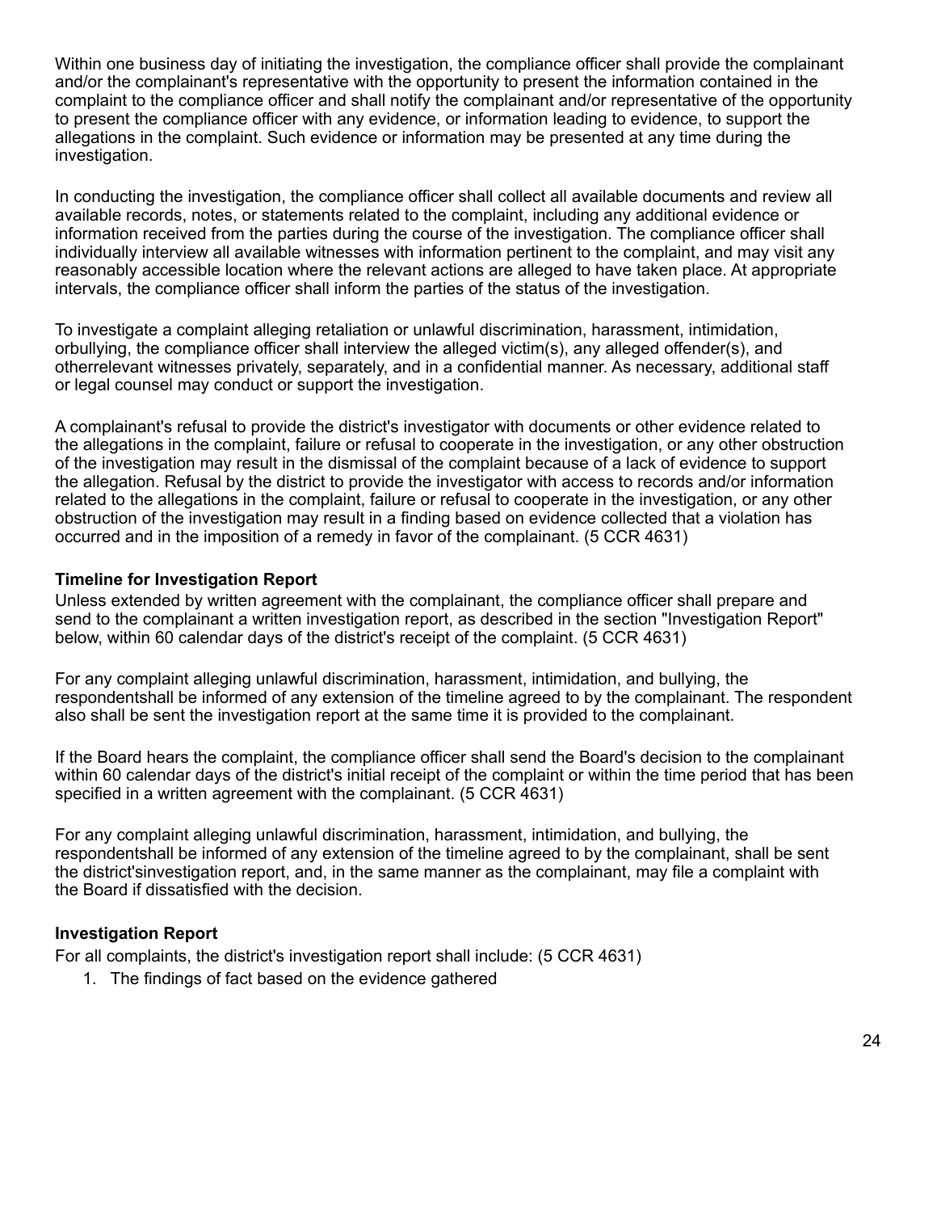Within one business day of initiating the investigation, the compliance officer shall provide the complainant and/or the complainant's representative with the opportunity to present the information contained in the complaint to the compliance officer and shall notify the complainant and/or representative of the opportunity to present the compliance officer with any evidence, or information leading to evidence, to support the allegations in the complaint. Such evidence or information may be presented at any time during the investigation.

In conducting the investigation, the compliance officer shall collect all available documents and review all available records, notes, or statements related to the complaint, including any additional evidence or information received from the parties during the course of the investigation. The compliance officer shall individually interview all available witnesses with information pertinent to the complaint, and may visit any reasonably accessible location where the relevant actions are alleged to have taken place. At appropriate intervals, the compliance officer shall inform the parties of the status of the investigation.

To investigate a complaint alleging retaliation or unlawful discrimination, harassment, intimidation, orbullying, the compliance officer shall interview the alleged victim(s), any alleged offender(s), and otherrelevant witnesses privately, separately, and in a confidential manner. As necessary, additional staff or legal counsel may conduct or support the investigation.

A complainant's refusal to provide the district's investigator with documents or other evidence related to the allegations in the complaint, failure or refusal to cooperate in the investigation, or any other obstruction of the investigation may result in the dismissal of the complaint because of a lack of evidence to support the allegation. Refusal by the district to provide the investigator with access to records and/or information related to the allegations in the complaint, failure or refusal to cooperate in the investigation, or any other obstruction of the investigation may result in a finding based on evidence collected that a violation has occurred and in the imposition of a remedy in favor of the complainant. (5 CCR 4631)

**Timeline for Investigation Report**

Unless extended by written agreement with the complainant, the compliance officer shall prepare and send to the complainant a written investigation report, as described in the section "Investigation Report" below, within 60 calendar days of the district's receipt of the complaint. (5 CCR 4631)

For any complaint alleging unlawful discrimination, harassment, intimidation, and bullying, the respondentshall be informed of any extension of the timeline agreed to by the complainant. The respondent also shall be sent the investigation report at the same time it is provided to the complainant.

If the Board hears the complaint, the compliance officer shall send the Board's decision to the complainant within 60 calendar days of the district's initial receipt of the complaint or within the time period that has been specified in a written agreement with the complainant. (5 CCR 4631)

For any complaint alleging unlawful discrimination, harassment, intimidation, and bullying, the respondentshall be informed of any extension of the timeline agreed to by the complainant, shall be sent the district'sinvestigation report, and, in the same manner as the complainant, may file a complaint with the Board if dissatisfied with the decision.

**Investigation Report**

For all complaints, the district's investigation report shall include: (5 CCR 4631)

1. The findings of fact based on the evidence gathered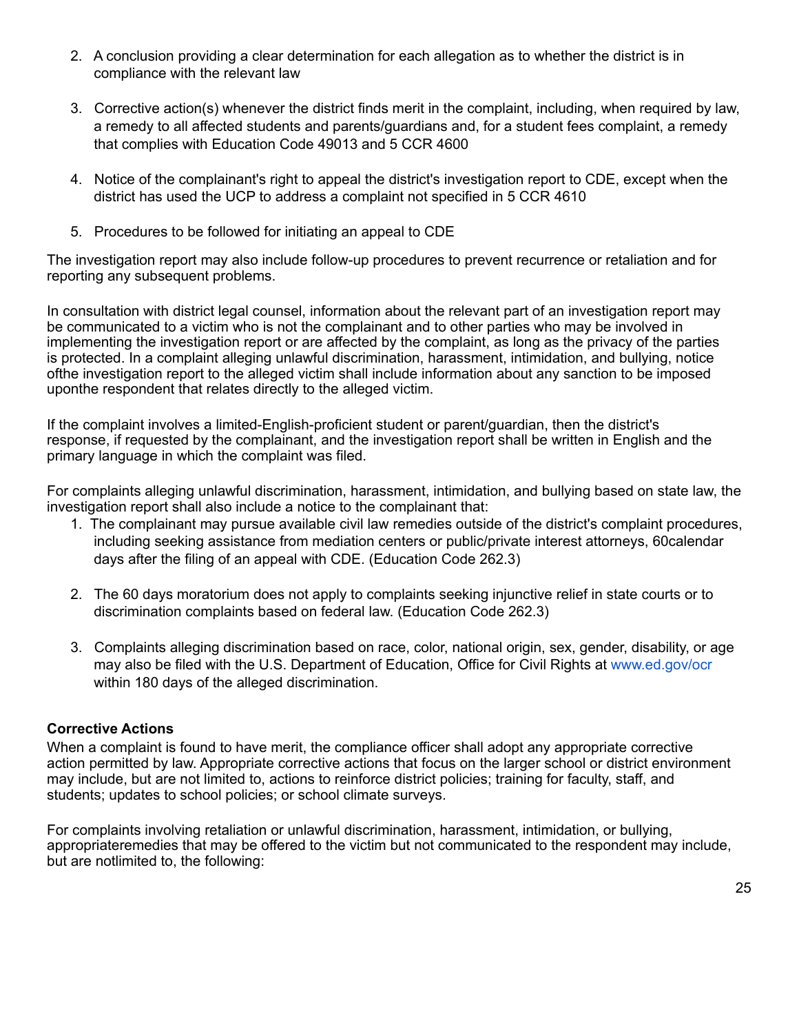2. A conclusion providing a clear determination for each allegation as to whether the district is in compliance with the relevant law

3. Corrective action(s) whenever the district finds merit in the complaint, including, when required by law, a remedy to all affected students and parents/guardians and, for a student fees complaint, a remedy that complies with Education Code 49013 and 5 CCR 4600

4. Notice of the complainant's right to appeal the district's investigation report to CDE, except when the district has used the UCP to address a complaint not specified in 5 CCR 4610

5. Procedures to be followed for initiating an appeal to CDE

The investigation report may also include follow-up procedures to prevent recurrence or retaliation and for reporting any subsequent problems.

In consultation with district legal counsel, information about the relevant part of an investigation report may be communicated to a victim who is not the complainant and to other parties who may be involved in implementing the investigation report or are affected by the complaint, as long as the privacy of the parties is protected. In a complaint alleging unlawful discrimination, harassment, intimidation, and bullying, notice ofthe investigation report to the alleged victim shall include information about any sanction to be imposed uponthe respondent that relates directly to the alleged victim.

If the complaint involves a limited-English-proficient student or parent/guardian, then the district's response, if requested by the complainant, and the investigation report shall be written in English and the primary language in which the complaint was filed.

For complaints alleging unlawful discrimination, harassment, intimidation, and bullying based on state law, the investigation report shall also include a notice to the complainant that:

1. The complainant may pursue available civil law remedies outside of the district's complaint procedures, including seeking assistance from mediation centers or public/private interest attorneys, 60calendar days after the filing of an appeal with CDE. (Education Code 262.3)

2. The 60 days moratorium does not apply to complaints seeking injunctive relief in state courts or to discrimination complaints based on federal law. (Education Code 262.3)

3. Complaints alleging discrimination based on race, color, national origin, sex, gender, disability, or age may also be filed with the U.S. Department of Education, Office for Civil Rights at www.ed.gov/ocr within 180 days of the alleged discrimination.

**Corrective Actions**

When a complaint is found to have merit, the compliance officer shall adopt any appropriate corrective action permitted by law. Appropriate corrective actions that focus on the larger school or district environment may include, but are not limited to, actions to reinforce district policies; training for faculty, staff, and students; updates to school policies; or school climate surveys.

For complaints involving retaliation or unlawful discrimination, harassment, intimidation, or bullying, appropriateremedies that may be offered to the victim but not communicated to the respondent may include, but are notlimited to, the following: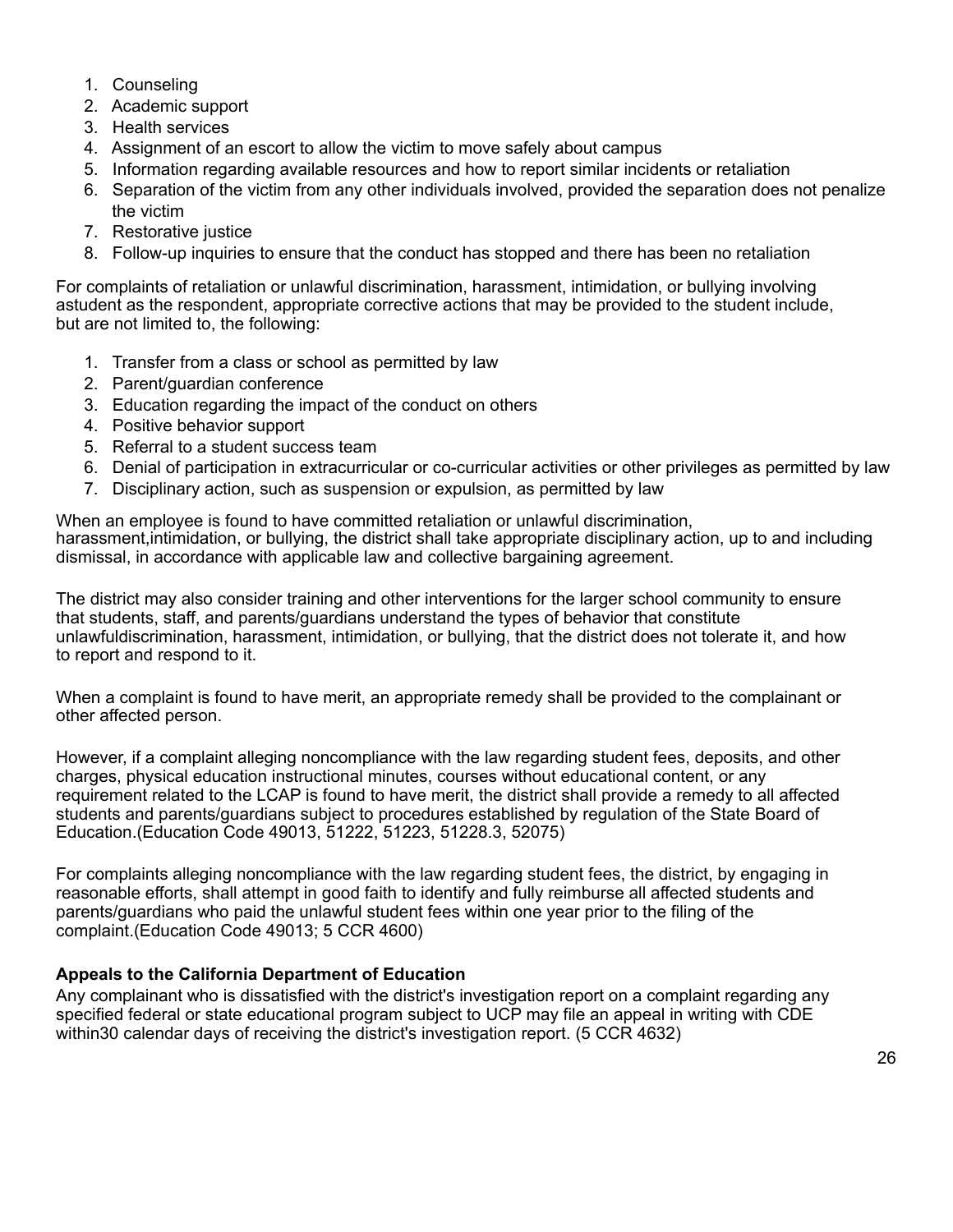1. Counseling
2. Academic support
3. Health services
4. Assignment of an escort to allow the victim to move safely about campus
5. Information regarding available resources and how to report similar incidents or retaliation
6. Separation of the victim from any other individuals involved, provided the separation does not penalize the victim
7. Restorative justice
8. Follow-up inquiries to ensure that the conduct has stopped and there has been no retaliation

For complaints of retaliation or unlawful discrimination, harassment, intimidation, or bullying involving astudent as the respondent, appropriate corrective actions that may be provided to the student include, but are not limited to, the following:

1. Transfer from a class or school as permitted by law
2. Parent/guardian conference
3. Education regarding the impact of the conduct on others
4. Positive behavior support
5. Referral to a student success team
6. Denial of participation in extracurricular or co-curricular activities or other privileges as permitted by law
7. Disciplinary action, such as suspension or expulsion, as permitted by law

When an employee is found to have committed retaliation or unlawful discrimination, harassment,intimidation, or bullying, the district shall take appropriate disciplinary action, up to and including dismissal, in accordance with applicable law and collective bargaining agreement.

The district may also consider training and other interventions for the larger school community to ensure that students, staff, and parents/guardians understand the types of behavior that constitute unlawfuldiscrimination, harassment, intimidation, or bullying, that the district does not tolerate it, and how to report and respond to it.

When a complaint is found to have merit, an appropriate remedy shall be provided to the complainant or other affected person.

However, if a complaint alleging noncompliance with the law regarding student fees, deposits, and other charges, physical education instructional minutes, courses without educational content, or any requirement related to the LCAP is found to have merit, the district shall provide a remedy to all affected students and parents/guardians subject to procedures established by regulation of the State Board of Education.(Education Code 49013, 51222, 51223, 51228.3, 52075)

For complaints alleging noncompliance with the law regarding student fees, the district, by engaging in reasonable efforts, shall attempt in good faith to identify and fully reimburse all affected students and parents/guardians who paid the unlawful student fees within one year prior to the filing of the complaint.(Education Code 49013; 5 CCR 4600)

**Appeals to the California Department of Education**

Any complainant who is dissatisfied with the district's investigation report on a complaint regarding any specified federal or state educational program subject to UCP may file an appeal in writing with CDE within30 calendar days of receiving the district's investigation report. (5 CCR 4632)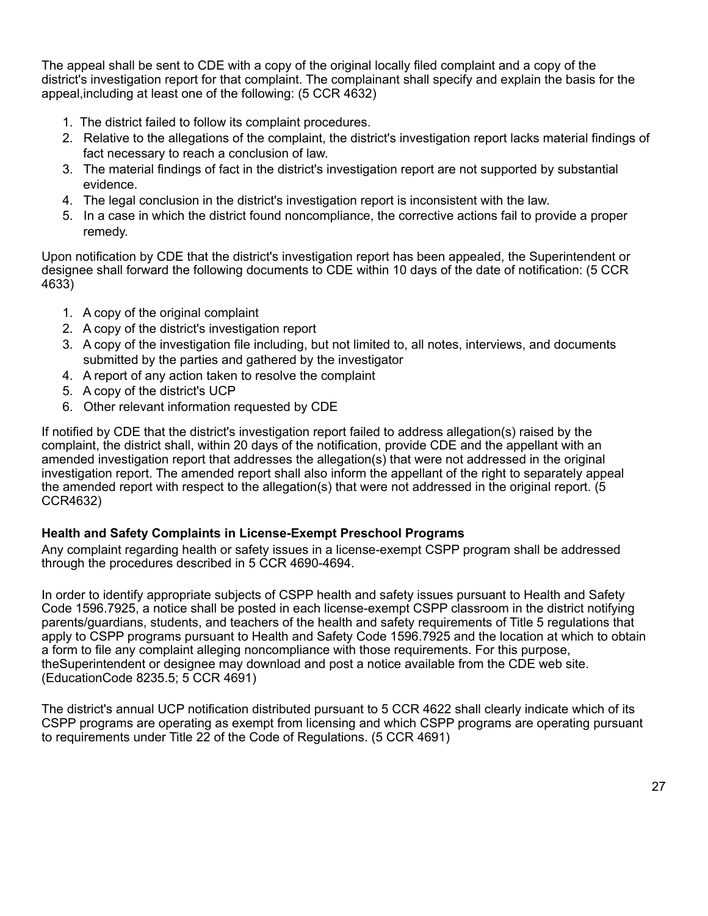The appeal shall be sent to CDE with a copy of the original locally filed complaint and a copy of the district's investigation report for that complaint. The complainant shall specify and explain the basis for the appeal,including at least one of the following: (5 CCR 4632)

1. The district failed to follow its complaint procedures.
2. Relative to the allegations of the complaint, the district's investigation report lacks material findings of fact necessary to reach a conclusion of law.
3. The material findings of fact in the district's investigation report are not supported by substantial evidence.
4. The legal conclusion in the district's investigation report is inconsistent with the law.
5. In a case in which the district found noncompliance, the corrective actions fail to provide a proper remedy.

Upon notification by CDE that the district's investigation report has been appealed, the Superintendent or designee shall forward the following documents to CDE within 10 days of the date of notification: (5 CCR 4633)

1. A copy of the original complaint
2. A copy of the district's investigation report
3. A copy of the investigation file including, but not limited to, all notes, interviews, and documents submitted by the parties and gathered by the investigator
4. A report of any action taken to resolve the complaint
5. A copy of the district's UCP
6. Other relevant information requested by CDE

If notified by CDE that the district's investigation report failed to address allegation(s) raised by the complaint, the district shall, within 20 days of the notification, provide CDE and the appellant with an amended investigation report that addresses the allegation(s) that were not addressed in the original investigation report. The amended report shall also inform the appellant of the right to separately appeal the amended report with respect to the allegation(s) that were not addressed in the original report. (5 CCR4632)

**Health and Safety Complaints in License-Exempt Preschool Programs**

Any complaint regarding health or safety issues in a license-exempt CSPP program shall be addressed through the procedures described in 5 CCR 4690-4694.

In order to identify appropriate subjects of CSPP health and safety issues pursuant to Health and Safety Code 1596.7925, a notice shall be posted in each license-exempt CSPP classroom in the district notifying parents/guardians, students, and teachers of the health and safety requirements of Title 5 regulations that apply to CSPP programs pursuant to Health and Safety Code 1596.7925 and the location at which to obtain a form to file any complaint alleging noncompliance with those requirements. For this purpose, theSuperintendent or designee may download and post a notice available from the CDE web site. (EducationCode 8235.5; 5 CCR 4691)

The district's annual UCP notification distributed pursuant to 5 CCR 4622 shall clearly indicate which of its CSPP programs are operating as exempt from licensing and which CSPP programs are operating pursuant to requirements under Title 22 of the Code of Regulations. (5 CCR 4691)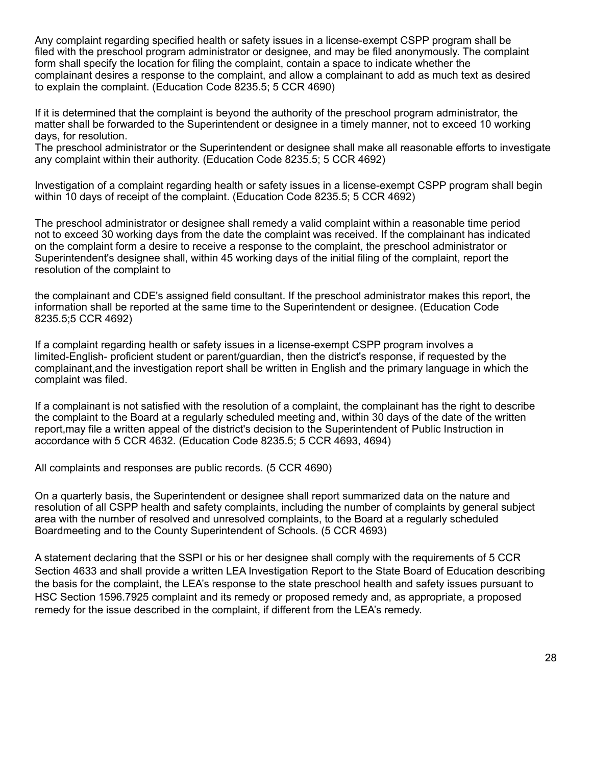Any complaint regarding specified health or safety issues in a license-exempt CSPP program shall be filed with the preschool program administrator or designee, and may be filed anonymously. The complaint form shall specify the location for filing the complaint, contain a space to indicate whether the complainant desires a response to the complaint, and allow a complainant to add as much text as desired to explain the complaint. (Education Code 8235.5; 5 CCR 4690)

If it is determined that the complaint is beyond the authority of the preschool program administrator, the matter shall be forwarded to the Superintendent or designee in a timely manner, not to exceed 10 working days, for resolution.
The preschool administrator or the Superintendent or designee shall make all reasonable efforts to investigate any complaint within their authority. (Education Code 8235.5; 5 CCR 4692)

Investigation of a complaint regarding health or safety issues in a license-exempt CSPP program shall begin within 10 days of receipt of the complaint. (Education Code 8235.5; 5 CCR 4692)

The preschool administrator or designee shall remedy a valid complaint within a reasonable time period not to exceed 30 working days from the date the complaint was received. If the complainant has indicated on the complaint form a desire to receive a response to the complaint, the preschool administrator or Superintendent's designee shall, within 45 working days of the initial filing of the complaint, report the resolution of the complaint to

the complainant and CDE's assigned field consultant. If the preschool administrator makes this report, the information shall be reported at the same time to the Superintendent or designee. (Education Code 8235.5;5 CCR 4692)

If a complaint regarding health or safety issues in a license-exempt CSPP program involves a limited-English- proficient student or parent/guardian, then the district's response, if requested by the complainant,and the investigation report shall be written in English and the primary language in which the complaint was filed.

If a complainant is not satisfied with the resolution of a complaint, the complainant has the right to describe the complaint to the Board at a regularly scheduled meeting and, within 30 days of the date of the written report,may file a written appeal of the district's decision to the Superintendent of Public Instruction in accordance with 5 CCR 4632. (Education Code 8235.5; 5 CCR 4693, 4694)

All complaints and responses are public records. (5 CCR 4690)

On a quarterly basis, the Superintendent or designee shall report summarized data on the nature and resolution of all CSPP health and safety complaints, including the number of complaints by general subject area with the number of resolved and unresolved complaints, to the Board at a regularly scheduled Boardmeeting and to the County Superintendent of Schools. (5 CCR 4693)

A statement declaring that the SSPI or his or her designee shall comply with the requirements of 5 CCR Section 4633 and shall provide a written LEA Investigation Report to the State Board of Education describing the basis for the complaint, the LEA's response to the state preschool health and safety issues pursuant to HSC Section 1596.7925 complaint and its remedy or proposed remedy and, as appropriate, a proposed remedy for the issue described in the complaint, if different from the LEA's remedy.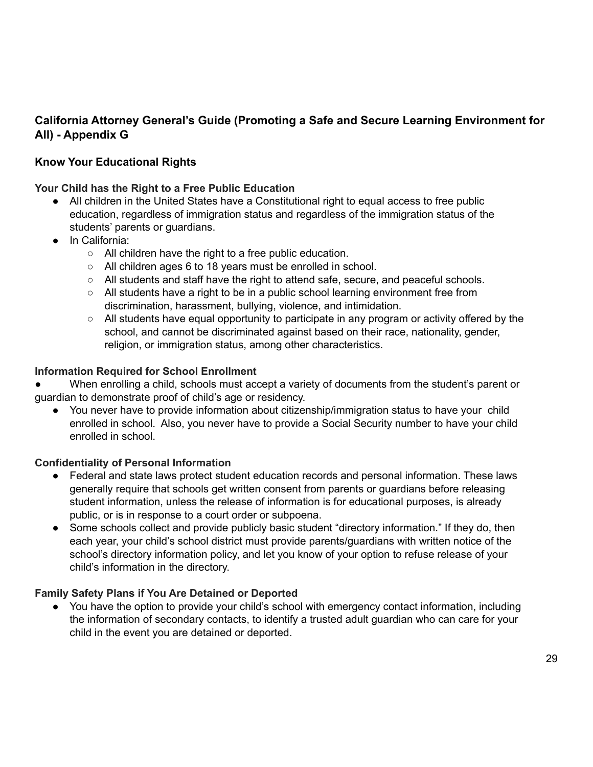## California Attorney General's Guide (Promoting a Safe and Secure Learning Environment for All) - Appendix G

### Know Your Educational Rights

**Your Child has the Right to a Free Public Education**

- All children in the United States have a Constitutional right to equal access to free public education, regardless of immigration status and regardless of the immigration status of the students' parents or guardians.
- In California:
  - All children have the right to a free public education.
  - All children ages 6 to 18 years must be enrolled in school.
  - All students and staff have the right to attend safe, secure, and peaceful schools.
  - All students have a right to be in a public school learning environment free from discrimination, harassment, bullying, violence, and intimidation.
  - All students have equal opportunity to participate in any program or activity offered by the school, and cannot be discriminated against based on their race, nationality, gender, religion, or immigration status, among other characteristics.

**Information Required for School Enrollment**

- When enrolling a child, schools must accept a variety of documents from the student's parent or guardian to demonstrate proof of child's age or residency.
- You never have to provide information about citizenship/immigration status to have your child enrolled in school. Also, you never have to provide a Social Security number to have your child enrolled in school.

**Confidentiality of Personal Information**

- Federal and state laws protect student education records and personal information. These laws generally require that schools get written consent from parents or guardians before releasing student information, unless the release of information is for educational purposes, is already public, or is in response to a court order or subpoena.
- Some schools collect and provide publicly basic student "directory information." If they do, then each year, your child's school district must provide parents/guardians with written notice of the school's directory information policy, and let you know of your option to refuse release of your child's information in the directory.

**Family Safety Plans if You Are Detained or Deported**

- You have the option to provide your child's school with emergency contact information, including the information of secondary contacts, to identify a trusted adult guardian who can care for your child in the event you are detained or deported.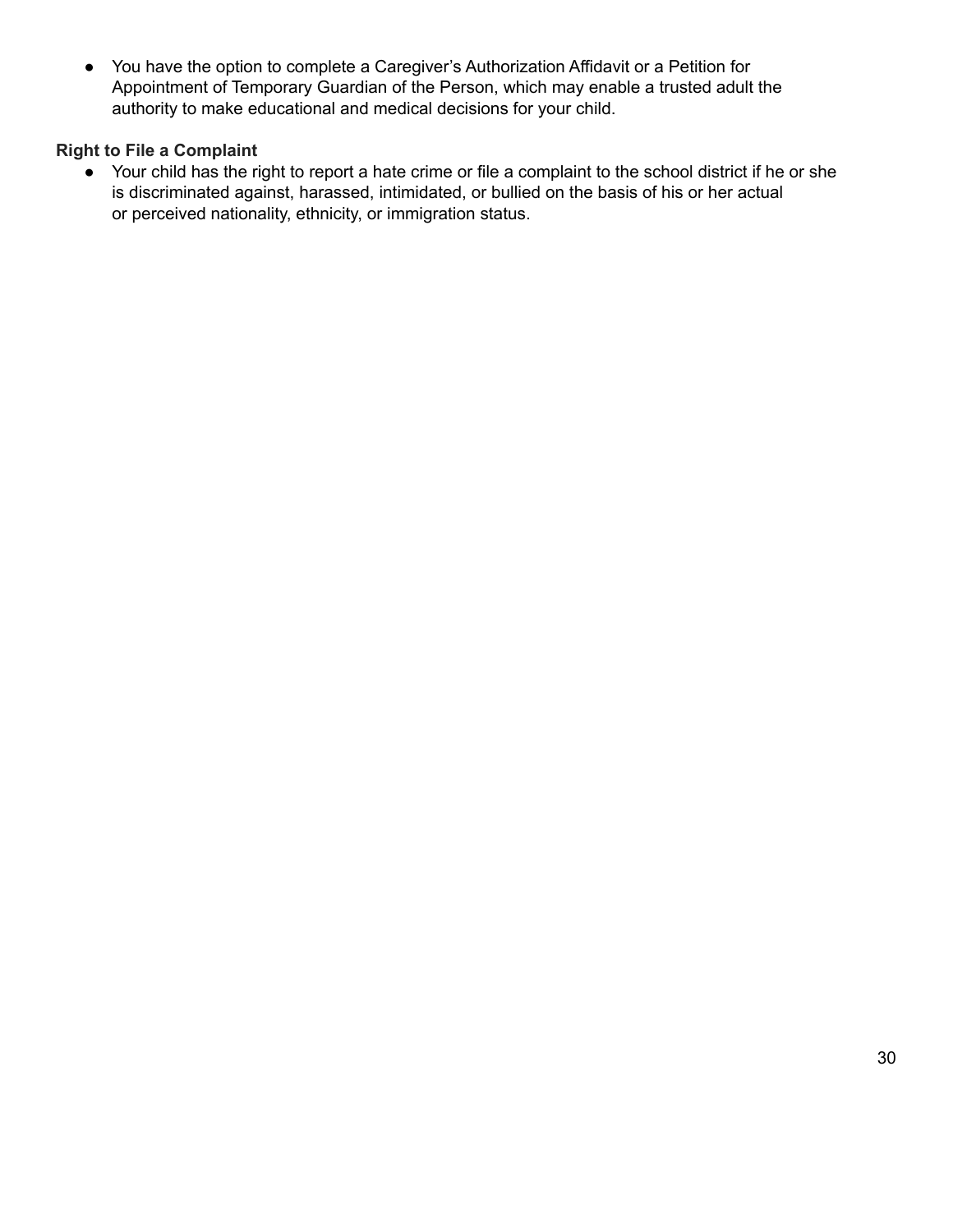- You have the option to complete a Caregiver's Authorization Affidavit or a Petition for Appointment of Temporary Guardian of the Person, which may enable a trusted adult the authority to make educational and medical decisions for your child.

**Right to File a Complaint**

- Your child has the right to report a hate crime or file a complaint to the school district if he or she is discriminated against, harassed, intimidated, or bullied on the basis of his or her actual or perceived nationality, ethnicity, or immigration status.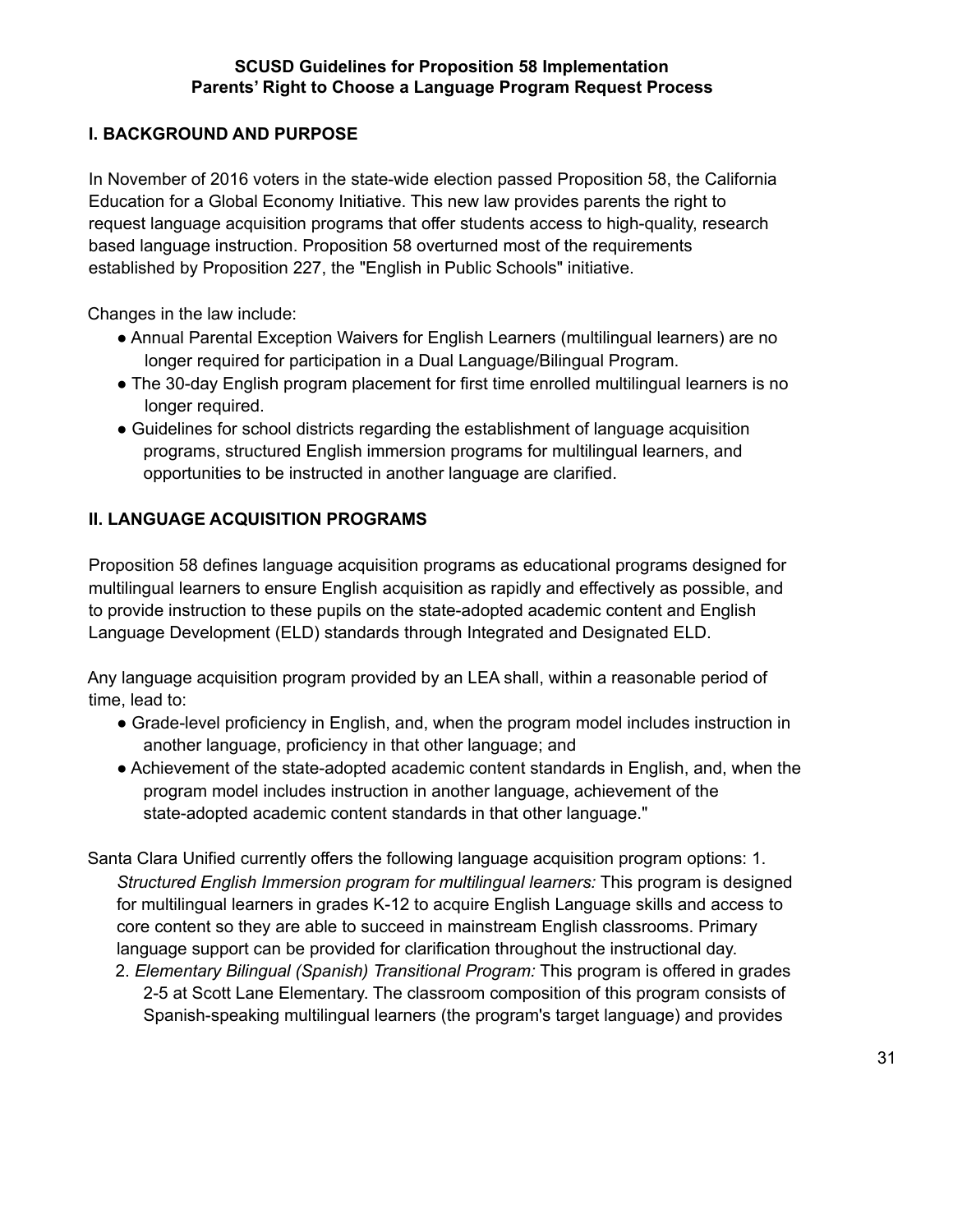**SCUSD Guidelines for Proposition 58 Implementation**
**Parents' Right to Choose a Language Program Request Process**

## I. BACKGROUND AND PURPOSE

In November of 2016 voters in the state-wide election passed Proposition 58, the California Education for a Global Economy Initiative. This new law provides parents the right to request language acquisition programs that offer students access to high-quality, research based language instruction. Proposition 58 overturned most of the requirements established by Proposition 227, the "English in Public Schools" initiative.

Changes in the law include:

- Annual Parental Exception Waivers for English Learners (multilingual learners) are no longer required for participation in a Dual Language/Bilingual Program.
- The 30-day English program placement for first time enrolled multilingual learners is no longer required.
- Guidelines for school districts regarding the establishment of language acquisition programs, structured English immersion programs for multilingual learners, and opportunities to be instructed in another language are clarified.

## II. LANGUAGE ACQUISITION PROGRAMS

Proposition 58 defines language acquisition programs as educational programs designed for multilingual learners to ensure English acquisition as rapidly and effectively as possible, and to provide instruction to these pupils on the state-adopted academic content and English Language Development (ELD) standards through Integrated and Designated ELD.

Any language acquisition program provided by an LEA shall, within a reasonable period of time, lead to:

- Grade-level proficiency in English, and, when the program model includes instruction in another language, proficiency in that other language; and
- Achievement of the state-adopted academic content standards in English, and, when the program model includes instruction in another language, achievement of the state-adopted academic content standards in that other language."

Santa Clara Unified currently offers the following language acquisition program options:

1. *Structured English Immersion program for multilingual learners:* This program is designed for multilingual learners in grades K-12 to acquire English Language skills and access to core content so they are able to succeed in mainstream English classrooms. Primary language support can be provided for clarification throughout the instructional day.
2. *Elementary Bilingual (Spanish) Transitional Program:* This program is offered in grades 2-5 at Scott Lane Elementary. The classroom composition of this program consists of Spanish-speaking multilingual learners (the program's target language) and provides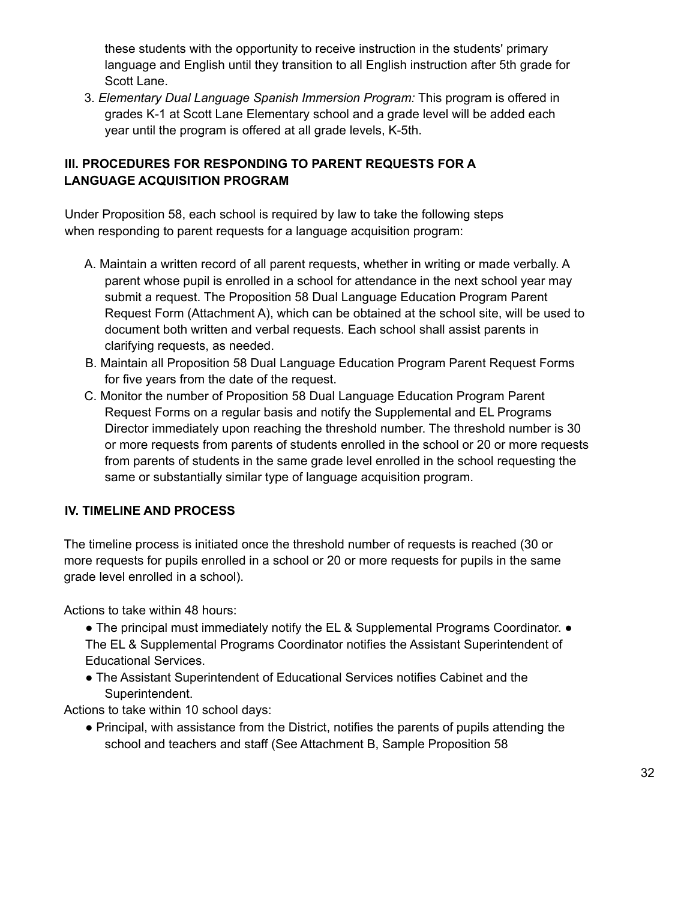these students with the opportunity to receive instruction in the students' primary language and English until they transition to all English instruction after 5th grade for Scott Lane.

3. *Elementary Dual Language Spanish Immersion Program:* This program is offered in grades K-1 at Scott Lane Elementary school and a grade level will be added each year until the program is offered at all grade levels, K-5th.

### III. PROCEDURES FOR RESPONDING TO PARENT REQUESTS FOR A LANGUAGE ACQUISITION PROGRAM

Under Proposition 58, each school is required by law to take the following steps when responding to parent requests for a language acquisition program:

A. Maintain a written record of all parent requests, whether in writing or made verbally. A parent whose pupil is enrolled in a school for attendance in the next school year may submit a request. The Proposition 58 Dual Language Education Program Parent Request Form (Attachment A), which can be obtained at the school site, will be used to document both written and verbal requests. Each school shall assist parents in clarifying requests, as needed.

B. Maintain all Proposition 58 Dual Language Education Program Parent Request Forms for five years from the date of the request.

C. Monitor the number of Proposition 58 Dual Language Education Program Parent Request Forms on a regular basis and notify the Supplemental and EL Programs Director immediately upon reaching the threshold number. The threshold number is 30 or more requests from parents of students enrolled in the school or 20 or more requests from parents of students in the same grade level enrolled in the school requesting the same or substantially similar type of language acquisition program.

### IV. TIMELINE AND PROCESS

The timeline process is initiated once the threshold number of requests is reached (30 or more requests for pupils enrolled in a school or 20 or more requests for pupils in the same grade level enrolled in a school).

Actions to take within 48 hours:

- The principal must immediately notify the EL & Supplemental Programs Coordinator.
- The EL & Supplemental Programs Coordinator notifies the Assistant Superintendent of Educational Services.
- The Assistant Superintendent of Educational Services notifies Cabinet and the Superintendent.

Actions to take within 10 school days:

- Principal, with assistance from the District, notifies the parents of pupils attending the school and teachers and staff (See Attachment B, Sample Proposition 58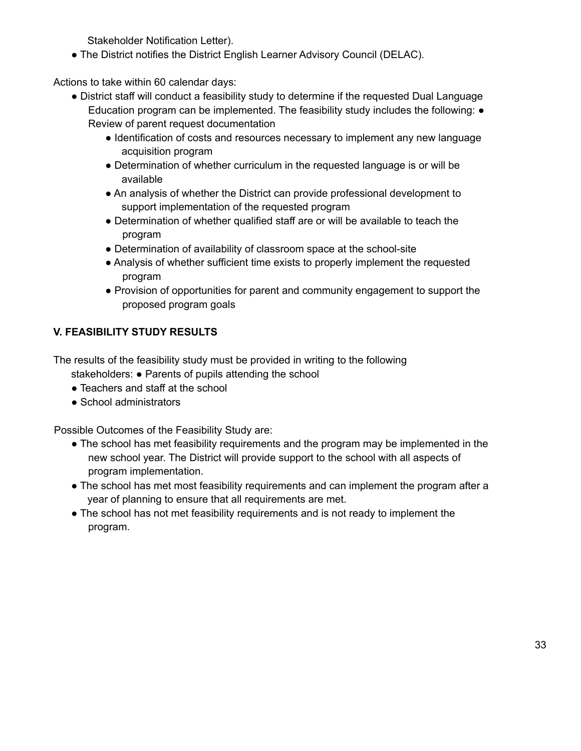Stakeholder Notification Letter).

- The District notifies the District English Learner Advisory Council (DELAC).

Actions to take within 60 calendar days:

- District staff will conduct a feasibility study to determine if the requested Dual Language Education program can be implemented. The feasibility study includes the following:
  - Review of parent request documentation
  - Identification of costs and resources necessary to implement any new language acquisition program
  - Determination of whether curriculum in the requested language is or will be available
  - An analysis of whether the District can provide professional development to support implementation of the requested program
  - Determination of whether qualified staff are or will be available to teach the program
  - Determination of availability of classroom space at the school-site
  - Analysis of whether sufficient time exists to properly implement the requested program
  - Provision of opportunities for parent and community engagement to support the proposed program goals

**V. FEASIBILITY STUDY RESULTS**

The results of the feasibility study must be provided in writing to the following stakeholders:

- Parents of pupils attending the school
- Teachers and staff at the school
- School administrators

Possible Outcomes of the Feasibility Study are:

- The school has met feasibility requirements and the program may be implemented in the new school year. The District will provide support to the school with all aspects of program implementation.
- The school has met most feasibility requirements and can implement the program after a year of planning to ensure that all requirements are met.
- The school has not met feasibility requirements and is not ready to implement the program.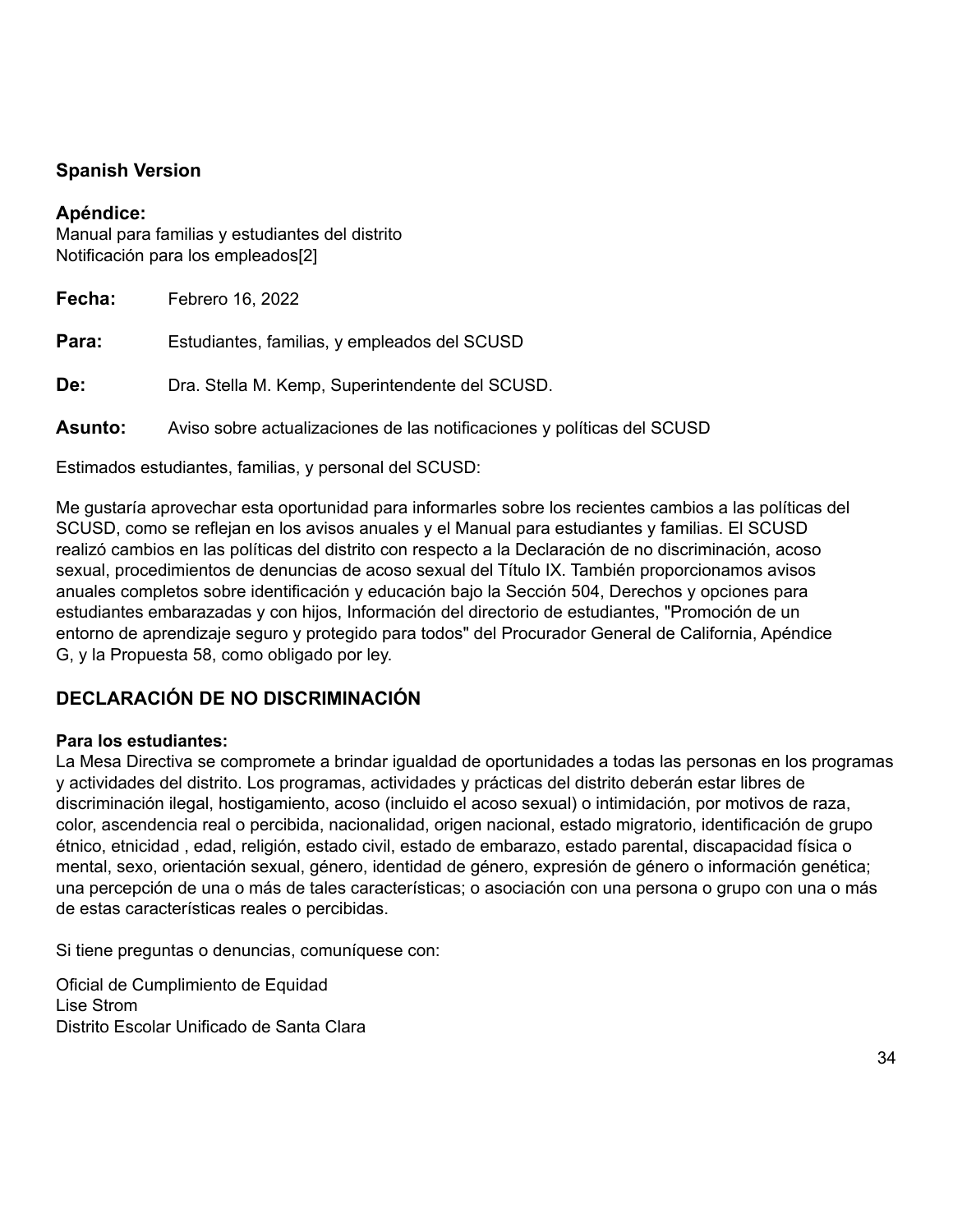**Spanish Version**

**Apéndice:**
Manual para familias y estudiantes del distrito
Notificación para los empleados[2]

**Fecha:** Febrero 16, 2022

**Para:** Estudiantes, familias, y empleados del SCUSD

**De:** Dra. Stella M. Kemp, Superintendente del SCUSD.

**Asunto:** Aviso sobre actualizaciones de las notificaciones y políticas del SCUSD

Estimados estudiantes, familias, y personal del SCUSD:

Me gustaría aprovechar esta oportunidad para informarles sobre los recientes cambios a las políticas del SCUSD, como se reflejan en los avisos anuales y el Manual para estudiantes y familias. El SCUSD realizó cambios en las políticas del distrito con respecto a la Declaración de no discriminación, acoso sexual, procedimientos de denuncias de acoso sexual del Título IX. También proporcionamos avisos anuales completos sobre identificación y educación bajo la Sección 504, Derechos y opciones para estudiantes embarazadas y con hijos, Información del directorio de estudiantes, "Promoción de un entorno de aprendizaje seguro y protegido para todos" del Procurador General de California, Apéndice G, y la Propuesta 58, como obligado por ley.

## DECLARACIÓN DE NO DISCRIMINACIÓN

**Para los estudiantes:**
La Mesa Directiva se compromete a brindar igualdad de oportunidades a todas las personas en los programas y actividades del distrito. Los programas, actividades y prácticas del distrito deberán estar libres de discriminación ilegal, hostigamiento, acoso (incluido el acoso sexual) o intimidación, por motivos de raza, color, ascendencia real o percibida, nacionalidad, origen nacional, estado migratorio, identificación de grupo étnico, etnicidad , edad, religión, estado civil, estado de embarazo, estado parental, discapacidad física o mental, sexo, orientación sexual, género, identidad de género, expresión de género o información genética; una percepción de una o más de tales características; o asociación con una persona o grupo con una o más de estas características reales o percibidas.

Si tiene preguntas o denuncias, comuníquese con:

Oficial de Cumplimiento de Equidad
Lise Strom
Distrito Escolar Unificado de Santa Clara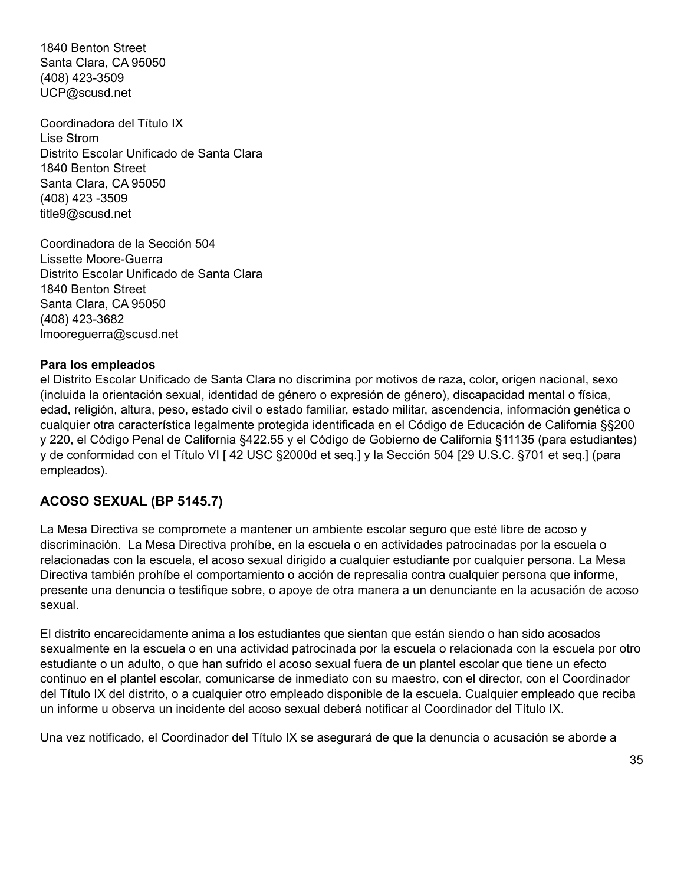1840 Benton Street
Santa Clara, CA 95050
(408) 423-3509
UCP@scusd.net

Coordinadora del Título IX
Lise Strom
Distrito Escolar Unificado de Santa Clara
1840 Benton Street
Santa Clara, CA 95050
(408) 423 -3509
title9@scusd.net

Coordinadora de la Sección 504
Lissette Moore-Guerra
Distrito Escolar Unificado de Santa Clara
1840 Benton Street
Santa Clara, CA 95050
(408) 423-3682
lmooreguerra@scusd.net

**Para los empleados**
el Distrito Escolar Unificado de Santa Clara no discrimina por motivos de raza, color, origen nacional, sexo (incluida la orientación sexual, identidad de género o expresión de género), discapacidad mental o física, edad, religión, altura, peso, estado civil o estado familiar, estado militar, ascendencia, información genética o cualquier otra característica legalmente protegida identificada en el Código de Educación de California §§200 y 220, el Código Penal de California §422.55 y el Código de Gobierno de California §11135 (para estudiantes) y de conformidad con el Título VI [ 42 USC §2000d et seq.] y la Sección 504 [29 U.S.C. §701 et seq.] (para empleados).

## ACOSO SEXUAL (BP 5145.7)

La Mesa Directiva se compromete a mantener un ambiente escolar seguro que esté libre de acoso y discriminación. La Mesa Directiva prohíbe, en la escuela o en actividades patrocinadas por la escuela o relacionadas con la escuela, el acoso sexual dirigido a cualquier estudiante por cualquier persona. La Mesa Directiva también prohíbe el comportamiento o acción de represalia contra cualquier persona que informe, presente una denuncia o testifique sobre, o apoye de otra manera a un denunciante en la acusación de acoso sexual.

El distrito encarecidamente anima a los estudiantes que sientan que están siendo o han sido acosados sexualmente en la escuela o en una actividad patrocinada por la escuela o relacionada con la escuela por otro estudiante o un adulto, o que han sufrido el acoso sexual fuera de un plantel escolar que tiene un efecto continuo en el plantel escolar, comunicarse de inmediato con su maestro, con el director, con el Coordinador del Título IX del distrito, o a cualquier otro empleado disponible de la escuela. Cualquier empleado que reciba un informe u observa un incidente del acoso sexual deberá notificar al Coordinador del Título IX.

Una vez notificado, el Coordinador del Título IX se asegurará de que la denuncia o acusación se aborde a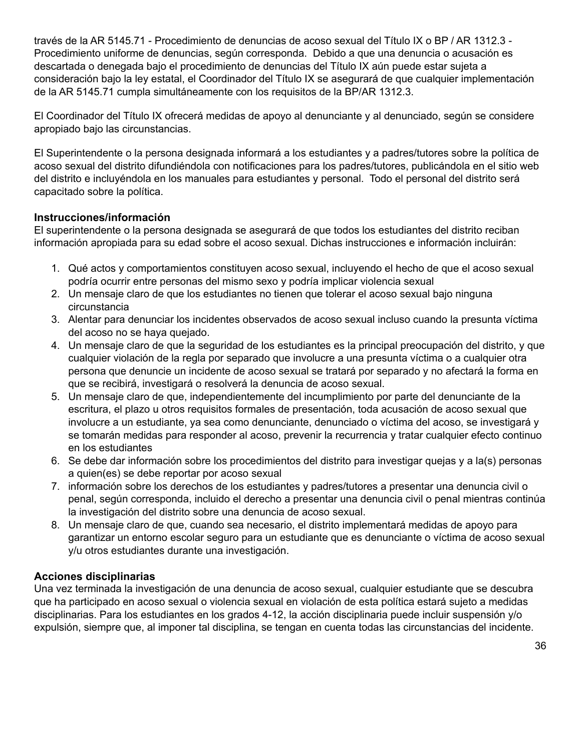través de la AR 5145.71 - Procedimiento de denuncias de acoso sexual del Título IX o BP / AR 1312.3 - Procedimiento uniforme de denuncias, según corresponda. Debido a que una denuncia o acusación es descartada o denegada bajo el procedimiento de denuncias del Título IX aún puede estar sujeta a consideración bajo la ley estatal, el Coordinador del Título IX se asegurará de que cualquier implementación de la AR 5145.71 cumpla simultáneamente con los requisitos de la BP/AR 1312.3.

El Coordinador del Título IX ofrecerá medidas de apoyo al denunciante y al denunciado, según se considere apropiado bajo las circunstancias.

El Superintendente o la persona designada informará a los estudiantes y a padres/tutores sobre la política de acoso sexual del distrito difundiéndola con notificaciones para los padres/tutores, publicándola en el sitio web del distrito e incluyéndola en los manuales para estudiantes y personal. Todo el personal del distrito será capacitado sobre la política.

**Instrucciones/información**

El superintendente o la persona designada se asegurará de que todos los estudiantes del distrito reciban información apropiada para su edad sobre el acoso sexual. Dichas instrucciones e información incluirán:

1. Qué actos y comportamientos constituyen acoso sexual, incluyendo el hecho de que el acoso sexual podría ocurrir entre personas del mismo sexo y podría implicar violencia sexual
2. Un mensaje claro de que los estudiantes no tienen que tolerar el acoso sexual bajo ninguna circunstancia
3. Alentar para denunciar los incidentes observados de acoso sexual incluso cuando la presunta víctima del acoso no se haya quejado.
4. Un mensaje claro de que la seguridad de los estudiantes es la principal preocupación del distrito, y que cualquier violación de la regla por separado que involucre a una presunta víctima o a cualquier otra persona que denuncie un incidente de acoso sexual se tratará por separado y no afectará la forma en que se recibirá, investigará o resolverá la denuncia de acoso sexual.
5. Un mensaje claro de que, independientemente del incumplimiento por parte del denunciante de la escritura, el plazo u otros requisitos formales de presentación, toda acusación de acoso sexual que involucre a un estudiante, ya sea como denunciante, denunciado o víctima del acoso, se investigará y se tomarán medidas para responder al acoso, prevenir la recurrencia y tratar cualquier efecto continuo en los estudiantes
6. Se debe dar información sobre los procedimientos del distrito para investigar quejas y a la(s) personas a quien(es) se debe reportar por acoso sexual
7. información sobre los derechos de los estudiantes y padres/tutores a presentar una denuncia civil o penal, según corresponda, incluido el derecho a presentar una denuncia civil o penal mientras continúa la investigación del distrito sobre una denuncia de acoso sexual.
8. Un mensaje claro de que, cuando sea necesario, el distrito implementará medidas de apoyo para garantizar un entorno escolar seguro para un estudiante que es denunciante o víctima de acoso sexual y/u otros estudiantes durante una investigación.

**Acciones disciplinarias**

Una vez terminada la investigación de una denuncia de acoso sexual, cualquier estudiante que se descubra que ha participado en acoso sexual o violencia sexual en violación de esta política estará sujeto a medidas disciplinarias. Para los estudiantes en los grados 4-12, la acción disciplinaria puede incluir suspensión y/o expulsión, siempre que, al imponer tal disciplina, se tengan en cuenta todas las circunstancias del incidente.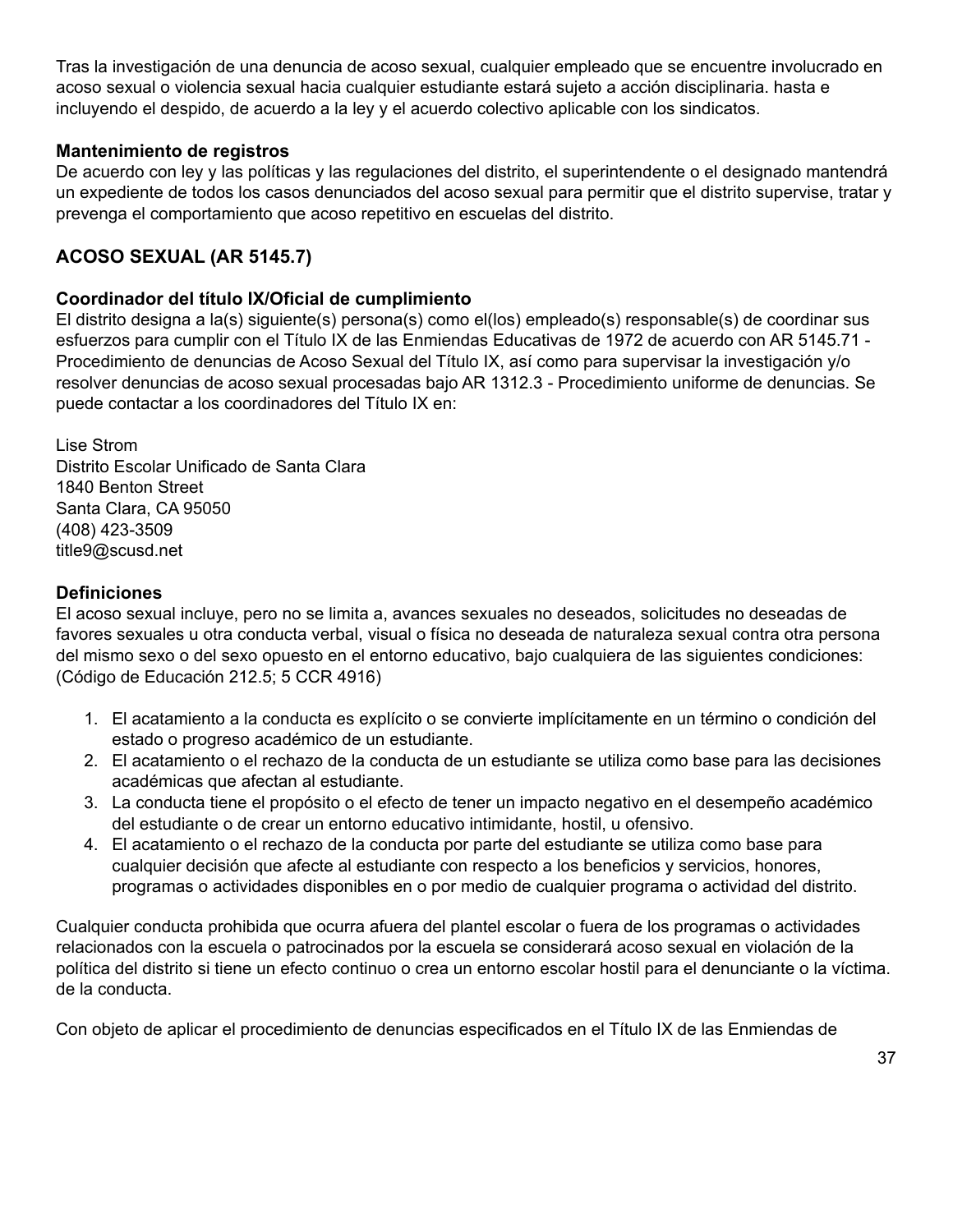Tras la investigación de una denuncia de acoso sexual, cualquier empleado que se encuentre involucrado en acoso sexual o violencia sexual hacia cualquier estudiante estará sujeto a acción disciplinaria. hasta e incluyendo el despido, de acuerdo a la ley y el acuerdo colectivo aplicable con los sindicatos.

**Mantenimiento de registros**
De acuerdo con ley y las políticas y las regulaciones del distrito, el superintendente o el designado mantendrá un expediente de todos los casos denunciados del acoso sexual para permitir que el distrito supervise, tratar y prevenga el comportamiento que acoso repetitivo en escuelas del distrito.

## ACOSO SEXUAL (AR 5145.7)

**Coordinador del título IX/Oficial de cumplimiento**
El distrito designa a la(s) siguiente(s) persona(s) como el(los) empleado(s) responsable(s) de coordinar sus esfuerzos para cumplir con el Título IX de las Enmiendas Educativas de 1972 de acuerdo con AR 5145.71 - Procedimiento de denuncias de Acoso Sexual del Título IX, así como para supervisar la investigación y/o resolver denuncias de acoso sexual procesadas bajo AR 1312.3 - Procedimiento uniforme de denuncias. Se puede contactar a los coordinadores del Título IX en:

Lise Strom
Distrito Escolar Unificado de Santa Clara
1840 Benton Street
Santa Clara, CA 95050
(408) 423-3509
title9@scusd.net

**Definiciones**
El acoso sexual incluye, pero no se limita a, avances sexuales no deseados, solicitudes no deseadas de favores sexuales u otra conducta verbal, visual o física no deseada de naturaleza sexual contra otra persona del mismo sexo o del sexo opuesto en el entorno educativo, bajo cualquiera de las siguientes condiciones: (Código de Educación 212.5; 5 CCR 4916)

1. El acatamiento a la conducta es explícito o se convierte implícitamente en un término o condición del estado o progreso académico de un estudiante.
2. El acatamiento o el rechazo de la conducta de un estudiante se utiliza como base para las decisiones académicas que afectan al estudiante.
3. La conducta tiene el propósito o el efecto de tener un impacto negativo en el desempeño académico del estudiante o de crear un entorno educativo intimidante, hostil, u ofensivo.
4. El acatamiento o el rechazo de la conducta por parte del estudiante se utiliza como base para cualquier decisión que afecte al estudiante con respecto a los beneficios y servicios, honores, programas o actividades disponibles en o por medio de cualquier programa o actividad del distrito.

Cualquier conducta prohibida que ocurra afuera del plantel escolar o fuera de los programas o actividades relacionados con la escuela o patrocinados por la escuela se considerará acoso sexual en violación de la política del distrito si tiene un efecto continuo o crea un entorno escolar hostil para el denunciante o la víctima. de la conducta.

Con objeto de aplicar el procedimiento de denuncias especificados en el Título IX de las Enmiendas de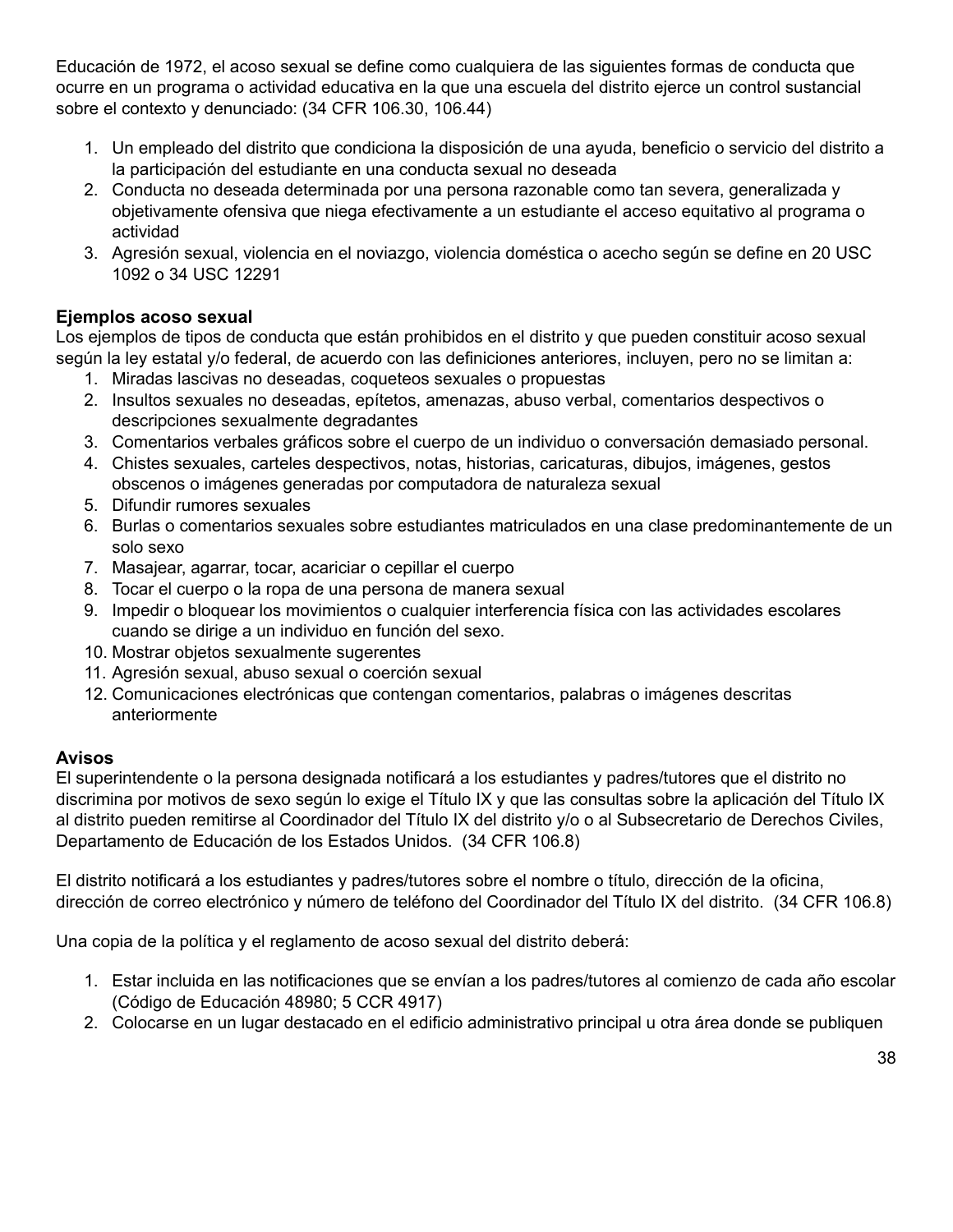Educación de 1972, el acoso sexual se define como cualquiera de las siguientes formas de conducta que ocurre en un programa o actividad educativa en la que una escuela del distrito ejerce un control sustancial sobre el contexto y denunciado: (34 CFR 106.30, 106.44)

1. Un empleado del distrito que condiciona la disposición de una ayuda, beneficio o servicio del distrito a la participación del estudiante en una conducta sexual no deseada
2. Conducta no deseada determinada por una persona razonable como tan severa, generalizada y objetivamente ofensiva que niega efectivamente a un estudiante el acceso equitativo al programa o actividad
3. Agresión sexual, violencia en el noviazgo, violencia doméstica o acecho según se define en 20 USC 1092 o 34 USC 12291

**Ejemplos acoso sexual**

Los ejemplos de tipos de conducta que están prohibidos en el distrito y que pueden constituir acoso sexual según la ley estatal y/o federal, de acuerdo con las definiciones anteriores, incluyen, pero no se limitan a:

1. Miradas lascivas no deseadas, coqueteos sexuales o propuestas
2. Insultos sexuales no deseadas, epítetos, amenazas, abuso verbal, comentarios despectivos o descripciones sexualmente degradantes
3. Comentarios verbales gráficos sobre el cuerpo de un individuo o conversación demasiado personal.
4. Chistes sexuales, carteles despectivos, notas, historias, caricaturas, dibujos, imágenes, gestos obscenos o imágenes generadas por computadora de naturaleza sexual
5. Difundir rumores sexuales
6. Burlas o comentarios sexuales sobre estudiantes matriculados en una clase predominantemente de un solo sexo
7. Masajear, agarrar, tocar, acariciar o cepillar el cuerpo
8. Tocar el cuerpo o la ropa de una persona de manera sexual
9. Impedir o bloquear los movimientos o cualquier interferencia física con las actividades escolares cuando se dirige a un individuo en función del sexo.
10. Mostrar objetos sexualmente sugerentes
11. Agresión sexual, abuso sexual o coerción sexual
12. Comunicaciones electrónicas que contengan comentarios, palabras o imágenes descritas anteriormente

**Avisos**

El superintendente o la persona designada notificará a los estudiantes y padres/tutores que el distrito no discrimina por motivos de sexo según lo exige el Título IX y que las consultas sobre la aplicación del Título IX al distrito pueden remitirse al Coordinador del Título IX del distrito y/o o al Subsecretario de Derechos Civiles, Departamento de Educación de los Estados Unidos. (34 CFR 106.8)

El distrito notificará a los estudiantes y padres/tutores sobre el nombre o título, dirección de la oficina, dirección de correo electrónico y número de teléfono del Coordinador del Título IX del distrito. (34 CFR 106.8)

Una copia de la política y el reglamento de acoso sexual del distrito deberá:

1. Estar incluida en las notificaciones que se envían a los padres/tutores al comienzo de cada año escolar (Código de Educación 48980; 5 CCR 4917)
2. Colocarse en un lugar destacado en el edificio administrativo principal u otra área donde se publiquen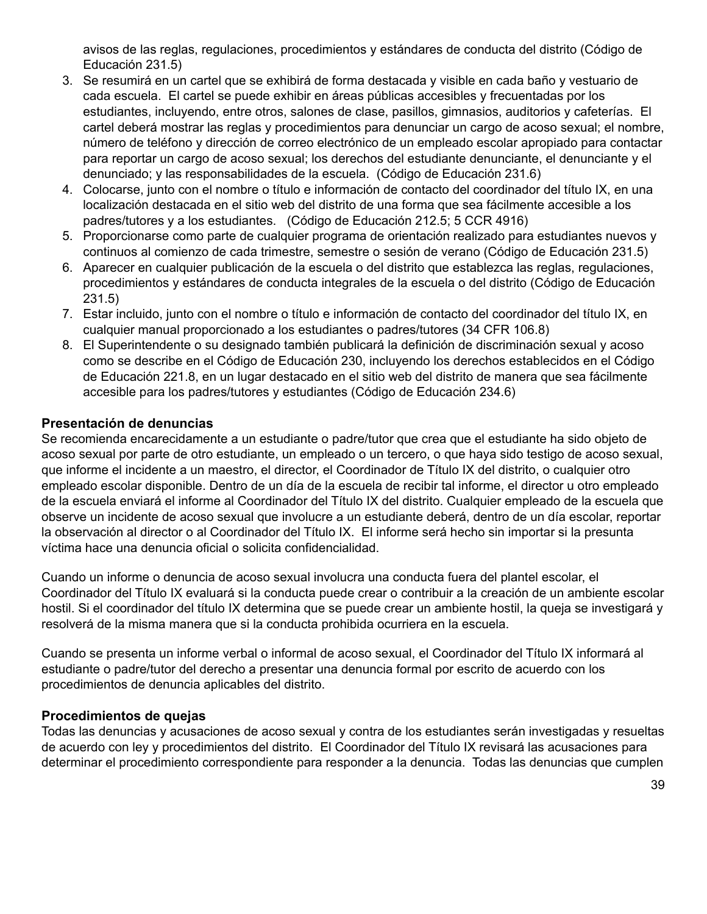avisos de las reglas, regulaciones, procedimientos y estándares de conducta del distrito (Código de Educación 231.5)

3. Se resumirá en un cartel que se exhibirá de forma destacada y visible en cada baño y vestuario de cada escuela. El cartel se puede exhibir en áreas públicas accesibles y frecuentadas por los estudiantes, incluyendo, entre otros, salones de clase, pasillos, gimnasios, auditorios y cafeterías. El cartel deberá mostrar las reglas y procedimientos para denunciar un cargo de acoso sexual; el nombre, número de teléfono y dirección de correo electrónico de un empleado escolar apropiado para contactar para reportar un cargo de acoso sexual; los derechos del estudiante denunciante, el denunciante y el denunciado; y las responsabilidades de la escuela. (Código de Educación 231.6)
4. Colocarse, junto con el nombre o título e información de contacto del coordinador del título IX, en una localización destacada en el sitio web del distrito de una forma que sea fácilmente accesible a los padres/tutores y a los estudiantes. (Código de Educación 212.5; 5 CCR 4916)
5. Proporcionarse como parte de cualquier programa de orientación realizado para estudiantes nuevos y continuos al comienzo de cada trimestre, semestre o sesión de verano (Código de Educación 231.5)
6. Aparecer en cualquier publicación de la escuela o del distrito que establezca las reglas, regulaciones, procedimientos y estándares de conducta integrales de la escuela o del distrito (Código de Educación 231.5)
7. Estar incluido, junto con el nombre o título e información de contacto del coordinador del título IX, en cualquier manual proporcionado a los estudiantes o padres/tutores (34 CFR 106.8)
8. El Superintendente o su designado también publicará la definición de discriminación sexual y acoso como se describe en el Código de Educación 230, incluyendo los derechos establecidos en el Código de Educación 221.8, en un lugar destacado en el sitio web del distrito de manera que sea fácilmente accesible para los padres/tutores y estudiantes (Código de Educación 234.6)

**Presentación de denuncias**

Se recomienda encarecidamente a un estudiante o padre/tutor que crea que el estudiante ha sido objeto de acoso sexual por parte de otro estudiante, un empleado o un tercero, o que haya sido testigo de acoso sexual, que informe el incidente a un maestro, el director, el Coordinador de Título IX del distrito, o cualquier otro empleado escolar disponible. Dentro de un día de la escuela de recibir tal informe, el director u otro empleado de la escuela enviará el informe al Coordinador del Título IX del distrito. Cualquier empleado de la escuela que observe un incidente de acoso sexual que involucre a un estudiante deberá, dentro de un día escolar, reportar la observación al director o al Coordinador del Título IX. El informe será hecho sin importar si la presunta víctima hace una denuncia oficial o solicita confidencialidad.

Cuando un informe o denuncia de acoso sexual involucra una conducta fuera del plantel escolar, el Coordinador del Título IX evaluará si la conducta puede crear o contribuir a la creación de un ambiente escolar hostil. Si el coordinador del título IX determina que se puede crear un ambiente hostil, la queja se investigará y resolverá de la misma manera que si la conducta prohibida ocurriera en la escuela.

Cuando se presenta un informe verbal o informal de acoso sexual, el Coordinador del Título IX informará al estudiante o padre/tutor del derecho a presentar una denuncia formal por escrito de acuerdo con los procedimientos de denuncia aplicables del distrito.

**Procedimientos de quejas**

Todas las denuncias y acusaciones de acoso sexual y contra de los estudiantes serán investigadas y resueltas de acuerdo con ley y procedimientos del distrito. El Coordinador del Título IX revisará las acusaciones para determinar el procedimiento correspondiente para responder a la denuncia. Todas las denuncias que cumplen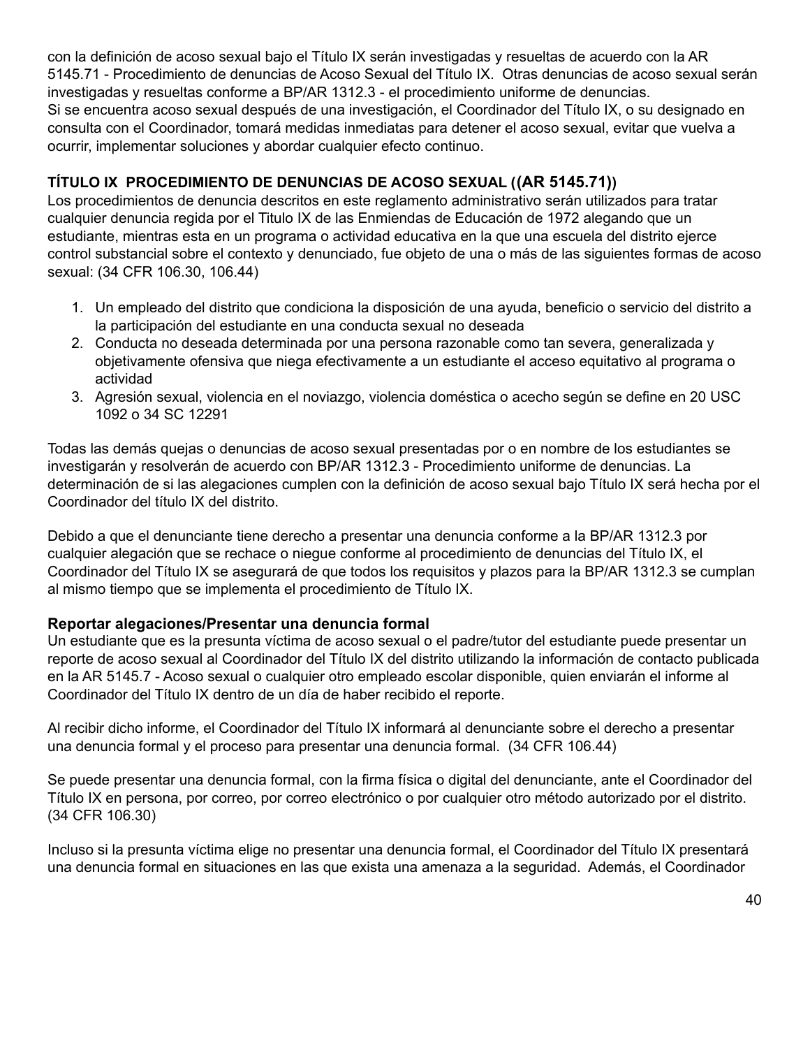con la definición de acoso sexual bajo el Título IX serán investigadas y resueltas de acuerdo con la AR 5145.71 - Procedimiento de denuncias de Acoso Sexual del Título IX. Otras denuncias de acoso sexual serán investigadas y resueltas conforme a BP/AR 1312.3 - el procedimiento uniforme de denuncias.
Si se encuentra acoso sexual después de una investigación, el Coordinador del Título IX, o su designado en consulta con el Coordinador, tomará medidas inmediatas para detener el acoso sexual, evitar que vuelva a ocurrir, implementar soluciones y abordar cualquier efecto continuo.

**TÍTULO IX PROCEDIMIENTO DE DENUNCIAS DE ACOSO SEXUAL ((AR 5145.71))**

Los procedimientos de denuncia descritos en este reglamento administrativo serán utilizados para tratar cualquier denuncia regida por el Titulo IX de las Enmiendas de Educación de 1972 alegando que un estudiante, mientras esta en un programa o actividad educativa en la que una escuela del distrito ejerce control substancial sobre el contexto y denunciado, fue objeto de una o más de las siguientes formas de acoso sexual: (34 CFR 106.30, 106.44)

1. Un empleado del distrito que condiciona la disposición de una ayuda, beneficio o servicio del distrito a la participación del estudiante en una conducta sexual no deseada
2. Conducta no deseada determinada por una persona razonable como tan severa, generalizada y objetivamente ofensiva que niega efectivamente a un estudiante el acceso equitativo al programa o actividad
3. Agresión sexual, violencia en el noviazgo, violencia doméstica o acecho según se define en 20 USC 1092 o 34 SC 12291

Todas las demás quejas o denuncias de acoso sexual presentadas por o en nombre de los estudiantes se investigarán y resolverán de acuerdo con BP/AR 1312.3 - Procedimiento uniforme de denuncias. La determinación de si las alegaciones cumplen con la definición de acoso sexual bajo Título IX será hecha por el Coordinador del título IX del distrito.

Debido a que el denunciante tiene derecho a presentar una denuncia conforme a la BP/AR 1312.3 por cualquier alegación que se rechace o niegue conforme al procedimiento de denuncias del Título IX, el Coordinador del Título IX se asegurará de que todos los requisitos y plazos para la BP/AR 1312.3 se cumplan al mismo tiempo que se implementa el procedimiento de Título IX.

**Reportar alegaciones/Presentar una denuncia formal**

Un estudiante que es la presunta víctima de acoso sexual o el padre/tutor del estudiante puede presentar un reporte de acoso sexual al Coordinador del Título IX del distrito utilizando la información de contacto publicada en la AR 5145.7 - Acoso sexual o cualquier otro empleado escolar disponible, quien enviarán el informe al Coordinador del Título IX dentro de un día de haber recibido el reporte.

Al recibir dicho informe, el Coordinador del Título IX informará al denunciante sobre el derecho a presentar una denuncia formal y el proceso para presentar una denuncia formal. (34 CFR 106.44)

Se puede presentar una denuncia formal, con la firma física o digital del denunciante, ante el Coordinador del Título IX en persona, por correo, por correo electrónico o por cualquier otro método autorizado por el distrito. (34 CFR 106.30)

Incluso si la presunta víctima elige no presentar una denuncia formal, el Coordinador del Título IX presentará una denuncia formal en situaciones en las que exista una amenaza a la seguridad. Además, el Coordinador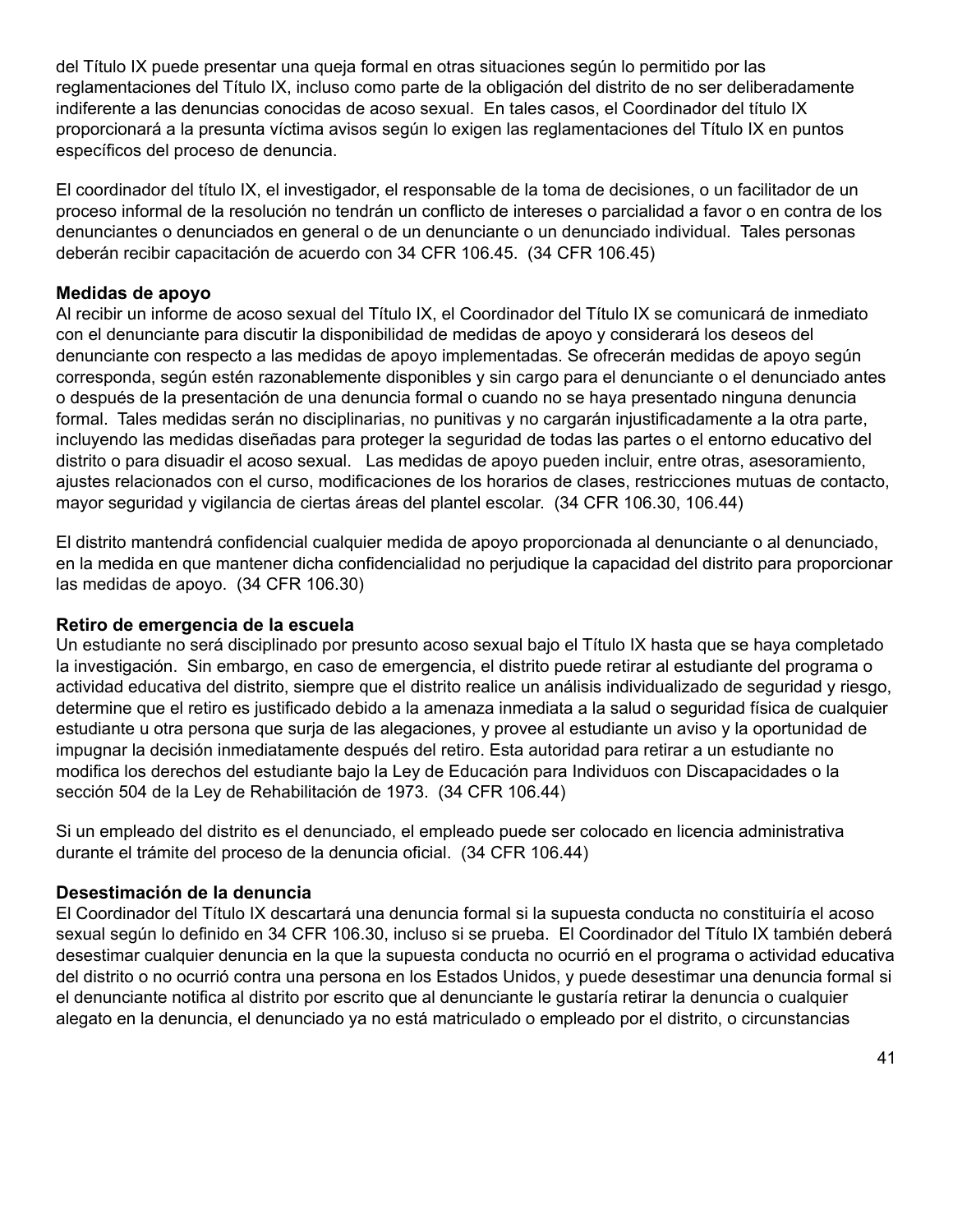del Título IX puede presentar una queja formal en otras situaciones según lo permitido por las reglamentaciones del Título IX, incluso como parte de la obligación del distrito de no ser deliberadamente indiferente a las denuncias conocidas de acoso sexual. En tales casos, el Coordinador del título IX proporcionará a la presunta víctima avisos según lo exigen las reglamentaciones del Título IX en puntos específicos del proceso de denuncia.

El coordinador del título IX, el investigador, el responsable de la toma de decisiones, o un facilitador de un proceso informal de la resolución no tendrán un conflicto de intereses o parcialidad a favor o en contra de los denunciantes o denunciados en general o de un denunciante o un denunciado individual. Tales personas deberán recibir capacitación de acuerdo con 34 CFR 106.45. (34 CFR 106.45)

**Medidas de apoyo**
Al recibir un informe de acoso sexual del Título IX, el Coordinador del Título IX se comunicará de inmediato con el denunciante para discutir la disponibilidad de medidas de apoyo y considerará los deseos del denunciante con respecto a las medidas de apoyo implementadas. Se ofrecerán medidas de apoyo según corresponda, según estén razonablemente disponibles y sin cargo para el denunciante o el denunciado antes o después de la presentación de una denuncia formal o cuando no se haya presentado ninguna denuncia formal. Tales medidas serán no disciplinarias, no punitivas y no cargarán injustificadamente a la otra parte, incluyendo las medidas diseñadas para proteger la seguridad de todas las partes o el entorno educativo del distrito o para disuadir el acoso sexual. Las medidas de apoyo pueden incluir, entre otras, asesoramiento, ajustes relacionados con el curso, modificaciones de los horarios de clases, restricciones mutuas de contacto, mayor seguridad y vigilancia de ciertas áreas del plantel escolar. (34 CFR 106.30, 106.44)

El distrito mantendrá confidencial cualquier medida de apoyo proporcionada al denunciante o al denunciado, en la medida en que mantener dicha confidencialidad no perjudique la capacidad del distrito para proporcionar las medidas de apoyo. (34 CFR 106.30)

**Retiro de emergencia de la escuela**
Un estudiante no será disciplinado por presunto acoso sexual bajo el Título IX hasta que se haya completado la investigación. Sin embargo, en caso de emergencia, el distrito puede retirar al estudiante del programa o actividad educativa del distrito, siempre que el distrito realice un análisis individualizado de seguridad y riesgo, determine que el retiro es justificado debido a la amenaza inmediata a la salud o seguridad física de cualquier estudiante u otra persona que surja de las alegaciones, y provee al estudiante un aviso y la oportunidad de impugnar la decisión inmediatamente después del retiro. Esta autoridad para retirar a un estudiante no modifica los derechos del estudiante bajo la Ley de Educación para Individuos con Discapacidades o la sección 504 de la Ley de Rehabilitación de 1973. (34 CFR 106.44)

Si un empleado del distrito es el denunciado, el empleado puede ser colocado en licencia administrativa durante el trámite del proceso de la denuncia oficial. (34 CFR 106.44)

**Desestimación de la denuncia**
El Coordinador del Título IX descartará una denuncia formal si la supuesta conducta no constituiría el acoso sexual según lo definido en 34 CFR 106.30, incluso si se prueba. El Coordinador del Título IX también deberá desestimar cualquier denuncia en la que la supuesta conducta no ocurrió en el programa o actividad educativa del distrito o no ocurrió contra una persona en los Estados Unidos, y puede desestimar una denuncia formal si el denunciante notifica al distrito por escrito que al denunciante le gustaría retirar la denuncia o cualquier alegato en la denuncia, el denunciado ya no está matriculado o empleado por el distrito, o circunstancias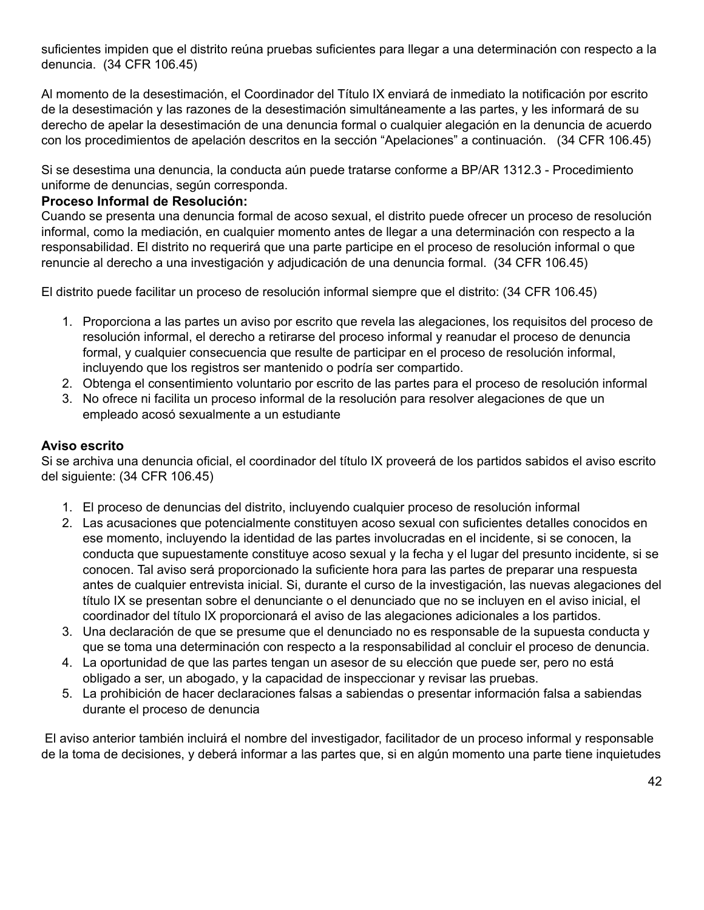suficientes impiden que el distrito reúna pruebas suficientes para llegar a una determinación con respecto a la denuncia. (34 CFR 106.45)

Al momento de la desestimación, el Coordinador del Título IX enviará de inmediato la notificación por escrito de la desestimación y las razones de la desestimación simultáneamente a las partes, y les informará de su derecho de apelar la desestimación de una denuncia formal o cualquier alegación en la denuncia de acuerdo con los procedimientos de apelación descritos en la sección "Apelaciones" a continuación. (34 CFR 106.45)

Si se desestima una denuncia, la conducta aún puede tratarse conforme a BP/AR 1312.3 - Procedimiento uniforme de denuncias, según corresponda.

**Proceso Informal de Resolución:**

Cuando se presenta una denuncia formal de acoso sexual, el distrito puede ofrecer un proceso de resolución informal, como la mediación, en cualquier momento antes de llegar a una determinación con respecto a la responsabilidad. El distrito no requerirá que una parte participe en el proceso de resolución informal o que renuncie al derecho a una investigación y adjudicación de una denuncia formal. (34 CFR 106.45)

El distrito puede facilitar un proceso de resolución informal siempre que el distrito: (34 CFR 106.45)

1. Proporciona a las partes un aviso por escrito que revela las alegaciones, los requisitos del proceso de resolución informal, el derecho a retirarse del proceso informal y reanudar el proceso de denuncia formal, y cualquier consecuencia que resulte de participar en el proceso de resolución informal, incluyendo que los registros ser mantenido o podría ser compartido.
2. Obtenga el consentimiento voluntario por escrito de las partes para el proceso de resolución informal
3. No ofrece ni facilita un proceso informal de la resolución para resolver alegaciones de que un empleado acosó sexualmente a un estudiante

### Aviso escrito

Si se archiva una denuncia oficial, el coordinador del título IX proveerá de los partidos sabidos el aviso escrito del siguiente: (34 CFR 106.45)

1. El proceso de denuncias del distrito, incluyendo cualquier proceso de resolución informal
2. Las acusaciones que potencialmente constituyen acoso sexual con suficientes detalles conocidos en ese momento, incluyendo la identidad de las partes involucradas en el incidente, si se conocen, la conducta que supuestamente constituye acoso sexual y la fecha y el lugar del presunto incidente, si se conocen. Tal aviso será proporcionado la suficiente hora para las partes de preparar una respuesta antes de cualquier entrevista inicial. Si, durante el curso de la investigación, las nuevas alegaciones del título IX se presentan sobre el denunciante o el denunciado que no se incluyen en el aviso inicial, el coordinador del título IX proporcionará el aviso de las alegaciones adicionales a los partidos.
3. Una declaración de que se presume que el denunciado no es responsable de la supuesta conducta y que se toma una determinación con respecto a la responsabilidad al concluir el proceso de denuncia.
4. La oportunidad de que las partes tengan un asesor de su elección que puede ser, pero no está obligado a ser, un abogado, y la capacidad de inspeccionar y revisar las pruebas.
5. La prohibición de hacer declaraciones falsas a sabiendas o presentar información falsa a sabiendas durante el proceso de denuncia

El aviso anterior también incluirá el nombre del investigador, facilitador de un proceso informal y responsable de la toma de decisiones, y deberá informar a las partes que, si en algún momento una parte tiene inquietudes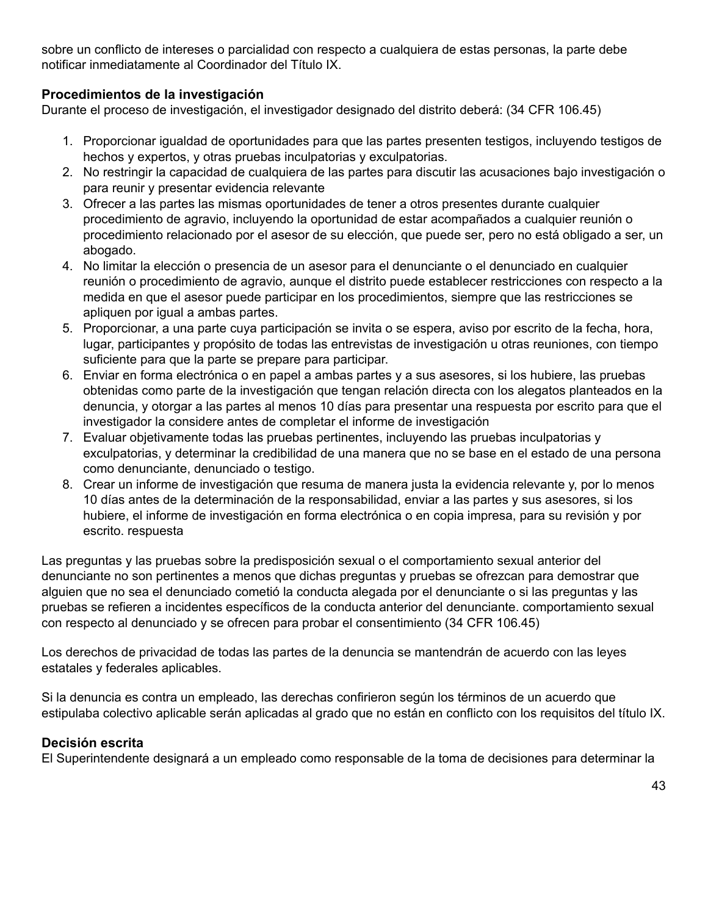sobre un conflicto de intereses o parcialidad con respecto a cualquiera de estas personas, la parte debe notificar inmediatamente al Coordinador del Título IX.

**Procedimientos de la investigación**
Durante el proceso de investigación, el investigador designado del distrito deberá: (34 CFR 106.45)

1. Proporcionar igualdad de oportunidades para que las partes presenten testigos, incluyendo testigos de hechos y expertos, y otras pruebas inculpatorias y exculpatorias.
2. No restringir la capacidad de cualquiera de las partes para discutir las acusaciones bajo investigación o para reunir y presentar evidencia relevante
3. Ofrecer a las partes las mismas oportunidades de tener a otros presentes durante cualquier procedimiento de agravio, incluyendo la oportunidad de estar acompañados a cualquier reunión o procedimiento relacionado por el asesor de su elección, que puede ser, pero no está obligado a ser, un abogado.
4. No limitar la elección o presencia de un asesor para el denunciante o el denunciado en cualquier reunión o procedimiento de agravio, aunque el distrito puede establecer restricciones con respecto a la medida en que el asesor puede participar en los procedimientos, siempre que las restricciones se apliquen por igual a ambas partes.
5. Proporcionar, a una parte cuya participación se invita o se espera, aviso por escrito de la fecha, hora, lugar, participantes y propósito de todas las entrevistas de investigación u otras reuniones, con tiempo suficiente para que la parte se prepare para participar.
6. Enviar en forma electrónica o en papel a ambas partes y a sus asesores, si los hubiere, las pruebas obtenidas como parte de la investigación que tengan relación directa con los alegatos planteados en la denuncia, y otorgar a las partes al menos 10 días para presentar una respuesta por escrito para que el investigador la considere antes de completar el informe de investigación
7. Evaluar objetivamente todas las pruebas pertinentes, incluyendo las pruebas inculpatorias y exculpatorias, y determinar la credibilidad de una manera que no se base en el estado de una persona como denunciante, denunciado o testigo.
8. Crear un informe de investigación que resuma de manera justa la evidencia relevante y, por lo menos 10 días antes de la determinación de la responsabilidad, enviar a las partes y sus asesores, si los hubiere, el informe de investigación en forma electrónica o en copia impresa, para su revisión y por escrito. respuesta

Las preguntas y las pruebas sobre la predisposición sexual o el comportamiento sexual anterior del denunciante no son pertinentes a menos que dichas preguntas y pruebas se ofrezcan para demostrar que alguien que no sea el denunciado cometió la conducta alegada por el denunciante o si las preguntas y las pruebas se refieren a incidentes específicos de la conducta anterior del denunciante. comportamiento sexual con respecto al denunciado y se ofrecen para probar el consentimiento (34 CFR 106.45)

Los derechos de privacidad de todas las partes de la denuncia se mantendrán de acuerdo con las leyes estatales y federales aplicables.

Si la denuncia es contra un empleado, las derechas confirieron según los términos de un acuerdo que estipulaba colectivo aplicable serán aplicadas al grado que no están en conflicto con los requisitos del título IX.

**Decisión escrita**
El Superintendente designará a un empleado como responsable de la toma de decisiones para determinar la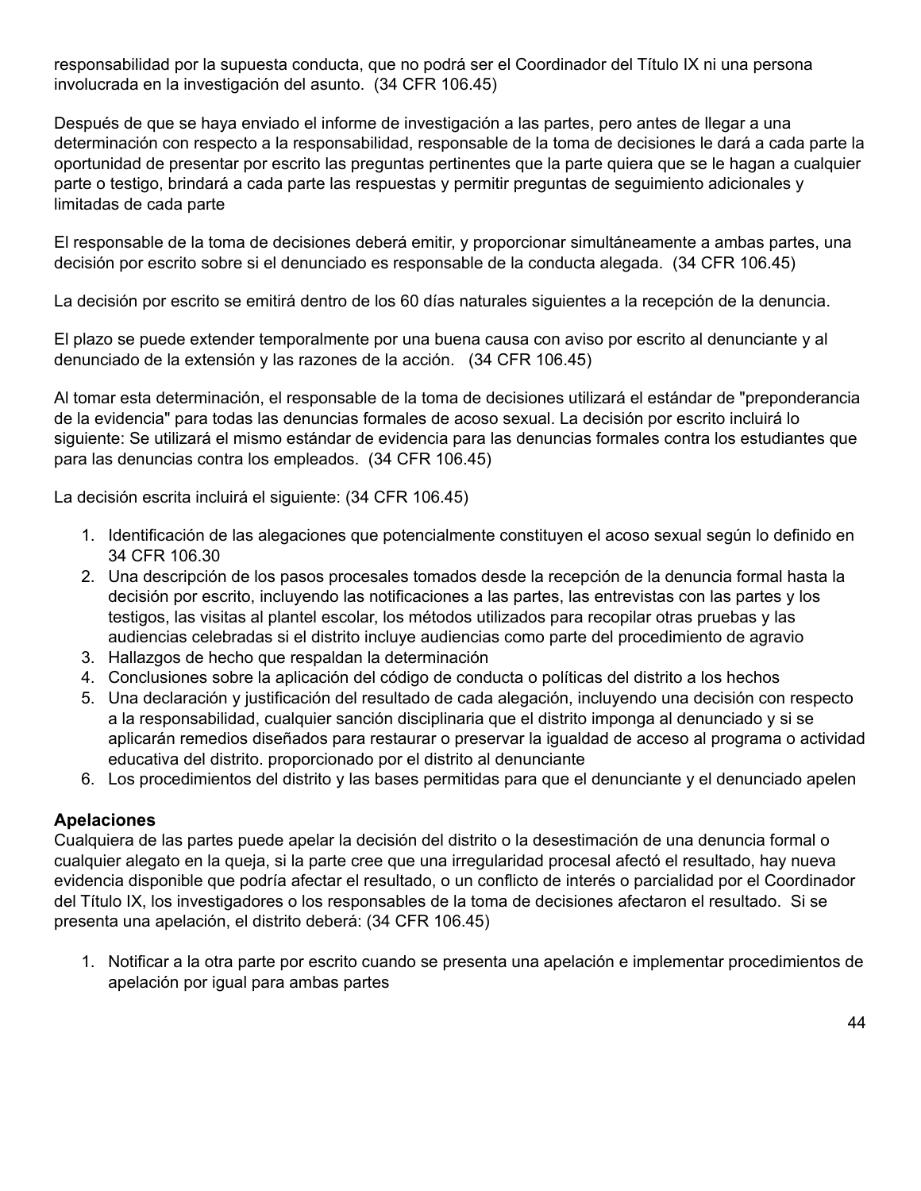responsabilidad por la supuesta conducta, que no podrá ser el Coordinador del Título IX ni una persona involucrada en la investigación del asunto. (34 CFR 106.45)

Después de que se haya enviado el informe de investigación a las partes, pero antes de llegar a una determinación con respecto a la responsabilidad, responsable de la toma de decisiones le dará a cada parte la oportunidad de presentar por escrito las preguntas pertinentes que la parte quiera que se le hagan a cualquier parte o testigo, brindará a cada parte las respuestas y permitir preguntas de seguimiento adicionales y limitadas de cada parte

El responsable de la toma de decisiones deberá emitir, y proporcionar simultáneamente a ambas partes, una decisión por escrito sobre si el denunciado es responsable de la conducta alegada. (34 CFR 106.45)

La decisión por escrito se emitirá dentro de los 60 días naturales siguientes a la recepción de la denuncia.

El plazo se puede extender temporalmente por una buena causa con aviso por escrito al denunciante y al denunciado de la extensión y las razones de la acción. (34 CFR 106.45)

Al tomar esta determinación, el responsable de la toma de decisiones utilizará el estándar de "preponderancia de la evidencia" para todas las denuncias formales de acoso sexual. La decisión por escrito incluirá lo siguiente: Se utilizará el mismo estándar de evidencia para las denuncias formales contra los estudiantes que para las denuncias contra los empleados. (34 CFR 106.45)

La decisión escrita incluirá el siguiente: (34 CFR 106.45)

1. Identificación de las alegaciones que potencialmente constituyen el acoso sexual según lo definido en 34 CFR 106.30
2. Una descripción de los pasos procesales tomados desde la recepción de la denuncia formal hasta la decisión por escrito, incluyendo las notificaciones a las partes, las entrevistas con las partes y los testigos, las visitas al plantel escolar, los métodos utilizados para recopilar otras pruebas y las audiencias celebradas si el distrito incluye audiencias como parte del procedimiento de agravio
3. Hallazgos de hecho que respaldan la determinación
4. Conclusiones sobre la aplicación del código de conducta o políticas del distrito a los hechos
5. Una declaración y justificación del resultado de cada alegación, incluyendo una decisión con respecto a la responsabilidad, cualquier sanción disciplinaria que el distrito imponga al denunciado y si se aplicarán remedios diseñados para restaurar o preservar la igualdad de acceso al programa o actividad educativa del distrito. proporcionado por el distrito al denunciante
6. Los procedimientos del distrito y las bases permitidas para que el denunciante y el denunciado apelen

**Apelaciones**

Cualquiera de las partes puede apelar la decisión del distrito o la desestimación de una denuncia formal o cualquier alegato en la queja, si la parte cree que una irregularidad procesal afectó el resultado, hay nueva evidencia disponible que podría afectar el resultado, o un conflicto de interés o parcialidad por el Coordinador del Título IX, los investigadores o los responsables de la toma de decisiones afectaron el resultado. Si se presenta una apelación, el distrito deberá: (34 CFR 106.45)

1. Notificar a la otra parte por escrito cuando se presenta una apelación e implementar procedimientos de apelación por igual para ambas partes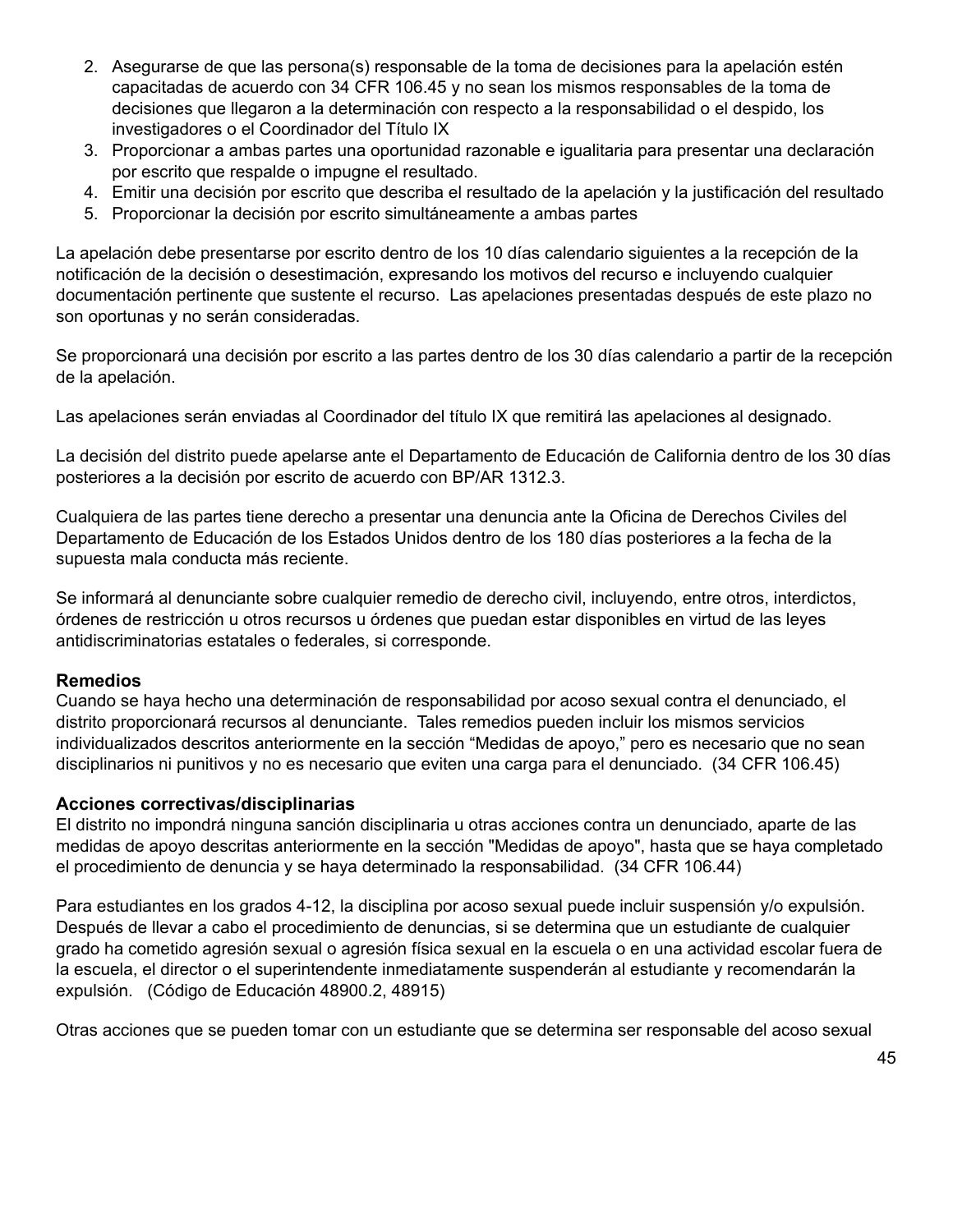2. Asegurarse de que las persona(s) responsable de la toma de decisiones para la apelación estén capacitadas de acuerdo con 34 CFR 106.45 y no sean los mismos responsables de la toma de decisiones que llegaron a la determinación con respecto a la responsabilidad o el despido, los investigadores o el Coordinador del Título IX
3. Proporcionar a ambas partes una oportunidad razonable e igualitaria para presentar una declaración por escrito que respalde o impugne el resultado.
4. Emitir una decisión por escrito que describa el resultado de la apelación y la justificación del resultado
5. Proporcionar la decisión por escrito simultáneamente a ambas partes

La apelación debe presentarse por escrito dentro de los 10 días calendario siguientes a la recepción de la notificación de la decisión o desestimación, expresando los motivos del recurso e incluyendo cualquier documentación pertinente que sustente el recurso. Las apelaciones presentadas después de este plazo no son oportunas y no serán consideradas.

Se proporcionará una decisión por escrito a las partes dentro de los 30 días calendario a partir de la recepción de la apelación.

Las apelaciones serán enviadas al Coordinador del título IX que remitirá las apelaciones al designado.

La decisión del distrito puede apelarse ante el Departamento de Educación de California dentro de los 30 días posteriores a la decisión por escrito de acuerdo con BP/AR 1312.3.

Cualquiera de las partes tiene derecho a presentar una denuncia ante la Oficina de Derechos Civiles del Departamento de Educación de los Estados Unidos dentro de los 180 días posteriores a la fecha de la supuesta mala conducta más reciente.

Se informará al denunciante sobre cualquier remedio de derecho civil, incluyendo, entre otros, interdictos, órdenes de restricción u otros recursos u órdenes que puedan estar disponibles en virtud de las leyes antidiscriminatorias estatales o federales, si corresponde.

**Remedios**
Cuando se haya hecho una determinación de responsabilidad por acoso sexual contra el denunciado, el distrito proporcionará recursos al denunciante. Tales remedios pueden incluir los mismos servicios individualizados descritos anteriormente en la sección “Medidas de apoyo,” pero es necesario que no sean disciplinarios ni punitivos y no es necesario que eviten una carga para el denunciado. (34 CFR 106.45)

**Acciones correctivas/disciplinarias**
El distrito no impondrá ninguna sanción disciplinaria u otras acciones contra un denunciado, aparte de las medidas de apoyo descritas anteriormente en la sección "Medidas de apoyo", hasta que se haya completado el procedimiento de denuncia y se haya determinado la responsabilidad. (34 CFR 106.44)

Para estudiantes en los grados 4-12, la disciplina por acoso sexual puede incluir suspensión y/o expulsión. Después de llevar a cabo el procedimiento de denuncias, si se determina que un estudiante de cualquier grado ha cometido agresión sexual o agresión física sexual en la escuela o en una actividad escolar fuera de la escuela, el director o el superintendente inmediatamente suspenderán al estudiante y recomendarán la expulsión. (Código de Educación 48900.2, 48915)

Otras acciones que se pueden tomar con un estudiante que se determina ser responsable del acoso sexual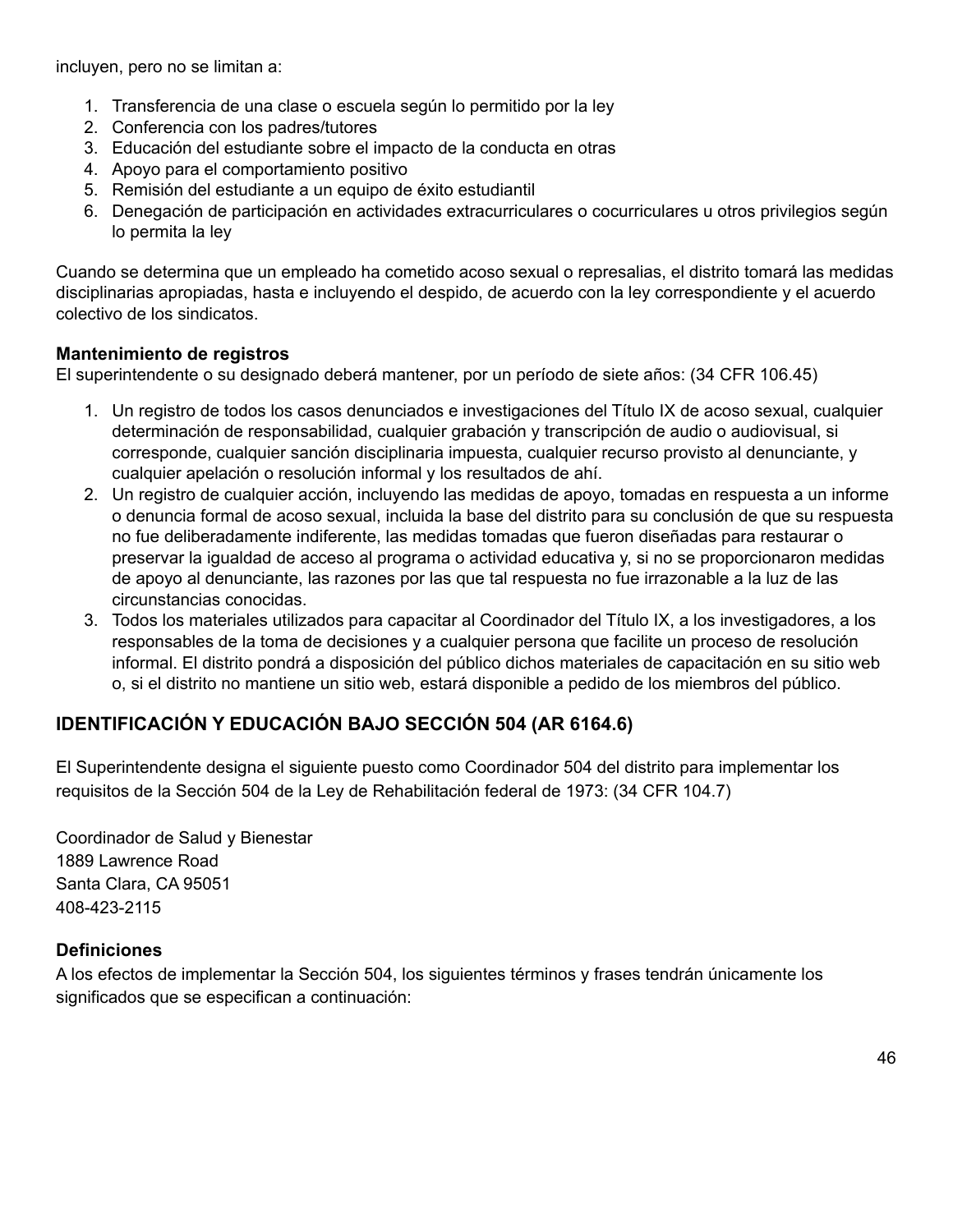incluyen, pero no se limitan a:

1. Transferencia de una clase o escuela según lo permitido por la ley
2. Conferencia con los padres/tutores
3. Educación del estudiante sobre el impacto de la conducta en otras
4. Apoyo para el comportamiento positivo
5. Remisión del estudiante a un equipo de éxito estudiantil
6. Denegación de participación en actividades extracurriculares o cocurriculares u otros privilegios según lo permita la ley

Cuando se determina que un empleado ha cometido acoso sexual o represalias, el distrito tomará las medidas disciplinarias apropiadas, hasta e incluyendo el despido, de acuerdo con la ley correspondiente y el acuerdo colectivo de los sindicatos.

**Mantenimiento de registros**
El superintendente o su designado deberá mantener, por un período de siete años: (34 CFR 106.45)

1. Un registro de todos los casos denunciados e investigaciones del Título IX de acoso sexual, cualquier determinación de responsabilidad, cualquier grabación y transcripción de audio o audiovisual, si corresponde, cualquier sanción disciplinaria impuesta, cualquier recurso provisto al denunciante, y cualquier apelación o resolución informal y los resultados de ahí.
2. Un registro de cualquier acción, incluyendo las medidas de apoyo, tomadas en respuesta a un informe o denuncia formal de acoso sexual, incluida la base del distrito para su conclusión de que su respuesta no fue deliberadamente indiferente, las medidas tomadas que fueron diseñadas para restaurar o preservar la igualdad de acceso al programa o actividad educativa y, si no se proporcionaron medidas de apoyo al denunciante, las razones por las que tal respuesta no fue irrazonable a la luz de las circunstancias conocidas.
3. Todos los materiales utilizados para capacitar al Coordinador del Título IX, a los investigadores, a los responsables de la toma de decisiones y a cualquier persona que facilite un proceso de resolución informal. El distrito pondrá a disposición del público dichos materiales de capacitación en su sitio web o, si el distrito no mantiene un sitio web, estará disponible a pedido de los miembros del público.

## IDENTIFICACIÓN Y EDUCACIÓN BAJO SECCIÓN 504 (AR 6164.6)

El Superintendente designa el siguiente puesto como Coordinador 504 del distrito para implementar los requisitos de la Sección 504 de la Ley de Rehabilitación federal de 1973: (34 CFR 104.7)

Coordinador de Salud y Bienestar
1889 Lawrence Road
Santa Clara, CA 95051
408-423-2115

**Definiciones**
A los efectos de implementar la Sección 504, los siguientes términos y frases tendrán únicamente los significados que se especifican a continuación: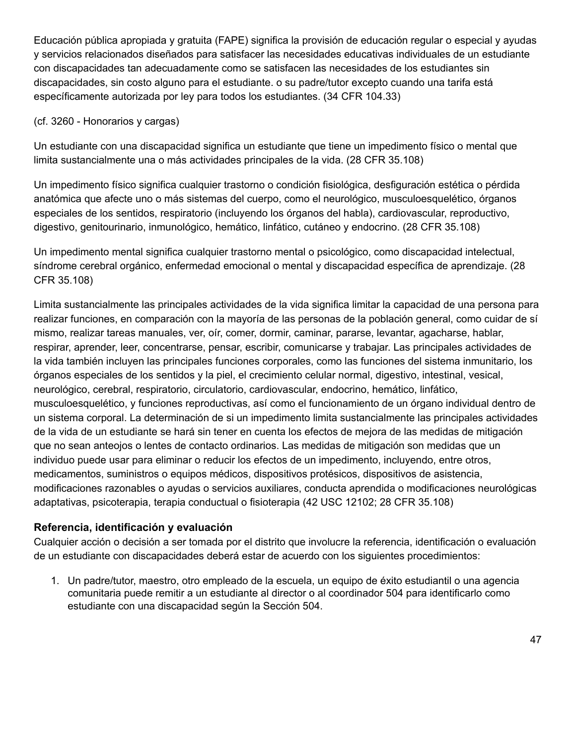Educación pública apropiada y gratuita (FAPE) significa la provisión de educación regular o especial y ayudas y servicios relacionados diseñados para satisfacer las necesidades educativas individuales de un estudiante con discapacidades tan adecuadamente como se satisfacen las necesidades de los estudiantes sin discapacidades, sin costo alguno para el estudiante. o su padre/tutor excepto cuando una tarifa está específicamente autorizada por ley para todos los estudiantes. (34 CFR 104.33)

(cf. 3260 - Honorarios y cargas)

Un estudiante con una discapacidad significa un estudiante que tiene un impedimento físico o mental que limita sustancialmente una o más actividades principales de la vida. (28 CFR 35.108)

Un impedimento físico significa cualquier trastorno o condición fisiológica, desfiguración estética o pérdida anatómica que afecte uno o más sistemas del cuerpo, como el neurológico, musculoesquelético, órganos especiales de los sentidos, respiratorio (incluyendo los órganos del habla), cardiovascular, reproductivo, digestivo, genitourinario, inmunológico, hemático, linfático, cutáneo y endocrino. (28 CFR 35.108)

Un impedimento mental significa cualquier trastorno mental o psicológico, como discapacidad intelectual, síndrome cerebral orgánico, enfermedad emocional o mental y discapacidad específica de aprendizaje. (28 CFR 35.108)

Limita sustancialmente las principales actividades de la vida significa limitar la capacidad de una persona para realizar funciones, en comparación con la mayoría de las personas de la población general, como cuidar de sí mismo, realizar tareas manuales, ver, oír, comer, dormir, caminar, pararse, levantar, agacharse, hablar, respirar, aprender, leer, concentrarse, pensar, escribir, comunicarse y trabajar. Las principales actividades de la vida también incluyen las principales funciones corporales, como las funciones del sistema inmunitario, los órganos especiales de los sentidos y la piel, el crecimiento celular normal, digestivo, intestinal, vesical, neurológico, cerebral, respiratorio, circulatorio, cardiovascular, endocrino, hemático, linfático, musculoesquelético, y funciones reproductivas, así como el funcionamiento de un órgano individual dentro de un sistema corporal. La determinación de si un impedimento limita sustancialmente las principales actividades de la vida de un estudiante se hará sin tener en cuenta los efectos de mejora de las medidas de mitigación que no sean anteojos o lentes de contacto ordinarios. Las medidas de mitigación son medidas que un individuo puede usar para eliminar o reducir los efectos de un impedimento, incluyendo, entre otros, medicamentos, suministros o equipos médicos, dispositivos protésicos, dispositivos de asistencia, modificaciones razonables o ayudas o servicios auxiliares, conducta aprendida o modificaciones neurológicas adaptativas, psicoterapia, terapia conductual o fisioterapia (42 USC 12102; 28 CFR 35.108)

**Referencia, identificación y evaluación**

Cualquier acción o decisión a ser tomada por el distrito que involucre la referencia, identificación o evaluación de un estudiante con discapacidades deberá estar de acuerdo con los siguientes procedimientos:

1. Un padre/tutor, maestro, otro empleado de la escuela, un equipo de éxito estudiantil o una agencia comunitaria puede remitir a un estudiante al director o al coordinador 504 para identificarlo como estudiante con una discapacidad según la Sección 504.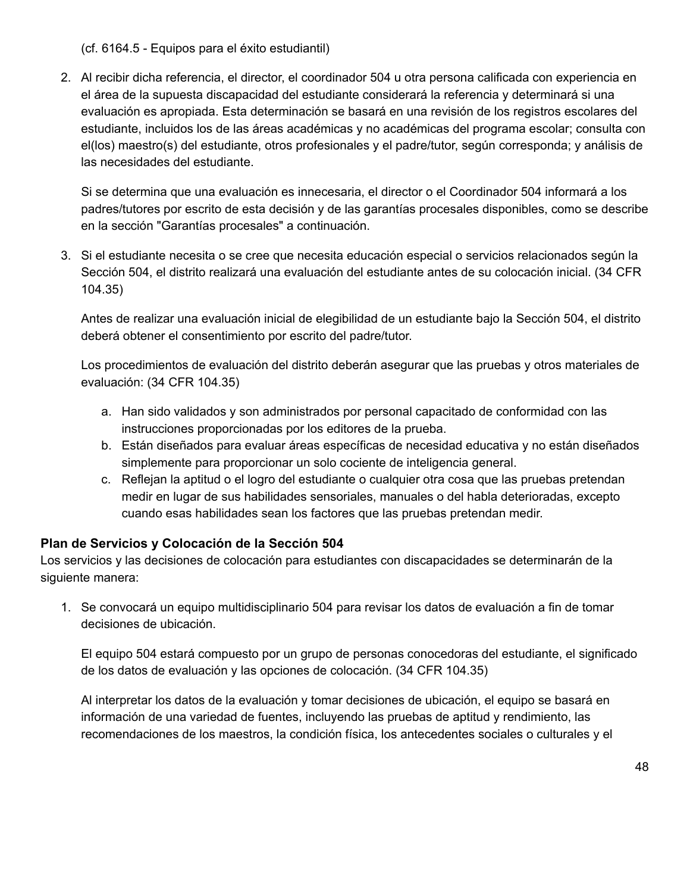(cf. 6164.5 - Equipos para el éxito estudiantil)

2. Al recibir dicha referencia, el director, el coordinador 504 u otra persona calificada con experiencia en el área de la supuesta discapacidad del estudiante considerará la referencia y determinará si una evaluación es apropiada. Esta determinación se basará en una revisión de los registros escolares del estudiante, incluidos los de las áreas académicas y no académicas del programa escolar; consulta con el(los) maestro(s) del estudiante, otros profesionales y el padre/tutor, según corresponda; y análisis de las necesidades del estudiante.

   Si se determina que una evaluación es innecesaria, el director o el Coordinador 504 informará a los padres/tutores por escrito de esta decisión y de las garantías procesales disponibles, como se describe en la sección "Garantías procesales" a continuación.

3. Si el estudiante necesita o se cree que necesita educación especial o servicios relacionados según la Sección 504, el distrito realizará una evaluación del estudiante antes de su colocación inicial. (34 CFR 104.35)

   Antes de realizar una evaluación inicial de elegibilidad de un estudiante bajo la Sección 504, el distrito deberá obtener el consentimiento por escrito del padre/tutor.

   Los procedimientos de evaluación del distrito deberán asegurar que las pruebas y otros materiales de evaluación: (34 CFR 104.35)

   a. Han sido validados y son administrados por personal capacitado de conformidad con las instrucciones proporcionadas por los editores de la prueba.
   b. Están diseñados para evaluar áreas específicas de necesidad educativa y no están diseñados simplemente para proporcionar un solo cociente de inteligencia general.
   c. Reflejan la aptitud o el logro del estudiante o cualquier otra cosa que las pruebas pretendan medir en lugar de sus habilidades sensoriales, manuales o del habla deterioradas, excepto cuando esas habilidades sean los factores que las pruebas pretendan medir.

**Plan de Servicios y Colocación de la Sección 504**
Los servicios y las decisiones de colocación para estudiantes con discapacidades se determinarán de la siguiente manera:

1. Se convocará un equipo multidisciplinario 504 para revisar los datos de evaluación a fin de tomar decisiones de ubicación.

   El equipo 504 estará compuesto por un grupo de personas conocedoras del estudiante, el significado de los datos de evaluación y las opciones de colocación. (34 CFR 104.35)

   Al interpretar los datos de la evaluación y tomar decisiones de ubicación, el equipo se basará en información de una variedad de fuentes, incluyendo las pruebas de aptitud y rendimiento, las recomendaciones de los maestros, la condición física, los antecedentes sociales o culturales y el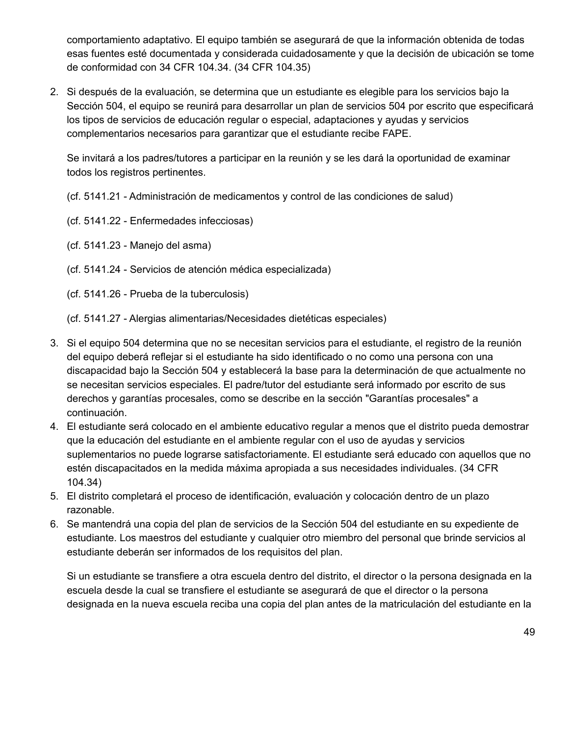comportamiento adaptativo. El equipo también se asegurará de que la información obtenida de todas esas fuentes esté documentada y considerada cuidadosamente y que la decisión de ubicación se tome de conformidad con 34 CFR 104.34. (34 CFR 104.35)

2. Si después de la evaluación, se determina que un estudiante es elegible para los servicios bajo la Sección 504, el equipo se reunirá para desarrollar un plan de servicios 504 por escrito que especificará los tipos de servicios de educación regular o especial, adaptaciones y ayudas y servicios complementarios necesarios para garantizar que el estudiante recibe FAPE.

   Se invitará a los padres/tutores a participar en la reunión y se les dará la oportunidad de examinar todos los registros pertinentes.

   (cf. 5141.21 - Administración de medicamentos y control de las condiciones de salud)

   (cf. 5141.22 - Enfermedades infecciosas)

   (cf. 5141.23 - Manejo del asma)

   (cf. 5141.24 - Servicios de atención médica especializada)

   (cf. 5141.26 - Prueba de la tuberculosis)

   (cf. 5141.27 - Alergias alimentarias/Necesidades dietéticas especiales)

3. Si el equipo 504 determina que no se necesitan servicios para el estudiante, el registro de la reunión del equipo deberá reflejar si el estudiante ha sido identificado o no como una persona con una discapacidad bajo la Sección 504 y establecerá la base para la determinación de que actualmente no se necesitan servicios especiales. El padre/tutor del estudiante será informado por escrito de sus derechos y garantías procesales, como se describe en la sección "Garantías procesales" a continuación.
4. El estudiante será colocado en el ambiente educativo regular a menos que el distrito pueda demostrar que la educación del estudiante en el ambiente regular con el uso de ayudas y servicios suplementarios no puede lograrse satisfactoriamente. El estudiante será educado con aquellos que no estén discapacitados en la medida máxima apropiada a sus necesidades individuales. (34 CFR 104.34)
5. El distrito completará el proceso de identificación, evaluación y colocación dentro de un plazo razonable.
6. Se mantendrá una copia del plan de servicios de la Sección 504 del estudiante en su expediente de estudiante. Los maestros del estudiante y cualquier otro miembro del personal que brinde servicios al estudiante deberán ser informados de los requisitos del plan.

   Si un estudiante se transfiere a otra escuela dentro del distrito, el director o la persona designada en la escuela desde la cual se transfiere el estudiante se asegurará de que el director o la persona designada en la nueva escuela reciba una copia del plan antes de la matriculación del estudiante en la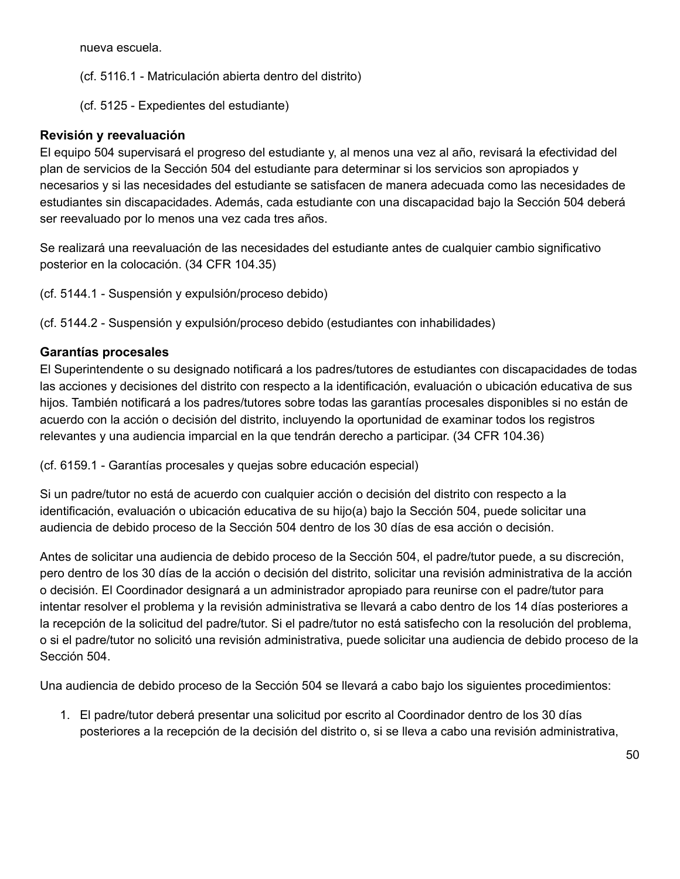nueva escuela.

(cf. 5116.1 - Matriculación abierta dentro del distrito)

(cf. 5125 - Expedientes del estudiante)

**Revisión y reevaluación**

El equipo 504 supervisará el progreso del estudiante y, al menos una vez al año, revisará la efectividad del plan de servicios de la Sección 504 del estudiante para determinar si los servicios son apropiados y necesarios y si las necesidades del estudiante se satisfacen de manera adecuada como las necesidades de estudiantes sin discapacidades. Además, cada estudiante con una discapacidad bajo la Sección 504 deberá ser reevaluado por lo menos una vez cada tres años.

Se realizará una reevaluación de las necesidades del estudiante antes de cualquier cambio significativo posterior en la colocación. (34 CFR 104.35)

(cf. 5144.1 - Suspensión y expulsión/proceso debido)

(cf. 5144.2 - Suspensión y expulsión/proceso debido (estudiantes con inhabilidades)

**Garantías procesales**

El Superintendente o su designado notificará a los padres/tutores de estudiantes con discapacidades de todas las acciones y decisiones del distrito con respecto a la identificación, evaluación o ubicación educativa de sus hijos. También notificará a los padres/tutores sobre todas las garantías procesales disponibles si no están de acuerdo con la acción o decisión del distrito, incluyendo la oportunidad de examinar todos los registros relevantes y una audiencia imparcial en la que tendrán derecho a participar. (34 CFR 104.36)

(cf. 6159.1 - Garantías procesales y quejas sobre educación especial)

Si un padre/tutor no está de acuerdo con cualquier acción o decisión del distrito con respecto a la identificación, evaluación o ubicación educativa de su hijo(a) bajo la Sección 504, puede solicitar una audiencia de debido proceso de la Sección 504 dentro de los 30 días de esa acción o decisión.

Antes de solicitar una audiencia de debido proceso de la Sección 504, el padre/tutor puede, a su discreción, pero dentro de los 30 días de la acción o decisión del distrito, solicitar una revisión administrativa de la acción o decisión. El Coordinador designará a un administrador apropiado para reunirse con el padre/tutor para intentar resolver el problema y la revisión administrativa se llevará a cabo dentro de los 14 días posteriores a la recepción de la solicitud del padre/tutor. Si el padre/tutor no está satisfecho con la resolución del problema, o si el padre/tutor no solicitó una revisión administrativa, puede solicitar una audiencia de debido proceso de la Sección 504.

Una audiencia de debido proceso de la Sección 504 se llevará a cabo bajo los siguientes procedimientos:

1. El padre/tutor deberá presentar una solicitud por escrito al Coordinador dentro de los 30 días posteriores a la recepción de la decisión del distrito o, si se lleva a cabo una revisión administrativa,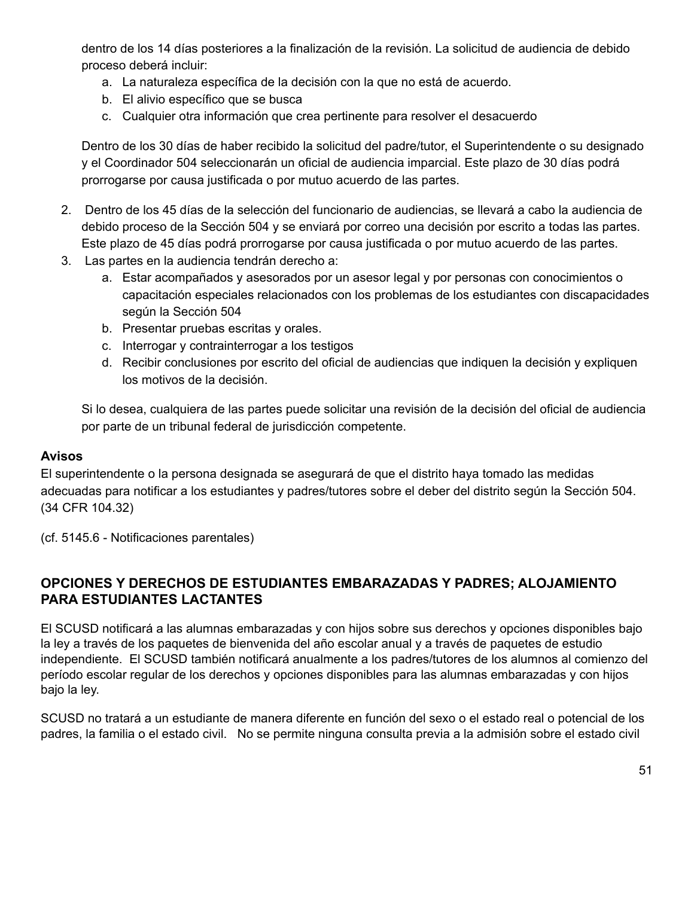dentro de los 14 días posteriores a la finalización de la revisión. La solicitud de audiencia de debido proceso deberá incluir:

a. La naturaleza específica de la decisión con la que no está de acuerdo.
b. El alivio específico que se busca
c. Cualquier otra información que crea pertinente para resolver el desacuerdo

Dentro de los 30 días de haber recibido la solicitud del padre/tutor, el Superintendente o su designado y el Coordinador 504 seleccionarán un oficial de audiencia imparcial. Este plazo de 30 días podrá prorrogarse por causa justificada o por mutuo acuerdo de las partes.

2. Dentro de los 45 días de la selección del funcionario de audiencias, se llevará a cabo la audiencia de debido proceso de la Sección 504 y se enviará por correo una decisión por escrito a todas las partes. Este plazo de 45 días podrá prorrogarse por causa justificada o por mutuo acuerdo de las partes.
3. Las partes en la audiencia tendrán derecho a:
   a. Estar acompañados y asesorados por un asesor legal y por personas con conocimientos o capacitación especiales relacionados con los problemas de los estudiantes con discapacidades según la Sección 504
   b. Presentar pruebas escritas y orales.
   c. Interrogar y contrainterrogar a los testigos
   d. Recibir conclusiones por escrito del oficial de audiencias que indiquen la decisión y expliquen los motivos de la decisión.

   Si lo desea, cualquiera de las partes puede solicitar una revisión de la decisión del oficial de audiencia por parte de un tribunal federal de jurisdicción competente.

**Avisos**

El superintendente o la persona designada se asegurará de que el distrito haya tomado las medidas adecuadas para notificar a los estudiantes y padres/tutores sobre el deber del distrito según la Sección 504. (34 CFR 104.32)

(cf. 5145.6 - Notificaciones parentales)

## OPCIONES Y DERECHOS DE ESTUDIANTES EMBARAZADAS Y PADRES; ALOJAMIENTO PARA ESTUDIANTES LACTANTES

El SCUSD notificará a las alumnas embarazadas y con hijos sobre sus derechos y opciones disponibles bajo la ley a través de los paquetes de bienvenida del año escolar anual y a través de paquetes de estudio independiente. El SCUSD también notificará anualmente a los padres/tutores de los alumnos al comienzo del período escolar regular de los derechos y opciones disponibles para las alumnas embarazadas y con hijos bajo la ley.

SCUSD no tratará a un estudiante de manera diferente en función del sexo o el estado real o potencial de los padres, la familia o el estado civil. No se permite ninguna consulta previa a la admisión sobre el estado civil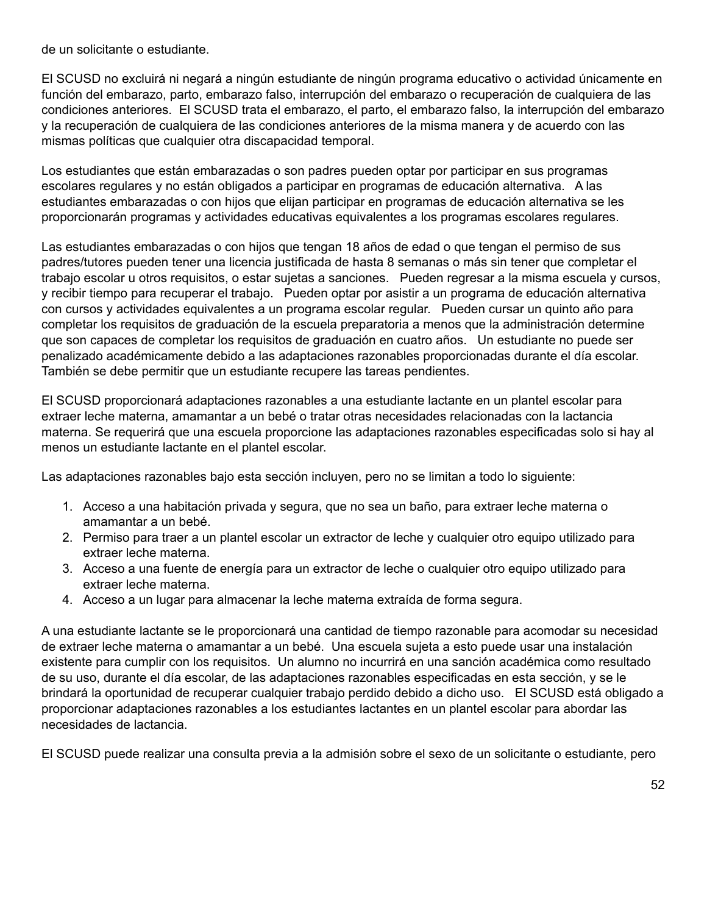de un solicitante o estudiante.

El SCUSD no excluirá ni negará a ningún estudiante de ningún programa educativo o actividad únicamente en función del embarazo, parto, embarazo falso, interrupción del embarazo o recuperación de cualquiera de las condiciones anteriores. El SCUSD trata el embarazo, el parto, el embarazo falso, la interrupción del embarazo y la recuperación de cualquiera de las condiciones anteriores de la misma manera y de acuerdo con las mismas políticas que cualquier otra discapacidad temporal.

Los estudiantes que están embarazadas o son padres pueden optar por participar en sus programas escolares regulares y no están obligados a participar en programas de educación alternativa. A las estudiantes embarazadas o con hijos que elijan participar en programas de educación alternativa se les proporcionarán programas y actividades educativas equivalentes a los programas escolares regulares.

Las estudiantes embarazadas o con hijos que tengan 18 años de edad o que tengan el permiso de sus padres/tutores pueden tener una licencia justificada de hasta 8 semanas o más sin tener que completar el trabajo escolar u otros requisitos, o estar sujetas a sanciones. Pueden regresar a la misma escuela y cursos, y recibir tiempo para recuperar el trabajo. Pueden optar por asistir a un programa de educación alternativa con cursos y actividades equivalentes a un programa escolar regular. Pueden cursar un quinto año para completar los requisitos de graduación de la escuela preparatoria a menos que la administración determine que son capaces de completar los requisitos de graduación en cuatro años. Un estudiante no puede ser penalizado académicamente debido a las adaptaciones razonables proporcionadas durante el día escolar. También se debe permitir que un estudiante recupere las tareas pendientes.

El SCUSD proporcionará adaptaciones razonables a una estudiante lactante en un plantel escolar para extraer leche materna, amamantar a un bebé o tratar otras necesidades relacionadas con la lactancia materna. Se requerirá que una escuela proporcione las adaptaciones razonables especificadas solo si hay al menos un estudiante lactante en el plantel escolar.

Las adaptaciones razonables bajo esta sección incluyen, pero no se limitan a todo lo siguiente:

1. Acceso a una habitación privada y segura, que no sea un baño, para extraer leche materna o amamantar a un bebé.
2. Permiso para traer a un plantel escolar un extractor de leche y cualquier otro equipo utilizado para extraer leche materna.
3. Acceso a una fuente de energía para un extractor de leche o cualquier otro equipo utilizado para extraer leche materna.
4. Acceso a un lugar para almacenar la leche materna extraída de forma segura.

A una estudiante lactante se le proporcionará una cantidad de tiempo razonable para acomodar su necesidad de extraer leche materna o amamantar a un bebé. Una escuela sujeta a esto puede usar una instalación existente para cumplir con los requisitos. Un alumno no incurrirá en una sanción académica como resultado de su uso, durante el día escolar, de las adaptaciones razonables especificadas en esta sección, y se le brindará la oportunidad de recuperar cualquier trabajo perdido debido a dicho uso. El SCUSD está obligado a proporcionar adaptaciones razonables a los estudiantes lactantes en un plantel escolar para abordar las necesidades de lactancia.

El SCUSD puede realizar una consulta previa a la admisión sobre el sexo de un solicitante o estudiante, pero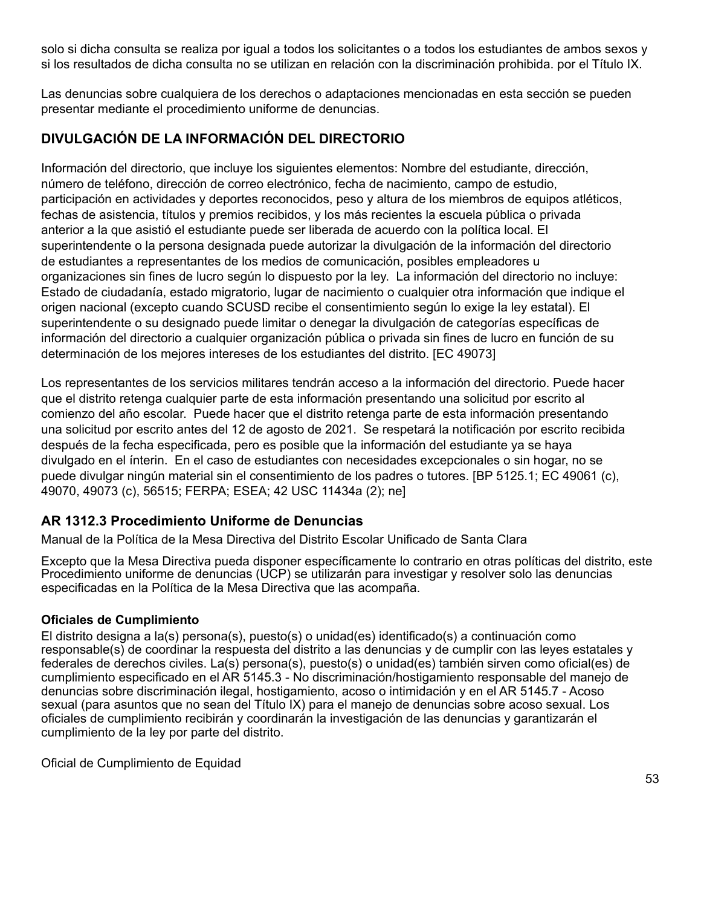solo si dicha consulta se realiza por igual a todos los solicitantes o a todos los estudiantes de ambos sexos y si los resultados de dicha consulta no se utilizan en relación con la discriminación prohibida. por el Título IX.

Las denuncias sobre cualquiera de los derechos o adaptaciones mencionadas en esta sección se pueden presentar mediante el procedimiento uniforme de denuncias.

## DIVULGACIÓN DE LA INFORMACIÓN DEL DIRECTORIO

Información del directorio, que incluye los siguientes elementos: Nombre del estudiante, dirección, número de teléfono, dirección de correo electrónico, fecha de nacimiento, campo de estudio, participación en actividades y deportes reconocidos, peso y altura de los miembros de equipos atléticos, fechas de asistencia, títulos y premios recibidos, y los más recientes la escuela pública o privada anterior a la que asistió el estudiante puede ser liberada de acuerdo con la política local. El superintendente o la persona designada puede autorizar la divulgación de la información del directorio de estudiantes a representantes de los medios de comunicación, posibles empleadores u organizaciones sin fines de lucro según lo dispuesto por la ley. La información del directorio no incluye: Estado de ciudadanía, estado migratorio, lugar de nacimiento o cualquier otra información que indique el origen nacional (excepto cuando SCUSD recibe el consentimiento según lo exige la ley estatal). El superintendente o su designado puede limitar o denegar la divulgación de categorías específicas de información del directorio a cualquier organización pública o privada sin fines de lucro en función de su determinación de los mejores intereses de los estudiantes del distrito. [EC 49073]

Los representantes de los servicios militares tendrán acceso a la información del directorio. Puede hacer que el distrito retenga cualquier parte de esta información presentando una solicitud por escrito al comienzo del año escolar. Puede hacer que el distrito retenga parte de esta información presentando una solicitud por escrito antes del 12 de agosto de 2021. Se respetará la notificación por escrito recibida después de la fecha especificada, pero es posible que la información del estudiante ya se haya divulgado en el ínterin. En el caso de estudiantes con necesidades excepcionales o sin hogar, no se puede divulgar ningún material sin el consentimiento de los padres o tutores. [BP 5125.1; EC 49061 (c), 49070, 49073 (c), 56515; FERPA; ESEA; 42 USC 11434a (2); ne]

## AR 1312.3 Procedimiento Uniforme de Denuncias

Manual de la Política de la Mesa Directiva del Distrito Escolar Unificado de Santa Clara

Excepto que la Mesa Directiva pueda disponer específicamente lo contrario en otras políticas del distrito, este Procedimiento uniforme de denuncias (UCP) se utilizarán para investigar y resolver solo las denuncias especificadas en la Política de la Mesa Directiva que las acompaña.

### Oficiales de Cumplimiento

El distrito designa a la(s) persona(s), puesto(s) o unidad(es) identificado(s) a continuación como responsable(s) de coordinar la respuesta del distrito a las denuncias y de cumplir con las leyes estatales y federales de derechos civiles. La(s) persona(s), puesto(s) o unidad(es) también sirven como oficial(es) de cumplimiento especificado en el AR 5145.3 - No discriminación/hostigamiento responsable del manejo de denuncias sobre discriminación ilegal, hostigamiento, acoso o intimidación y en el AR 5145.7 - Acoso sexual (para asuntos que no sean del Título IX) para el manejo de denuncias sobre acoso sexual. Los oficiales de cumplimiento recibirán y coordinarán la investigación de las denuncias y garantizarán el cumplimiento de la ley por parte del distrito.

Oficial de Cumplimiento de Equidad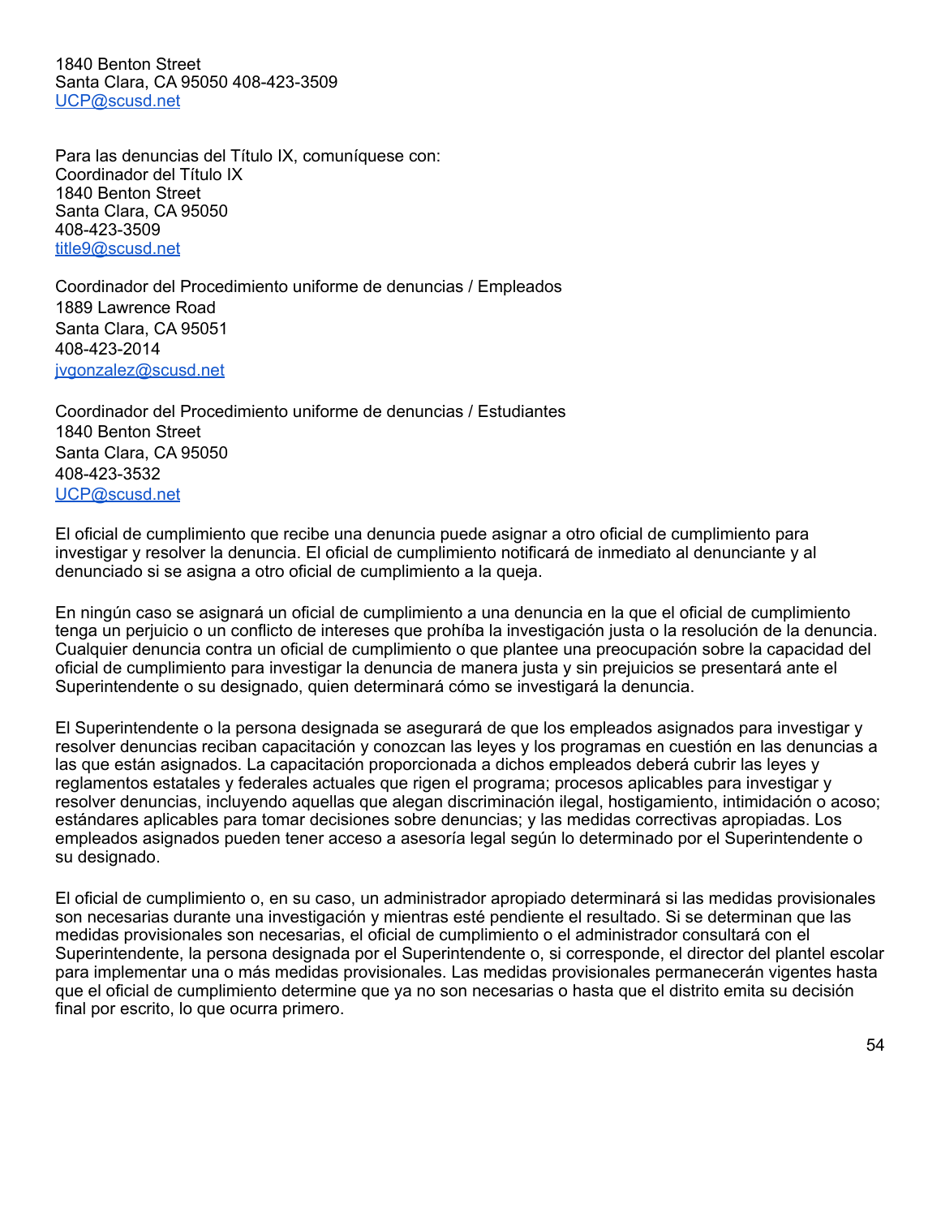1840 Benton Street
Santa Clara, CA 95050 408-423-3509
UCP@scusd.net

Para las denuncias del Título IX, comuníquese con:
Coordinador del Título IX
1840 Benton Street
Santa Clara, CA 95050
408-423-3509
title9@scusd.net

Coordinador del Procedimiento uniforme de denuncias / Empleados
1889 Lawrence Road
Santa Clara, CA 95051
408-423-2014
jvgonzalez@scusd.net

Coordinador del Procedimiento uniforme de denuncias / Estudiantes
1840 Benton Street
Santa Clara, CA 95050
408-423-3532
UCP@scusd.net

El oficial de cumplimiento que recibe una denuncia puede asignar a otro oficial de cumplimiento para investigar y resolver la denuncia. El oficial de cumplimiento notificará de inmediato al denunciante y al denunciado si se asigna a otro oficial de cumplimiento a la queja.

En ningún caso se asignará un oficial de cumplimiento a una denuncia en la que el oficial de cumplimiento tenga un perjuicio o un conflicto de intereses que prohíba la investigación justa o la resolución de la denuncia. Cualquier denuncia contra un oficial de cumplimiento o que plantee una preocupación sobre la capacidad del oficial de cumplimiento para investigar la denuncia de manera justa y sin prejuicios se presentará ante el Superintendente o su designado, quien determinará cómo se investigará la denuncia.

El Superintendente o la persona designada se asegurará de que los empleados asignados para investigar y resolver denuncias reciban capacitación y conozcan las leyes y los programas en cuestión en las denuncias a las que están asignados. La capacitación proporcionada a dichos empleados deberá cubrir las leyes y reglamentos estatales y federales actuales que rigen el programa; procesos aplicables para investigar y resolver denuncias, incluyendo aquellas que alegan discriminación ilegal, hostigamiento, intimidación o acoso; estándares aplicables para tomar decisiones sobre denuncias; y las medidas correctivas apropiadas. Los empleados asignados pueden tener acceso a asesoría legal según lo determinado por el Superintendente o su designado.

El oficial de cumplimiento o, en su caso, un administrador apropiado determinará si las medidas provisionales son necesarias durante una investigación y mientras esté pendiente el resultado. Si se determinan que las medidas provisionales son necesarias, el oficial de cumplimiento o el administrador consultará con el Superintendente, la persona designada por el Superintendente o, si corresponde, el director del plantel escolar para implementar una o más medidas provisionales. Las medidas provisionales permanecerán vigentes hasta que el oficial de cumplimiento determine que ya no son necesarias o hasta que el distrito emita su decisión final por escrito, lo que ocurra primero.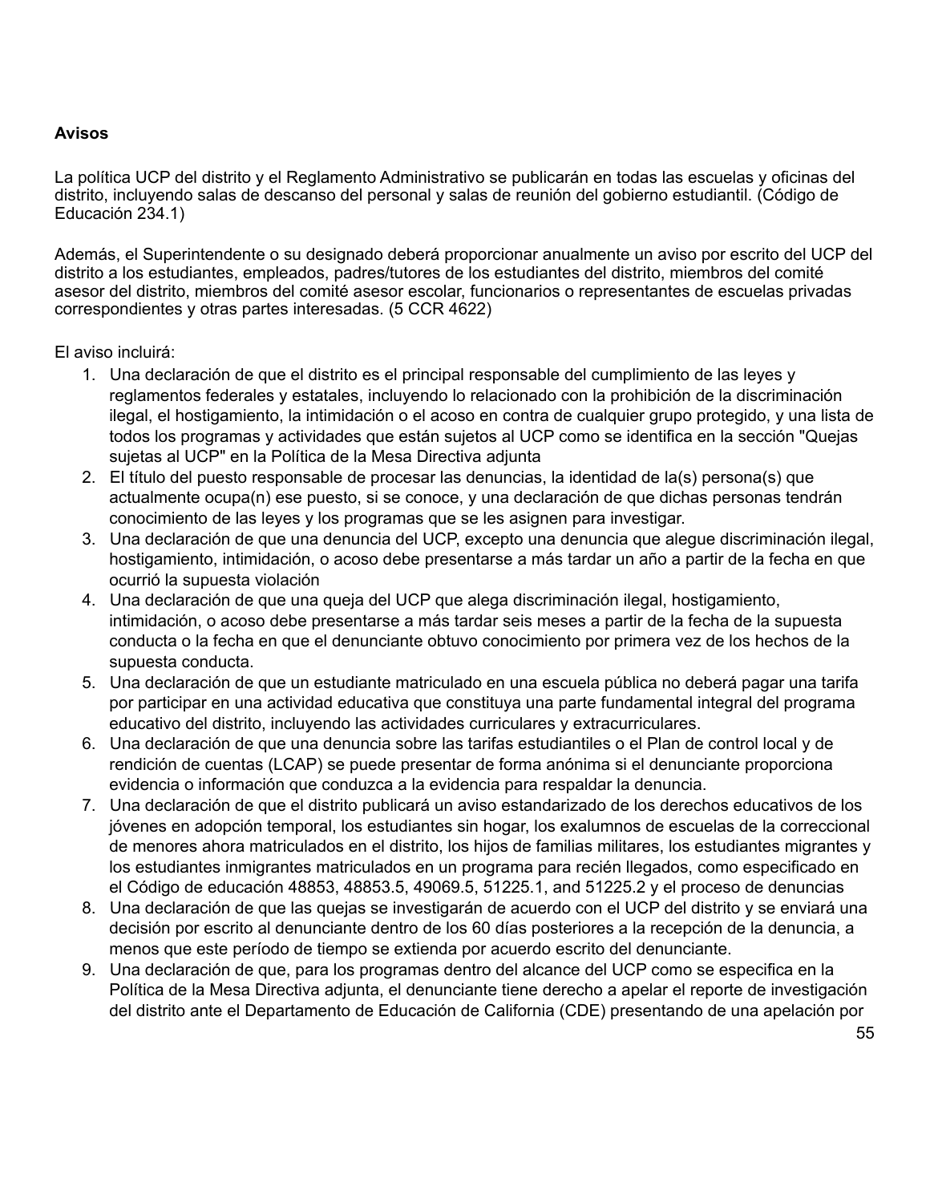**Avisos**

La política UCP del distrito y el Reglamento Administrativo se publicarán en todas las escuelas y oficinas del distrito, incluyendo salas de descanso del personal y salas de reunión del gobierno estudiantil. (Código de Educación 234.1)

Además, el Superintendente o su designado deberá proporcionar anualmente un aviso por escrito del UCP del distrito a los estudiantes, empleados, padres/tutores de los estudiantes del distrito, miembros del comité asesor del distrito, miembros del comité asesor escolar, funcionarios o representantes de escuelas privadas correspondientes y otras partes interesadas. (5 CCR 4622)

El aviso incluirá:

1. Una declaración de que el distrito es el principal responsable del cumplimiento de las leyes y reglamentos federales y estatales, incluyendo lo relacionado con la prohibición de la discriminación ilegal, el hostigamiento, la intimidación o el acoso en contra de cualquier grupo protegido, y una lista de todos los programas y actividades que están sujetos al UCP como se identifica en la sección "Quejas sujetas al UCP" en la Política de la Mesa Directiva adjunta
2. El título del puesto responsable de procesar las denuncias, la identidad de la(s) persona(s) que actualmente ocupa(n) ese puesto, si se conoce, y una declaración de que dichas personas tendrán conocimiento de las leyes y los programas que se les asignen para investigar.
3. Una declaración de que una denuncia del UCP, excepto una denuncia que alegue discriminación ilegal, hostigamiento, intimidación, o acoso debe presentarse a más tardar un año a partir de la fecha en que ocurrió la supuesta violación
4. Una declaración de que una queja del UCP que alega discriminación ilegal, hostigamiento, intimidación, o acoso debe presentarse a más tardar seis meses a partir de la fecha de la supuesta conducta o la fecha en que el denunciante obtuvo conocimiento por primera vez de los hechos de la supuesta conducta.
5. Una declaración de que un estudiante matriculado en una escuela pública no deberá pagar una tarifa por participar en una actividad educativa que constituya una parte fundamental integral del programa educativo del distrito, incluyendo las actividades curriculares y extracurriculares.
6. Una declaración de que una denuncia sobre las tarifas estudiantiles o el Plan de control local y de rendición de cuentas (LCAP) se puede presentar de forma anónima si el denunciante proporciona evidencia o información que conduzca a la evidencia para respaldar la denuncia.
7. Una declaración de que el distrito publicará un aviso estandarizado de los derechos educativos de los jóvenes en adopción temporal, los estudiantes sin hogar, los exalumnos de escuelas de la correccional de menores ahora matriculados en el distrito, los hijos de familias militares, los estudiantes migrantes y los estudiantes inmigrantes matriculados en un programa para recién llegados, como especificado en el Código de educación 48853, 48853.5, 49069.5, 51225.1, and 51225.2 y el proceso de denuncias
8. Una declaración de que las quejas se investigarán de acuerdo con el UCP del distrito y se enviará una decisión por escrito al denunciante dentro de los 60 días posteriores a la recepción de la denuncia, a menos que este período de tiempo se extienda por acuerdo escrito del denunciante.
9. Una declaración de que, para los programas dentro del alcance del UCP como se especifica en la Política de la Mesa Directiva adjunta, el denunciante tiene derecho a apelar el reporte de investigación del distrito ante el Departamento de Educación de California (CDE) presentando de una apelación por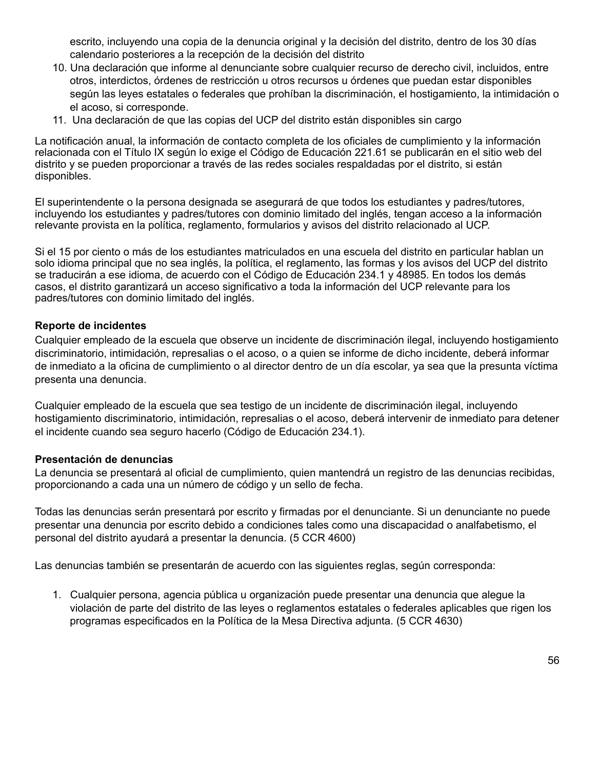escrito, incluyendo una copia de la denuncia original y la decisión del distrito, dentro de los 30 días calendario posteriores a la recepción de la decisión del distrito

10. Una declaración que informe al denunciante sobre cualquier recurso de derecho civil, incluidos, entre otros, interdictos, órdenes de restricción u otros recursos u órdenes que puedan estar disponibles según las leyes estatales o federales que prohíban la discriminación, el hostigamiento, la intimidación o el acoso, si corresponde.
11. Una declaración de que las copias del UCP del distrito están disponibles sin cargo

La notificación anual, la información de contacto completa de los oficiales de cumplimiento y la información relacionada con el Título IX según lo exige el Código de Educación 221.61 se publicarán en el sitio web del distrito y se pueden proporcionar a través de las redes sociales respaldadas por el distrito, si están disponibles.

El superintendente o la persona designada se asegurará de que todos los estudiantes y padres/tutores, incluyendo los estudiantes y padres/tutores con dominio limitado del inglés, tengan acceso a la información relevante provista en la política, reglamento, formularios y avisos del distrito relacionado al UCP.

Si el 15 por ciento o más de los estudiantes matriculados en una escuela del distrito en particular hablan un solo idioma principal que no sea inglés, la política, el reglamento, las formas y los avisos del UCP del distrito se traducirán a ese idioma, de acuerdo con el Código de Educación 234.1 y 48985. En todos los demás casos, el distrito garantizará un acceso significativo a toda la información del UCP relevante para los padres/tutores con dominio limitado del inglés.

**Reporte de incidentes**

Cualquier empleado de la escuela que observe un incidente de discriminación ilegal, incluyendo hostigamiento discriminatorio, intimidación, represalias o el acoso, o a quien se informe de dicho incidente, deberá informar de inmediato a la oficina de cumplimiento o al director dentro de un día escolar, ya sea que la presunta víctima presenta una denuncia.

Cualquier empleado de la escuela que sea testigo de un incidente de discriminación ilegal, incluyendo hostigamiento discriminatorio, intimidación, represalias o el acoso, deberá intervenir de inmediato para detener el incidente cuando sea seguro hacerlo (Código de Educación 234.1).

**Presentación de denuncias**

La denuncia se presentará al oficial de cumplimiento, quien mantendrá un registro de las denuncias recibidas, proporcionando a cada una un número de código y un sello de fecha.

Todas las denuncias serán presentará por escrito y firmadas por el denunciante. Si un denunciante no puede presentar una denuncia por escrito debido a condiciones tales como una discapacidad o analfabetismo, el personal del distrito ayudará a presentar la denuncia. (5 CCR 4600)

Las denuncias también se presentarán de acuerdo con las siguientes reglas, según corresponda:

1. Cualquier persona, agencia pública u organización puede presentar una denuncia que alegue la violación de parte del distrito de las leyes o reglamentos estatales o federales aplicables que rigen los programas especificados en la Política de la Mesa Directiva adjunta. (5 CCR 4630)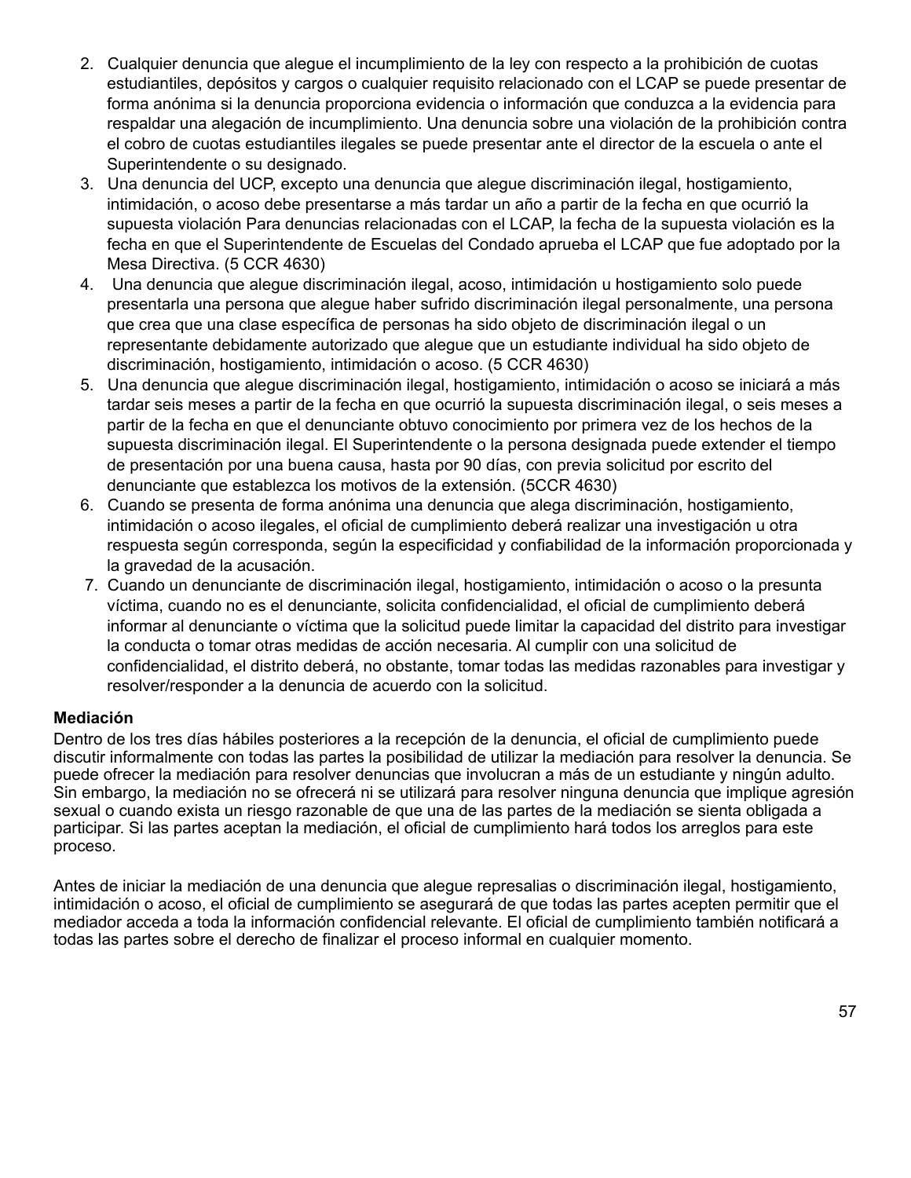2. Cualquier denuncia que alegue el incumplimiento de la ley con respecto a la prohibición de cuotas estudiantiles, depósitos y cargos o cualquier requisito relacionado con el LCAP se puede presentar de forma anónima si la denuncia proporciona evidencia o información que conduzca a la evidencia para respaldar una alegación de incumplimiento. Una denuncia sobre una violación de la prohibición contra el cobro de cuotas estudiantiles ilegales se puede presentar ante el director de la escuela o ante el Superintendente o su designado.
3. Una denuncia del UCP, excepto una denuncia que alegue discriminación ilegal, hostigamiento, intimidación, o acoso debe presentarse a más tardar un año a partir de la fecha en que ocurrió la supuesta violación Para denuncias relacionadas con el LCAP, la fecha de la supuesta violación es la fecha en que el Superintendente de Escuelas del Condado aprueba el LCAP que fue adoptado por la Mesa Directiva. (5 CCR 4630)
4. Una denuncia que alegue discriminación ilegal, acoso, intimidación u hostigamiento solo puede presentarla una persona que alegue haber sufrido discriminación ilegal personalmente, una persona que crea que una clase específica de personas ha sido objeto de discriminación ilegal o un representante debidamente autorizado que alegue que un estudiante individual ha sido objeto de discriminación, hostigamiento, intimidación o acoso. (5 CCR 4630)
5. Una denuncia que alegue discriminación ilegal, hostigamiento, intimidación o acoso se iniciará a más tardar seis meses a partir de la fecha en que ocurrió la supuesta discriminación ilegal, o seis meses a partir de la fecha en que el denunciante obtuvo conocimiento por primera vez de los hechos de la supuesta discriminación ilegal. El Superintendente o la persona designada puede extender el tiempo de presentación por una buena causa, hasta por 90 días, con previa solicitud por escrito del denunciante que establezca los motivos de la extensión. (5CCR 4630)
6. Cuando se presenta de forma anónima una denuncia que alega discriminación, hostigamiento, intimidación o acoso ilegales, el oficial de cumplimiento deberá realizar una investigación u otra respuesta según corresponda, según la especificidad y confiabilidad de la información proporcionada y la gravedad de la acusación.
7. Cuando un denunciante de discriminación ilegal, hostigamiento, intimidación o acoso o la presunta víctima, cuando no es el denunciante, solicita confidencialidad, el oficial de cumplimiento deberá informar al denunciante o víctima que la solicitud puede limitar la capacidad del distrito para investigar la conducta o tomar otras medidas de acción necesaria. Al cumplir con una solicitud de confidencialidad, el distrito deberá, no obstante, tomar todas las medidas razonables para investigar y resolver/responder a la denuncia de acuerdo con la solicitud.

**Mediación**

Dentro de los tres días hábiles posteriores a la recepción de la denuncia, el oficial de cumplimiento puede discutir informalmente con todas las partes la posibilidad de utilizar la mediación para resolver la denuncia. Se puede ofrecer la mediación para resolver denuncias que involucran a más de un estudiante y ningún adulto. Sin embargo, la mediación no se ofrecerá ni se utilizará para resolver ninguna denuncia que implique agresión sexual o cuando exista un riesgo razonable de que una de las partes de la mediación se sienta obligada a participar. Si las partes aceptan la mediación, el oficial de cumplimiento hará todos los arreglos para este proceso.

Antes de iniciar la mediación de una denuncia que alegue represalias o discriminación ilegal, hostigamiento, intimidación o acoso, el oficial de cumplimiento se asegurará de que todas las partes acepten permitir que el mediador acceda a toda la información confidencial relevante. El oficial de cumplimiento también notificará a todas las partes sobre el derecho de finalizar el proceso informal en cualquier momento.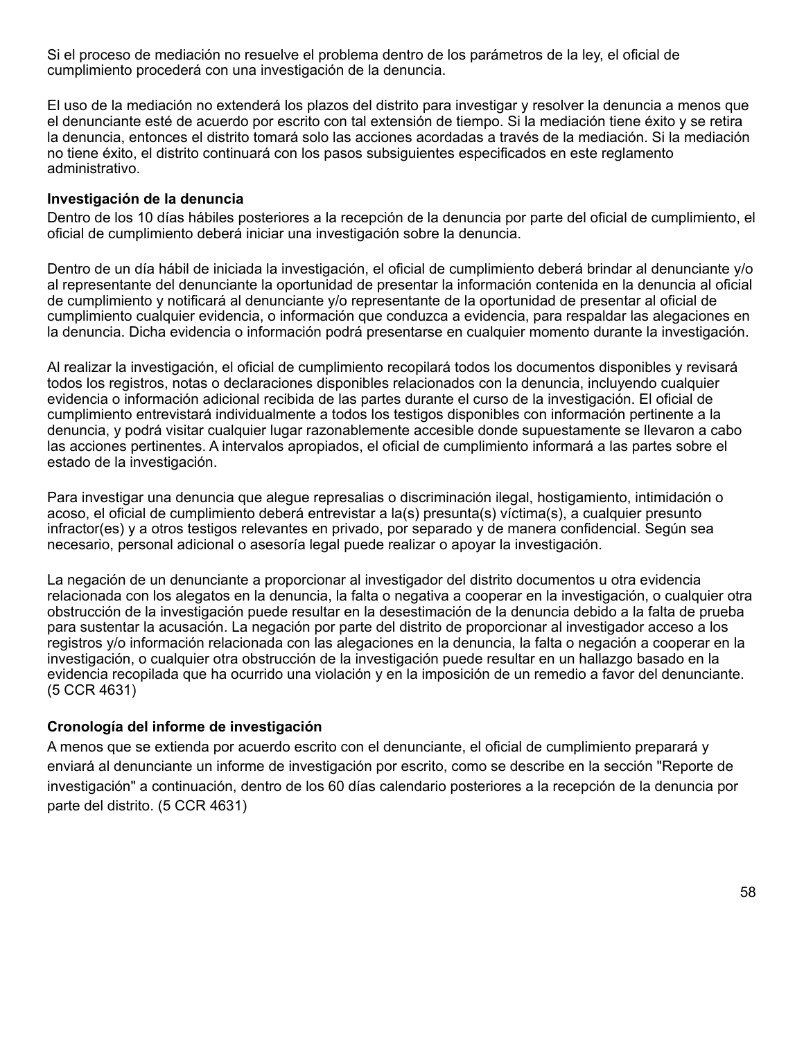Si el proceso de mediación no resuelve el problema dentro de los parámetros de la ley, el oficial de cumplimiento procederá con una investigación de la denuncia.

El uso de la mediación no extenderá los plazos del distrito para investigar y resolver la denuncia a menos que el denunciante esté de acuerdo por escrito con tal extensión de tiempo. Si la mediación tiene éxito y se retira la denuncia, entonces el distrito tomará solo las acciones acordadas a través de la mediación. Si la mediación no tiene éxito, el distrito continuará con los pasos subsiguientes especificados en este reglamento administrativo.

**Investigación de la denuncia**

Dentro de los 10 días hábiles posteriores a la recepción de la denuncia por parte del oficial de cumplimiento, el oficial de cumplimiento deberá iniciar una investigación sobre la denuncia.

Dentro de un día hábil de iniciada la investigación, el oficial de cumplimiento deberá brindar al denunciante y/o al representante del denunciante la oportunidad de presentar la información contenida en la denuncia al oficial de cumplimiento y notificará al denunciante y/o representante de la oportunidad de presentar al oficial de cumplimiento cualquier evidencia, o información que conduzca a evidencia, para respaldar las alegaciones en la denuncia. Dicha evidencia o información podrá presentarse en cualquier momento durante la investigación.

Al realizar la investigación, el oficial de cumplimiento recopilará todos los documentos disponibles y revisará todos los registros, notas o declaraciones disponibles relacionados con la denuncia, incluyendo cualquier evidencia o información adicional recibida de las partes durante el curso de la investigación. El oficial de cumplimiento entrevistará individualmente a todos los testigos disponibles con información pertinente a la denuncia, y podrá visitar cualquier lugar razonablemente accesible donde supuestamente se llevaron a cabo las acciones pertinentes. A intervalos apropiados, el oficial de cumplimiento informará a las partes sobre el estado de la investigación.

Para investigar una denuncia que alegue represalias o discriminación ilegal, hostigamiento, intimidación o acoso, el oficial de cumplimiento deberá entrevistar a la(s) presunta(s) víctima(s), a cualquier presunto infractor(es) y a otros testigos relevantes en privado, por separado y de manera confidencial. Según sea necesario, personal adicional o asesoría legal puede realizar o apoyar la investigación.

La negación de un denunciante a proporcionar al investigador del distrito documentos u otra evidencia relacionada con los alegatos en la denuncia, la falta o negativa a cooperar en la investigación, o cualquier otra obstrucción de la investigación puede resultar en la desestimación de la denuncia debido a la falta de prueba para sustentar la acusación. La negación por parte del distrito de proporcionar al investigador acceso a los registros y/o información relacionada con las alegaciones en la denuncia, la falta o negación a cooperar en la investigación, o cualquier otra obstrucción de la investigación puede resultar en un hallazgo basado en la evidencia recopilada que ha ocurrido una violación y en la imposición de un remedio a favor del denunciante. (5 CCR 4631)

**Cronología del informe de investigación**

A menos que se extienda por acuerdo escrito con el denunciante, el oficial de cumplimiento preparará y enviará al denunciante un informe de investigación por escrito, como se describe en la sección "Reporte de investigación" a continuación, dentro de los 60 días calendario posteriores a la recepción de la denuncia por parte del distrito. (5 CCR 4631)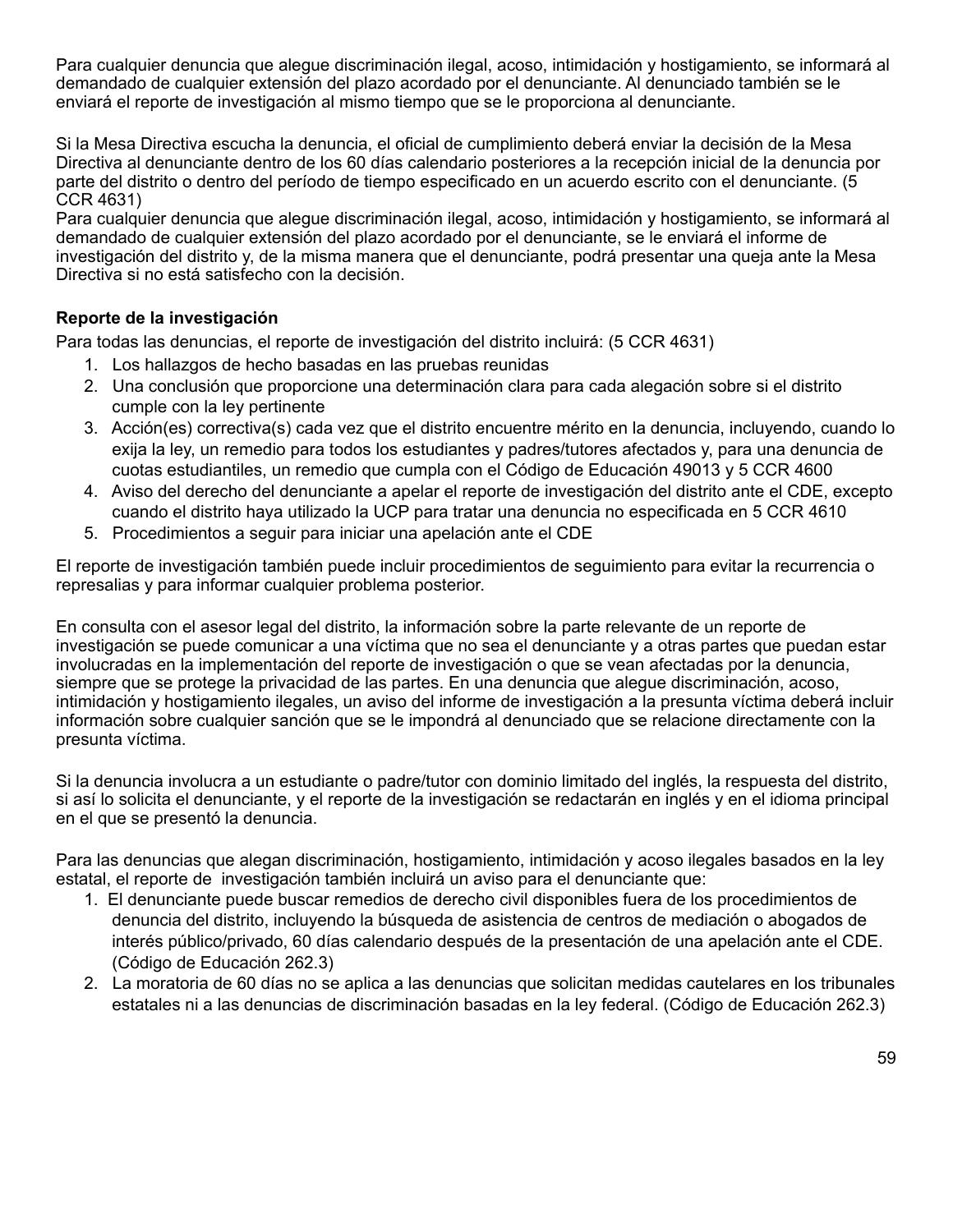Para cualquier denuncia que alegue discriminación ilegal, acoso, intimidación y hostigamiento, se informará al demandado de cualquier extensión del plazo acordado por el denunciante. Al denunciado también se le enviará el reporte de investigación al mismo tiempo que se le proporciona al denunciante.

Si la Mesa Directiva escucha la denuncia, el oficial de cumplimiento deberá enviar la decisión de la Mesa Directiva al denunciante dentro de los 60 días calendario posteriores a la recepción inicial de la denuncia por parte del distrito o dentro del período de tiempo especificado en un acuerdo escrito con el denunciante. (5 CCR 4631)
Para cualquier denuncia que alegue discriminación ilegal, acoso, intimidación y hostigamiento, se informará al demandado de cualquier extensión del plazo acordado por el denunciante, se le enviará el informe de investigación del distrito y, de la misma manera que el denunciante, podrá presentar una queja ante la Mesa Directiva si no está satisfecho con la decisión.

**Reporte de la investigación**

Para todas las denuncias, el reporte de investigación del distrito incluirá: (5 CCR 4631)

1. Los hallazgos de hecho basadas en las pruebas reunidas
2. Una conclusión que proporcione una determinación clara para cada alegación sobre si el distrito cumple con la ley pertinente
3. Acción(es) correctiva(s) cada vez que el distrito encuentre mérito en la denuncia, incluyendo, cuando lo exija la ley, un remedio para todos los estudiantes y padres/tutores afectados y, para una denuncia de cuotas estudiantiles, un remedio que cumpla con el Código de Educación 49013 y 5 CCR 4600
4. Aviso del derecho del denunciante a apelar el reporte de investigación del distrito ante el CDE, excepto cuando el distrito haya utilizado la UCP para tratar una denuncia no especificada en 5 CCR 4610
5. Procedimientos a seguir para iniciar una apelación ante el CDE

El reporte de investigación también puede incluir procedimientos de seguimiento para evitar la recurrencia o represalias y para informar cualquier problema posterior.

En consulta con el asesor legal del distrito, la información sobre la parte relevante de un reporte de investigación se puede comunicar a una víctima que no sea el denunciante y a otras partes que puedan estar involucradas en la implementación del reporte de investigación o que se vean afectadas por la denuncia, siempre que se protege la privacidad de las partes. En una denuncia que alegue discriminación, acoso, intimidación y hostigamiento ilegales, un aviso del informe de investigación a la presunta víctima deberá incluir información sobre cualquier sanción que se le impondrá al denunciado que se relacione directamente con la presunta víctima.

Si la denuncia involucra a un estudiante o padre/tutor con dominio limitado del inglés, la respuesta del distrito, si así lo solicita el denunciante, y el reporte de la investigación se redactarán en inglés y en el idioma principal en el que se presentó la denuncia.

Para las denuncias que alegan discriminación, hostigamiento, intimidación y acoso ilegales basados en la ley estatal, el reporte de investigación también incluirá un aviso para el denunciante que:

1. El denunciante puede buscar remedios de derecho civil disponibles fuera de los procedimientos de denuncia del distrito, incluyendo la búsqueda de asistencia de centros de mediación o abogados de interés público/privado, 60 días calendario después de la presentación de una apelación ante el CDE. (Código de Educación 262.3)
2. La moratoria de 60 días no se aplica a las denuncias que solicitan medidas cautelares en los tribunales estatales ni a las denuncias de discriminación basadas en la ley federal. (Código de Educación 262.3)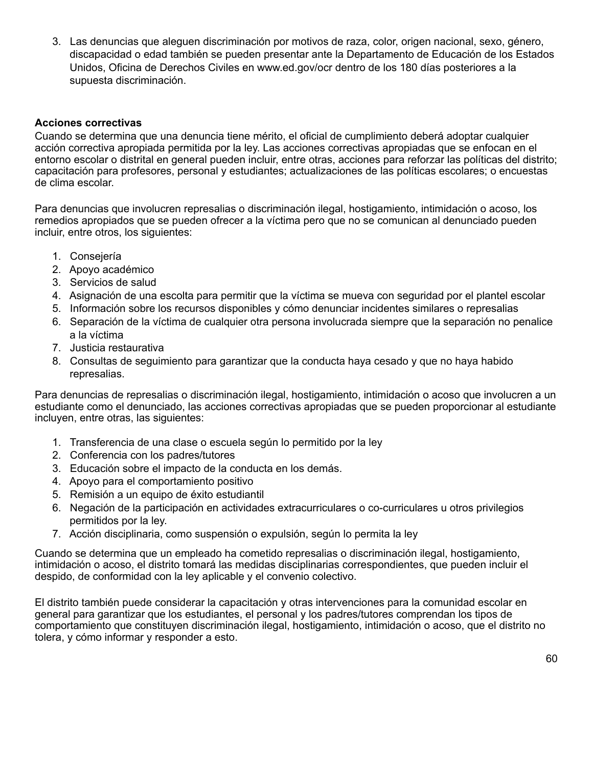3. Las denuncias que aleguen discriminación por motivos de raza, color, origen nacional, sexo, género, discapacidad o edad también se pueden presentar ante la Departamento de Educación de los Estados Unidos, Oficina de Derechos Civiles en www.ed.gov/ocr dentro de los 180 días posteriores a la supuesta discriminación.

**Acciones correctivas**

Cuando se determina que una denuncia tiene mérito, el oficial de cumplimiento deberá adoptar cualquier acción correctiva apropiada permitida por la ley. Las acciones correctivas apropiadas que se enfocan en el entorno escolar o distrital en general pueden incluir, entre otras, acciones para reforzar las políticas del distrito; capacitación para profesores, personal y estudiantes; actualizaciones de las políticas escolares; o encuestas de clima escolar.

Para denuncias que involucren represalias o discriminación ilegal, hostigamiento, intimidación o acoso, los remedios apropiados que se pueden ofrecer a la víctima pero que no se comunican al denunciado pueden incluir, entre otros, los siguientes:

1. Consejería
2. Apoyo académico
3. Servicios de salud
4. Asignación de una escolta para permitir que la víctima se mueva con seguridad por el plantel escolar
5. Información sobre los recursos disponibles y cómo denunciar incidentes similares o represalias
6. Separación de la víctima de cualquier otra persona involucrada siempre que la separación no penalice a la víctima
7. Justicia restaurativa
8. Consultas de seguimiento para garantizar que la conducta haya cesado y que no haya habido represalias.

Para denuncias de represalias o discriminación ilegal, hostigamiento, intimidación o acoso que involucren a un estudiante como el denunciado, las acciones correctivas apropiadas que se pueden proporcionar al estudiante incluyen, entre otras, las siguientes:

1. Transferencia de una clase o escuela según lo permitido por la ley
2. Conferencia con los padres/tutores
3. Educación sobre el impacto de la conducta en los demás.
4. Apoyo para el comportamiento positivo
5. Remisión a un equipo de éxito estudiantil
6. Negación de la participación en actividades extracurriculares o co-curriculares u otros privilegios permitidos por la ley.
7. Acción disciplinaria, como suspensión o expulsión, según lo permita la ley

Cuando se determina que un empleado ha cometido represalias o discriminación ilegal, hostigamiento, intimidación o acoso, el distrito tomará las medidas disciplinarias correspondientes, que pueden incluir el despido, de conformidad con la ley aplicable y el convenio colectivo.

El distrito también puede considerar la capacitación y otras intervenciones para la comunidad escolar en general para garantizar que los estudiantes, el personal y los padres/tutores comprendan los tipos de comportamiento que constituyen discriminación ilegal, hostigamiento, intimidación o acoso, que el distrito no tolera, y cómo informar y responder a esto.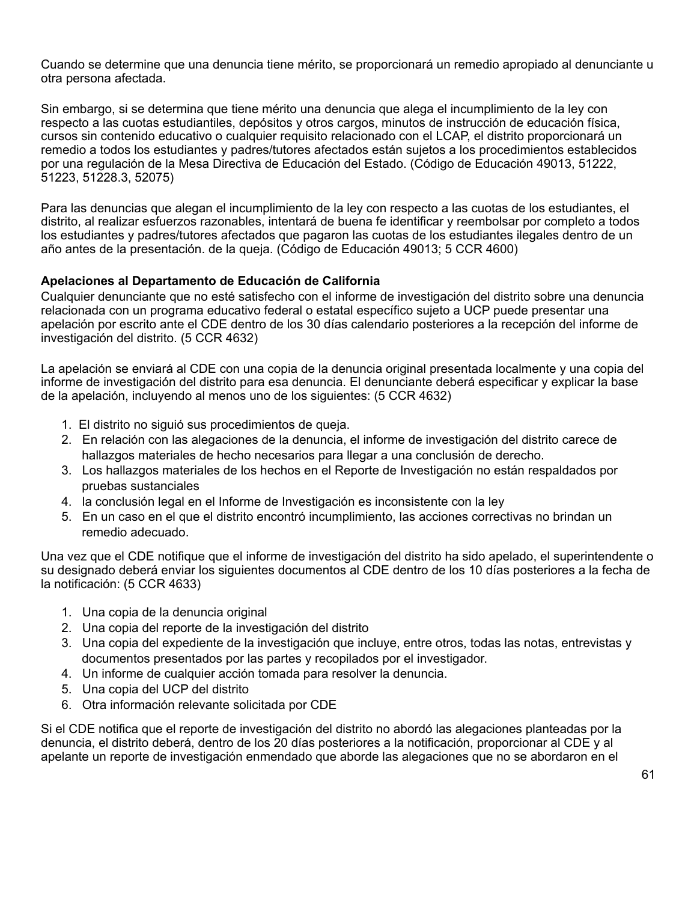Cuando se determine que una denuncia tiene mérito, se proporcionará un remedio apropiado al denunciante u otra persona afectada.

Sin embargo, si se determina que tiene mérito una denuncia que alega el incumplimiento de la ley con respecto a las cuotas estudiantiles, depósitos y otros cargos, minutos de instrucción de educación física, cursos sin contenido educativo o cualquier requisito relacionado con el LCAP, el distrito proporcionará un remedio a todos los estudiantes y padres/tutores afectados están sujetos a los procedimientos establecidos por una regulación de la Mesa Directiva de Educación del Estado. (Código de Educación 49013, 51222, 51223, 51228.3, 52075)

Para las denuncias que alegan el incumplimiento de la ley con respecto a las cuotas de los estudiantes, el distrito, al realizar esfuerzos razonables, intentará de buena fe identificar y reembolsar por completo a todos los estudiantes y padres/tutores afectados que pagaron las cuotas de los estudiantes ilegales dentro de un año antes de la presentación. de la queja. (Código de Educación 49013; 5 CCR 4600)

**Apelaciones al Departamento de Educación de California**

Cualquier denunciante que no esté satisfecho con el informe de investigación del distrito sobre una denuncia relacionada con un programa educativo federal o estatal específico sujeto a UCP puede presentar una apelación por escrito ante el CDE dentro de los 30 días calendario posteriores a la recepción del informe de investigación del distrito. (5 CCR 4632)

La apelación se enviará al CDE con una copia de la denuncia original presentada localmente y una copia del informe de investigación del distrito para esa denuncia. El denunciante deberá especificar y explicar la base de la apelación, incluyendo al menos uno de los siguientes: (5 CCR 4632)

1. El distrito no siguió sus procedimientos de queja.
2. En relación con las alegaciones de la denuncia, el informe de investigación del distrito carece de hallazgos materiales de hecho necesarios para llegar a una conclusión de derecho.
3. Los hallazgos materiales de los hechos en el Reporte de Investigación no están respaldados por pruebas sustanciales
4. la conclusión legal en el Informe de Investigación es inconsistente con la ley
5. En un caso en el que el distrito encontró incumplimiento, las acciones correctivas no brindan un remedio adecuado.

Una vez que el CDE notifique que el informe de investigación del distrito ha sido apelado, el superintendente o su designado deberá enviar los siguientes documentos al CDE dentro de los 10 días posteriores a la fecha de la notificación: (5 CCR 4633)

1. Una copia de la denuncia original
2. Una copia del reporte de la investigación del distrito
3. Una copia del expediente de la investigación que incluye, entre otros, todas las notas, entrevistas y documentos presentados por las partes y recopilados por el investigador.
4. Un informe de cualquier acción tomada para resolver la denuncia.
5. Una copia del UCP del distrito
6. Otra información relevante solicitada por CDE

Si el CDE notifica que el reporte de investigación del distrito no abordó las alegaciones planteadas por la denuncia, el distrito deberá, dentro de los 20 días posteriores a la notificación, proporcionar al CDE y al apelante un reporte de investigación enmendado que aborde las alegaciones que no se abordaron en el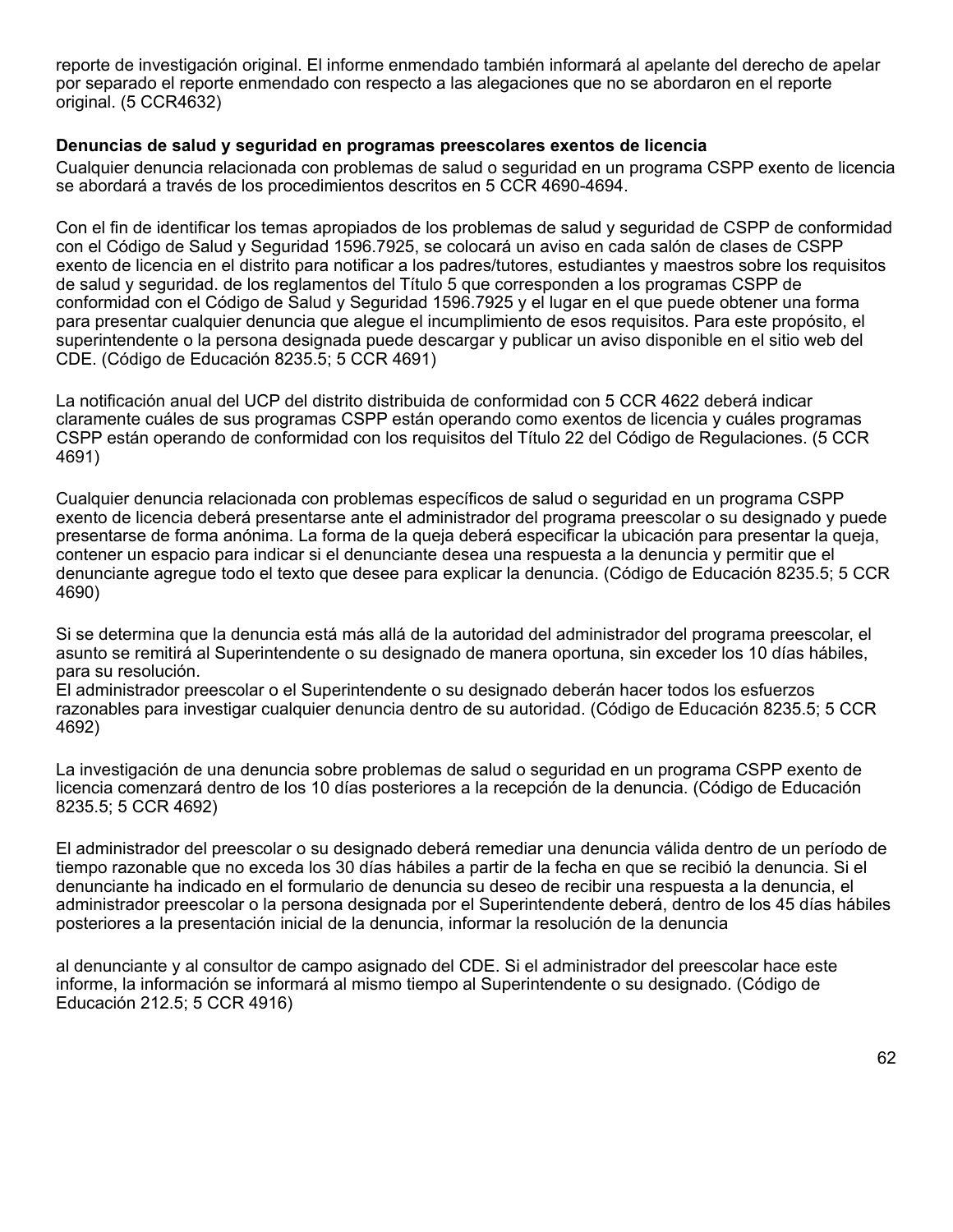reporte de investigación original. El informe enmendado también informará al apelante del derecho de apelar por separado el reporte enmendado con respecto a las alegaciones que no se abordaron en el reporte original. (5 CCR4632)

**Denuncias de salud y seguridad en programas preescolares exentos de licencia**

Cualquier denuncia relacionada con problemas de salud o seguridad en un programa CSPP exento de licencia se abordará a través de los procedimientos descritos en 5 CCR 4690-4694.

Con el fin de identificar los temas apropiados de los problemas de salud y seguridad de CSPP de conformidad con el Código de Salud y Seguridad 1596.7925, se colocará un aviso en cada salón de clases de CSPP exento de licencia en el distrito para notificar a los padres/tutores, estudiantes y maestros sobre los requisitos de salud y seguridad. de los reglamentos del Título 5 que corresponden a los programas CSPP de conformidad con el Código de Salud y Seguridad 1596.7925 y el lugar en el que puede obtener una forma para presentar cualquier denuncia que alegue el incumplimiento de esos requisitos. Para este propósito, el superintendente o la persona designada puede descargar y publicar un aviso disponible en el sitio web del CDE. (Código de Educación 8235.5; 5 CCR 4691)

La notificación anual del UCP del distrito distribuida de conformidad con 5 CCR 4622 deberá indicar claramente cuáles de sus programas CSPP están operando como exentos de licencia y cuáles programas CSPP están operando de conformidad con los requisitos del Título 22 del Código de Regulaciones. (5 CCR 4691)

Cualquier denuncia relacionada con problemas específicos de salud o seguridad en un programa CSPP exento de licencia deberá presentarse ante el administrador del programa preescolar o su designado y puede presentarse de forma anónima. La forma de la queja deberá especificar la ubicación para presentar la queja, contener un espacio para indicar si el denunciante desea una respuesta a la denuncia y permitir que el denunciante agregue todo el texto que desee para explicar la denuncia. (Código de Educación 8235.5; 5 CCR 4690)

Si se determina que la denuncia está más allá de la autoridad del administrador del programa preescolar, el asunto se remitirá al Superintendente o su designado de manera oportuna, sin exceder los 10 días hábiles, para su resolución.
El administrador preescolar o el Superintendente o su designado deberán hacer todos los esfuerzos razonables para investigar cualquier denuncia dentro de su autoridad. (Código de Educación 8235.5; 5 CCR 4692)

La investigación de una denuncia sobre problemas de salud o seguridad en un programa CSPP exento de licencia comenzará dentro de los 10 días posteriores a la recepción de la denuncia. (Código de Educación 8235.5; 5 CCR 4692)

El administrador del preescolar o su designado deberá remediar una denuncia válida dentro de un período de tiempo razonable que no exceda los 30 días hábiles a partir de la fecha en que se recibió la denuncia. Si el denunciante ha indicado en el formulario de denuncia su deseo de recibir una respuesta a la denuncia, el administrador preescolar o la persona designada por el Superintendente deberá, dentro de los 45 días hábiles posteriores a la presentación inicial de la denuncia, informar la resolución de la denuncia

al denunciante y al consultor de campo asignado del CDE. Si el administrador del preescolar hace este informe, la información se informará al mismo tiempo al Superintendente o su designado. (Código de Educación 212.5; 5 CCR 4916)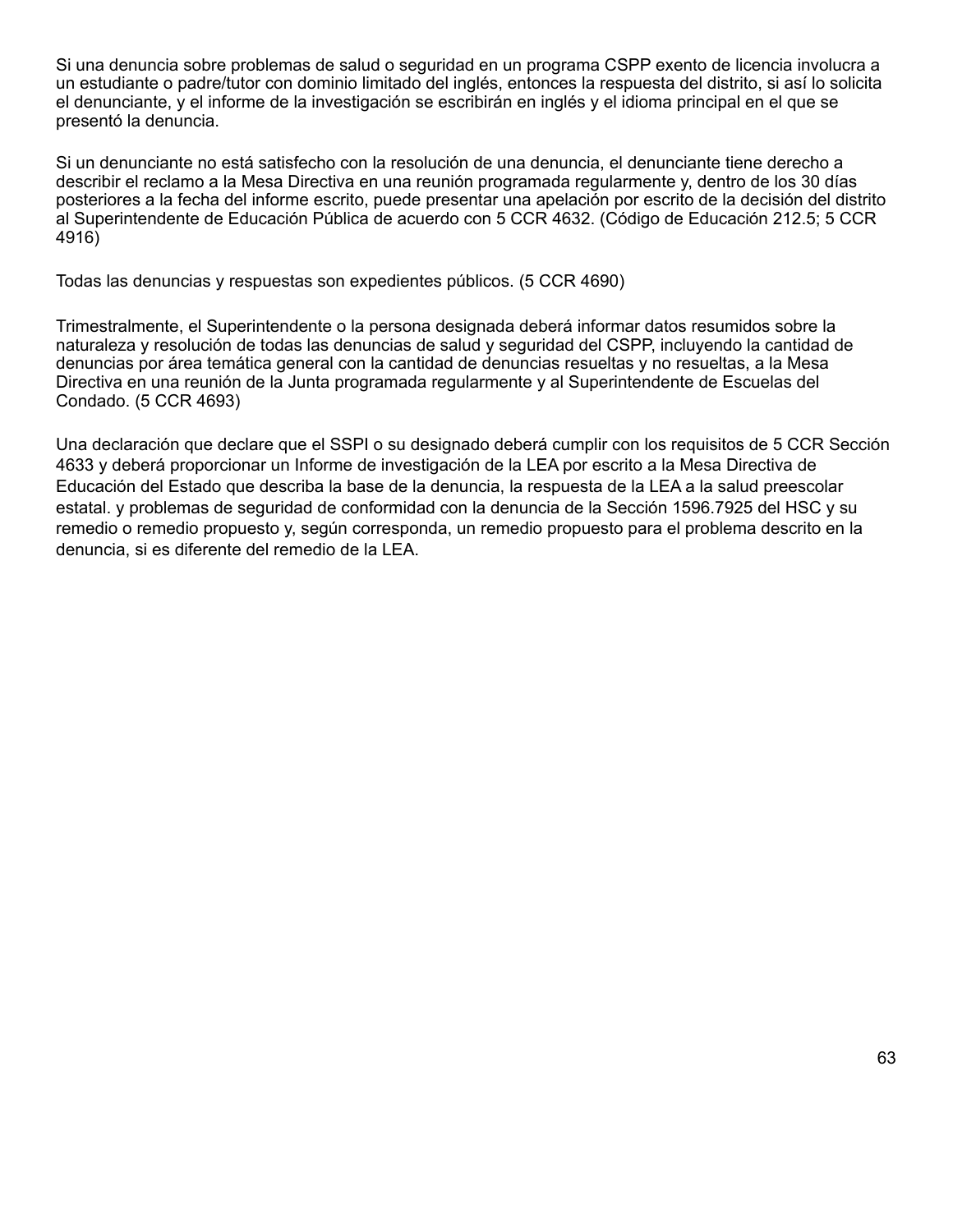Si una denuncia sobre problemas de salud o seguridad en un programa CSPP exento de licencia involucra a un estudiante o padre/tutor con dominio limitado del inglés, entonces la respuesta del distrito, si así lo solicita el denunciante, y el informe de la investigación se escribirán en inglés y el idioma principal en el que se presentó la denuncia.

Si un denunciante no está satisfecho con la resolución de una denuncia, el denunciante tiene derecho a describir el reclamo a la Mesa Directiva en una reunión programada regularmente y, dentro de los 30 días posteriores a la fecha del informe escrito, puede presentar una apelación por escrito de la decisión del distrito al Superintendente de Educación Pública de acuerdo con 5 CCR 4632. (Código de Educación 212.5; 5 CCR 4916)

Todas las denuncias y respuestas son expedientes públicos. (5 CCR 4690)

Trimestralmente, el Superintendente o la persona designada deberá informar datos resumidos sobre la naturaleza y resolución de todas las denuncias de salud y seguridad del CSPP, incluyendo la cantidad de denuncias por área temática general con la cantidad de denuncias resueltas y no resueltas, a la Mesa Directiva en una reunión de la Junta programada regularmente y al Superintendente de Escuelas del Condado. (5 CCR 4693)

Una declaración que declare que el SSPI o su designado deberá cumplir con los requisitos de 5 CCR Sección 4633 y deberá proporcionar un Informe de investigación de la LEA por escrito a la Mesa Directiva de Educación del Estado que describa la base de la denuncia, la respuesta de la LEA a la salud preescolar estatal. y problemas de seguridad de conformidad con la denuncia de la Sección 1596.7925 del HSC y su remedio o remedio propuesto y, según corresponda, un remedio propuesto para el problema descrito en la denuncia, si es diferente del remedio de la LEA.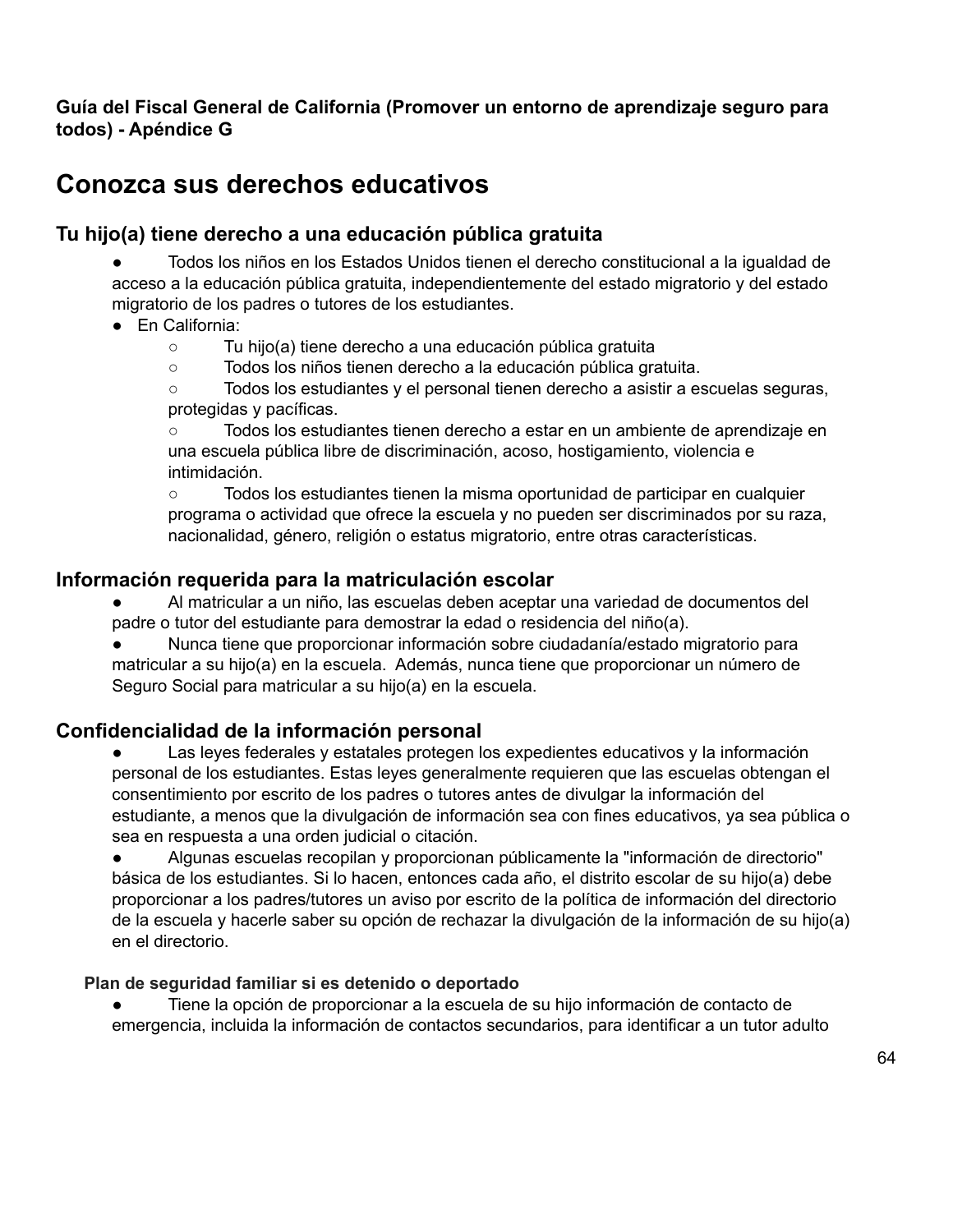**Guía del Fiscal General de California (Promover un entorno de aprendizaje seguro para todos) - Apéndice G**

# Conozca sus derechos educativos

## Tu hijo(a) tiene derecho a una educación pública gratuita

- Todos los niños en los Estados Unidos tienen el derecho constitucional a la igualdad de acceso a la educación pública gratuita, independientemente del estado migratorio y del estado migratorio de los padres o tutores de los estudiantes.
- En California:
  - Tu hijo(a) tiene derecho a una educación pública gratuita
  - Todos los niños tienen derecho a la educación pública gratuita.
  - Todos los estudiantes y el personal tienen derecho a asistir a escuelas seguras, protegidas y pacíficas.
  - Todos los estudiantes tienen derecho a estar en un ambiente de aprendizaje en una escuela pública libre de discriminación, acoso, hostigamiento, violencia e intimidación.
  - Todos los estudiantes tienen la misma oportunidad de participar en cualquier programa o actividad que ofrece la escuela y no pueden ser discriminados por su raza, nacionalidad, género, religión o estatus migratorio, entre otras características.

## Información requerida para la matriculación escolar

- Al matricular a un niño, las escuelas deben aceptar una variedad de documentos del padre o tutor del estudiante para demostrar la edad o residencia del niño(a).
- Nunca tiene que proporcionar información sobre ciudadanía/estado migratorio para matricular a su hijo(a) en la escuela. Además, nunca tiene que proporcionar un número de Seguro Social para matricular a su hijo(a) en la escuela.

## Confidencialidad de la información personal

- Las leyes federales y estatales protegen los expedientes educativos y la información personal de los estudiantes. Estas leyes generalmente requieren que las escuelas obtengan el consentimiento por escrito de los padres o tutores antes de divulgar la información del estudiante, a menos que la divulgación de información sea con fines educativos, ya sea pública o sea en respuesta a una orden judicial o citación.
- Algunas escuelas recopilan y proporcionan públicamente la "información de directorio" básica de los estudiantes. Si lo hacen, entonces cada año, el distrito escolar de su hijo(a) debe proporcionar a los padres/tutores un aviso por escrito de la política de información del directorio de la escuela y hacerle saber su opción de rechazar la divulgación de la información de su hijo(a) en el directorio.

### Plan de seguridad familiar si es detenido o deportado

- Tiene la opción de proporcionar a la escuela de su hijo información de contacto de emergencia, incluida la información de contactos secundarios, para identificar a un tutor adulto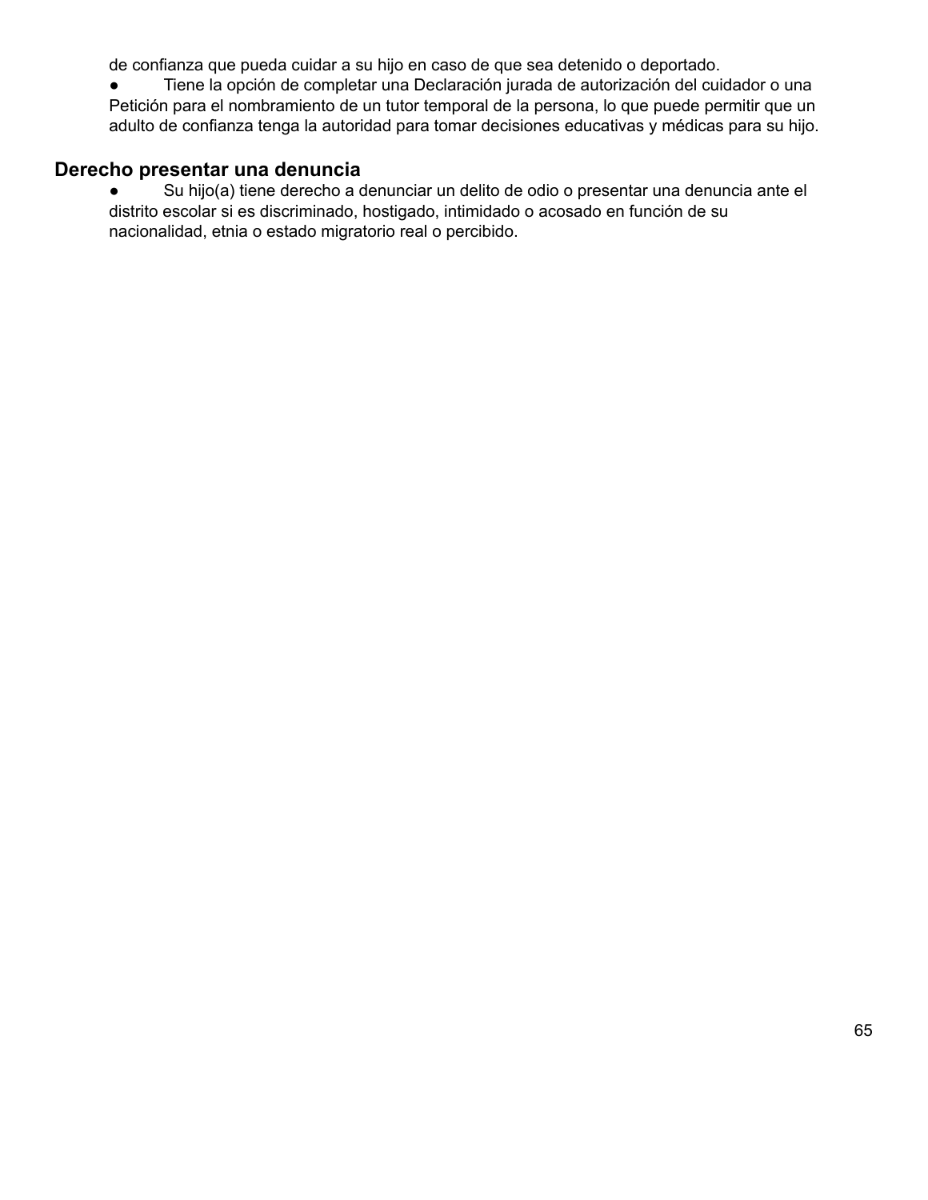de confianza que pueda cuidar a su hijo en caso de que sea detenido o deportado.

- Tiene la opción de completar una Declaración jurada de autorización del cuidador o una Petición para el nombramiento de un tutor temporal de la persona, lo que puede permitir que un adulto de confianza tenga la autoridad para tomar decisiones educativas y médicas para su hijo.

## Derecho presentar una denuncia

- Su hijo(a) tiene derecho a denunciar un delito de odio o presentar una denuncia ante el distrito escolar si es discriminado, hostigado, intimidado o acosado en función de su nacionalidad, etnia o estado migratorio real o percibido.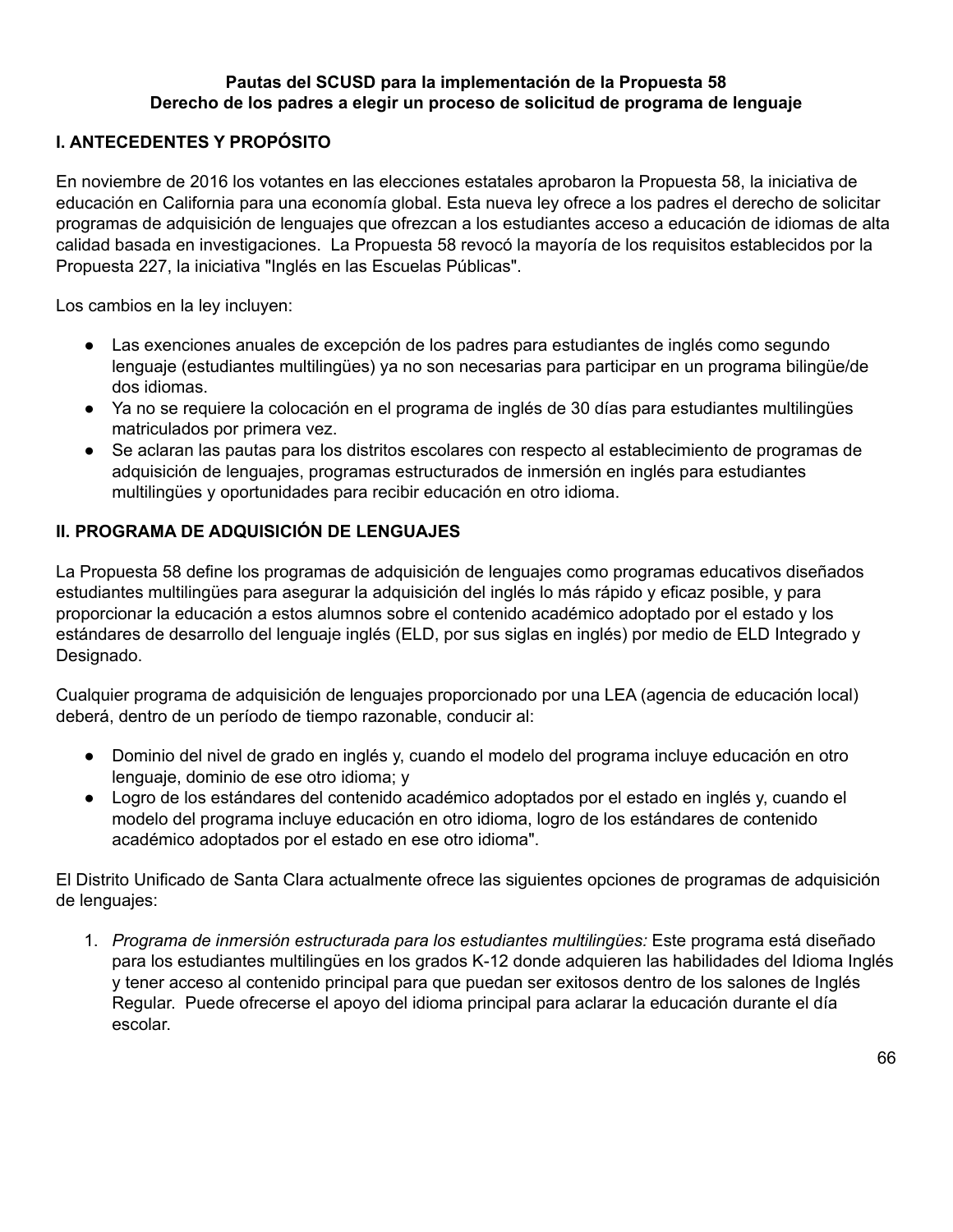**Pautas del SCUSD para la implementación de la Propuesta 58**
**Derecho de los padres a elegir un proceso de solicitud de programa de lenguaje**

## I. ANTECEDENTES Y PROPÓSITO

En noviembre de 2016 los votantes en las elecciones estatales aprobaron la Propuesta 58, la iniciativa de educación en California para una economía global. Esta nueva ley ofrece a los padres el derecho de solicitar programas de adquisición de lenguajes que ofrezcan a los estudiantes acceso a educación de idiomas de alta calidad basada en investigaciones. La Propuesta 58 revocó la mayoría de los requisitos establecidos por la Propuesta 227, la iniciativa "Inglés en las Escuelas Públicas".

Los cambios en la ley incluyen:

- Las exenciones anuales de excepción de los padres para estudiantes de inglés como segundo lenguaje (estudiantes multilingües) ya no son necesarias para participar en un programa bilingüe/de dos idiomas.
- Ya no se requiere la colocación en el programa de inglés de 30 días para estudiantes multilingües matriculados por primera vez.
- Se aclaran las pautas para los distritos escolares con respecto al establecimiento de programas de adquisición de lenguajes, programas estructurados de inmersión en inglés para estudiantes multilingües y oportunidades para recibir educación en otro idioma.

## II. PROGRAMA DE ADQUISICIÓN DE LENGUAJES

La Propuesta 58 define los programas de adquisición de lenguajes como programas educativos diseñados estudiantes multilingües para asegurar la adquisición del inglés lo más rápido y eficaz posible, y para proporcionar la educación a estos alumnos sobre el contenido académico adoptado por el estado y los estándares de desarrollo del lenguaje inglés (ELD, por sus siglas en inglés) por medio de ELD Integrado y Designado.

Cualquier programa de adquisición de lenguajes proporcionado por una LEA (agencia de educación local) deberá, dentro de un período de tiempo razonable, conducir al:

- Dominio del nivel de grado en inglés y, cuando el modelo del programa incluye educación en otro lenguaje, dominio de ese otro idioma; y
- Logro de los estándares del contenido académico adoptados por el estado en inglés y, cuando el modelo del programa incluye educación en otro idioma, logro de los estándares de contenido académico adoptados por el estado en ese otro idioma".

El Distrito Unificado de Santa Clara actualmente ofrece las siguientes opciones de programas de adquisición de lenguajes:

1. *Programa de inmersión estructurada para los estudiantes multilingües:* Este programa está diseñado para los estudiantes multilingües en los grados K-12 donde adquieren las habilidades del Idioma Inglés y tener acceso al contenido principal para que puedan ser exitosos dentro de los salones de Inglés Regular. Puede ofrecerse el apoyo del idioma principal para aclarar la educación durante el día escolar.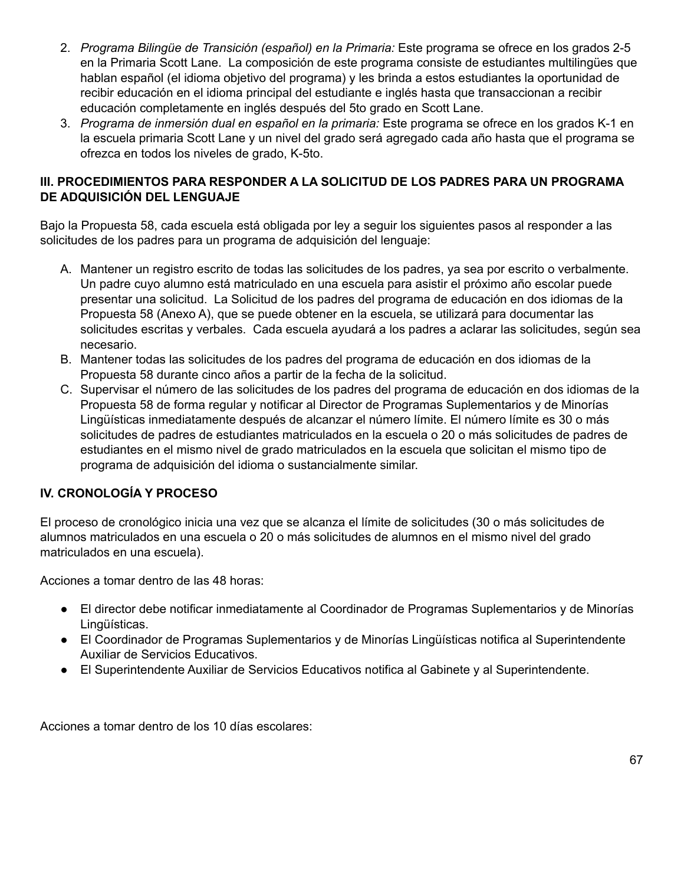2. *Programa Bilingüe de Transición (español) en la Primaria:* Este programa se ofrece en los grados 2-5 en la Primaria Scott Lane. La composición de este programa consiste de estudiantes multilingües que hablan español (el idioma objetivo del programa) y les brinda a estos estudiantes la oportunidad de recibir educación en el idioma principal del estudiante e inglés hasta que transaccionan a recibir educación completamente en inglés después del 5to grado en Scott Lane.
3. *Programa de inmersión dual en español en la primaria:* Este programa se ofrece en los grados K-1 en la escuela primaria Scott Lane y un nivel del grado será agregado cada año hasta que el programa se ofrezca en todos los niveles de grado, K-5to.

**III. PROCEDIMIENTOS PARA RESPONDER A LA SOLICITUD DE LOS PADRES PARA UN PROGRAMA DE ADQUISICIÓN DEL LENGUAJE**

Bajo la Propuesta 58, cada escuela está obligada por ley a seguir los siguientes pasos al responder a las solicitudes de los padres para un programa de adquisición del lenguaje:

A. Mantener un registro escrito de todas las solicitudes de los padres, ya sea por escrito o verbalmente. Un padre cuyo alumno está matriculado en una escuela para asistir el próximo año escolar puede presentar una solicitud. La Solicitud de los padres del programa de educación en dos idiomas de la Propuesta 58 (Anexo A), que se puede obtener en la escuela, se utilizará para documentar las solicitudes escritas y verbales. Cada escuela ayudará a los padres a aclarar las solicitudes, según sea necesario.
B. Mantener todas las solicitudes de los padres del programa de educación en dos idiomas de la Propuesta 58 durante cinco años a partir de la fecha de la solicitud.
C. Supervisar el número de las solicitudes de los padres del programa de educación en dos idiomas de la Propuesta 58 de forma regular y notificar al Director de Programas Suplementarios y de Minorías Lingüísticas inmediatamente después de alcanzar el número límite. El número límite es 30 o más solicitudes de padres de estudiantes matriculados en la escuela o 20 o más solicitudes de padres de estudiantes en el mismo nivel de grado matriculados en la escuela que solicitan el mismo tipo de programa de adquisición del idioma o sustancialmente similar.

**IV. CRONOLOGÍA Y PROCESO**

El proceso de cronológico inicia una vez que se alcanza el límite de solicitudes (30 o más solicitudes de alumnos matriculados en una escuela o 20 o más solicitudes de alumnos en el mismo nivel del grado matriculados en una escuela).

Acciones a tomar dentro de las 48 horas:

- El director debe notificar inmediatamente al Coordinador de Programas Suplementarios y de Minorías Lingüísticas.
- El Coordinador de Programas Suplementarios y de Minorías Lingüísticas notifica al Superintendente Auxiliar de Servicios Educativos.
- El Superintendente Auxiliar de Servicios Educativos notifica al Gabinete y al Superintendente.

Acciones a tomar dentro de los 10 días escolares: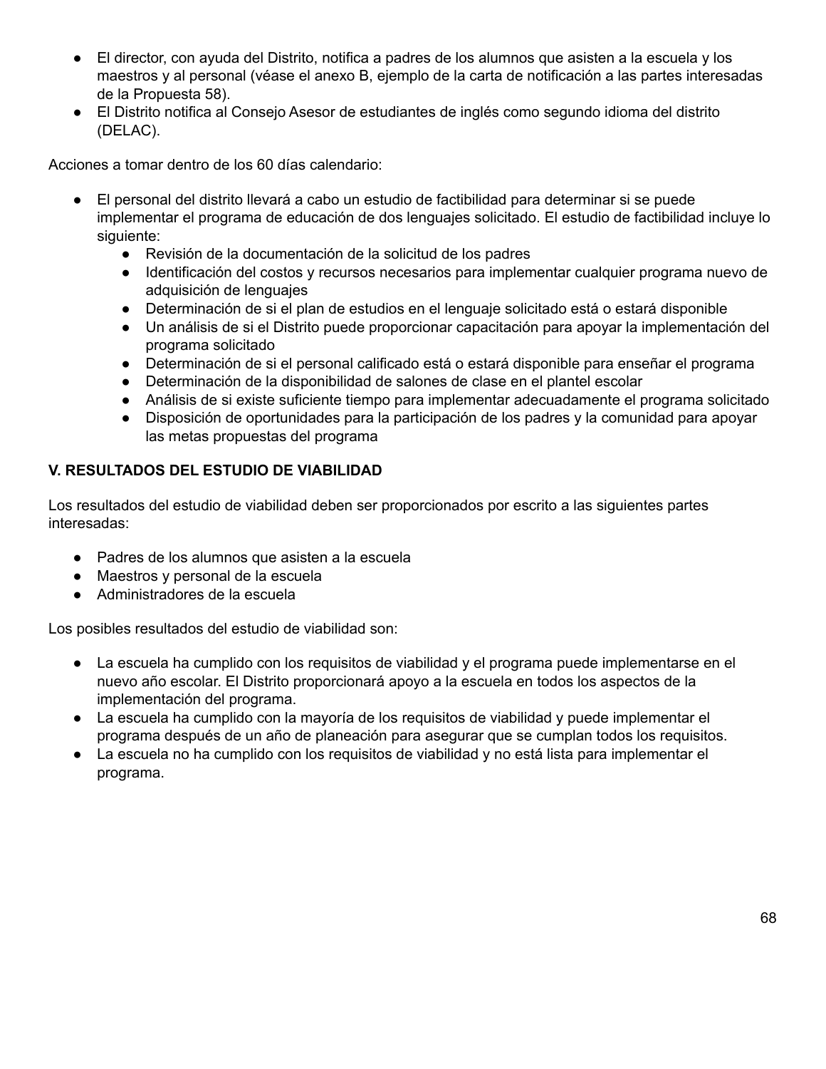- El director, con ayuda del Distrito, notifica a padres de los alumnos que asisten a la escuela y los maestros y al personal (véase el anexo B, ejemplo de la carta de notificación a las partes interesadas de la Propuesta 58).
- El Distrito notifica al Consejo Asesor de estudiantes de inglés como segundo idioma del distrito (DELAC).

Acciones a tomar dentro de los 60 días calendario:

- El personal del distrito llevará a cabo un estudio de factibilidad para determinar si se puede implementar el programa de educación de dos lenguajes solicitado. El estudio de factibilidad incluye lo siguiente:
  - Revisión de la documentación de la solicitud de los padres
  - Identificación del costos y recursos necesarios para implementar cualquier programa nuevo de adquisición de lenguajes
  - Determinación de si el plan de estudios en el lenguaje solicitado está o estará disponible
  - Un análisis de si el Distrito puede proporcionar capacitación para apoyar la implementación del programa solicitado
  - Determinación de si el personal calificado está o estará disponible para enseñar el programa
  - Determinación de la disponibilidad de salones de clase en el plantel escolar
  - Análisis de si existe suficiente tiempo para implementar adecuadamente el programa solicitado
  - Disposición de oportunidades para la participación de los padres y la comunidad para apoyar las metas propuestas del programa

**V. RESULTADOS DEL ESTUDIO DE VIABILIDAD**

Los resultados del estudio de viabilidad deben ser proporcionados por escrito a las siguientes partes interesadas:

- Padres de los alumnos que asisten a la escuela
- Maestros y personal de la escuela
- Administradores de la escuela

Los posibles resultados del estudio de viabilidad son:

- La escuela ha cumplido con los requisitos de viabilidad y el programa puede implementarse en el nuevo año escolar. El Distrito proporcionará apoyo a la escuela en todos los aspectos de la implementación del programa.
- La escuela ha cumplido con la mayoría de los requisitos de viabilidad y puede implementar el programa después de un año de planeación para asegurar que se cumplan todos los requisitos.
- La escuela no ha cumplido con los requisitos de viabilidad y no está lista para implementar el programa.